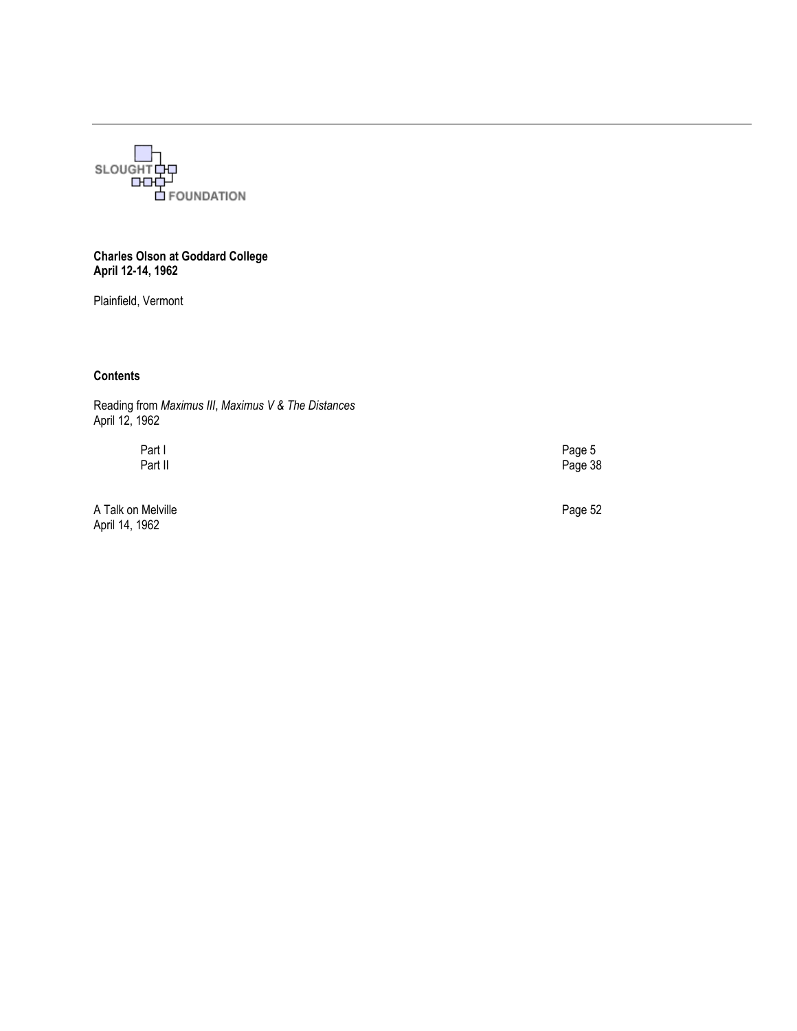SLOUGHT FOUNDATION

**Charles Olson at Goddard College**
**April 12-14, 1962**

Plainfield, Vermont

**Contents**

Reading from *Maximus III*, *Maximus V & The Distances*
April 12, 1962

| | |
|---|---|
| Part I | Page 5 |
| Part II | Page 38 |

A Talk on Melville — Page 52
April 14, 1962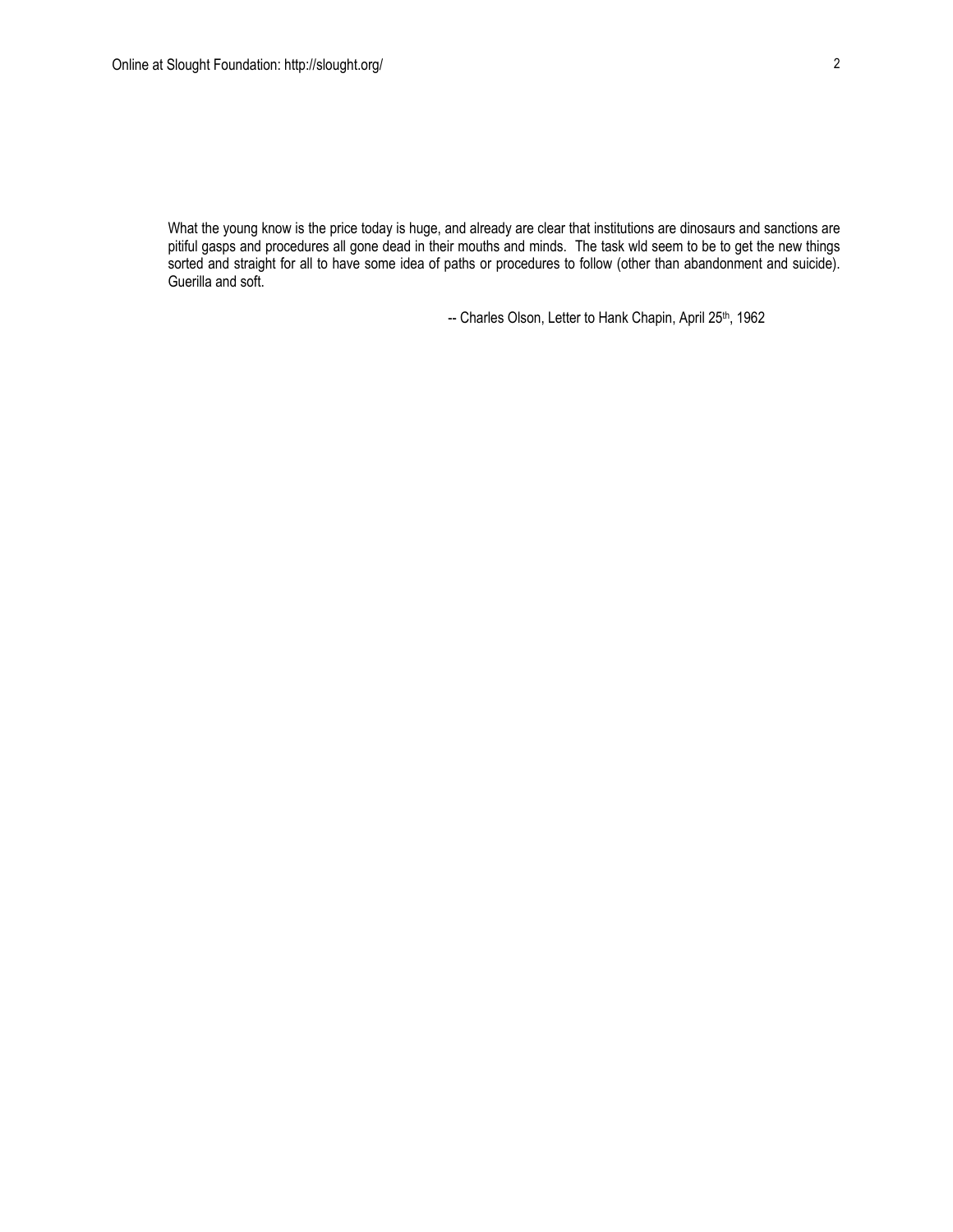What the young know is the price today is huge, and already are clear that institutions are dinosaurs and sanctions are pitiful gasps and procedures all gone dead in their mouths and minds. The task wld seem to be to get the new things sorted and straight for all to have some idea of paths or procedures to follow (other than abandonment and suicide). Guerilla and soft.

-- Charles Olson, Letter to Hank Chapin, April 25th, 1962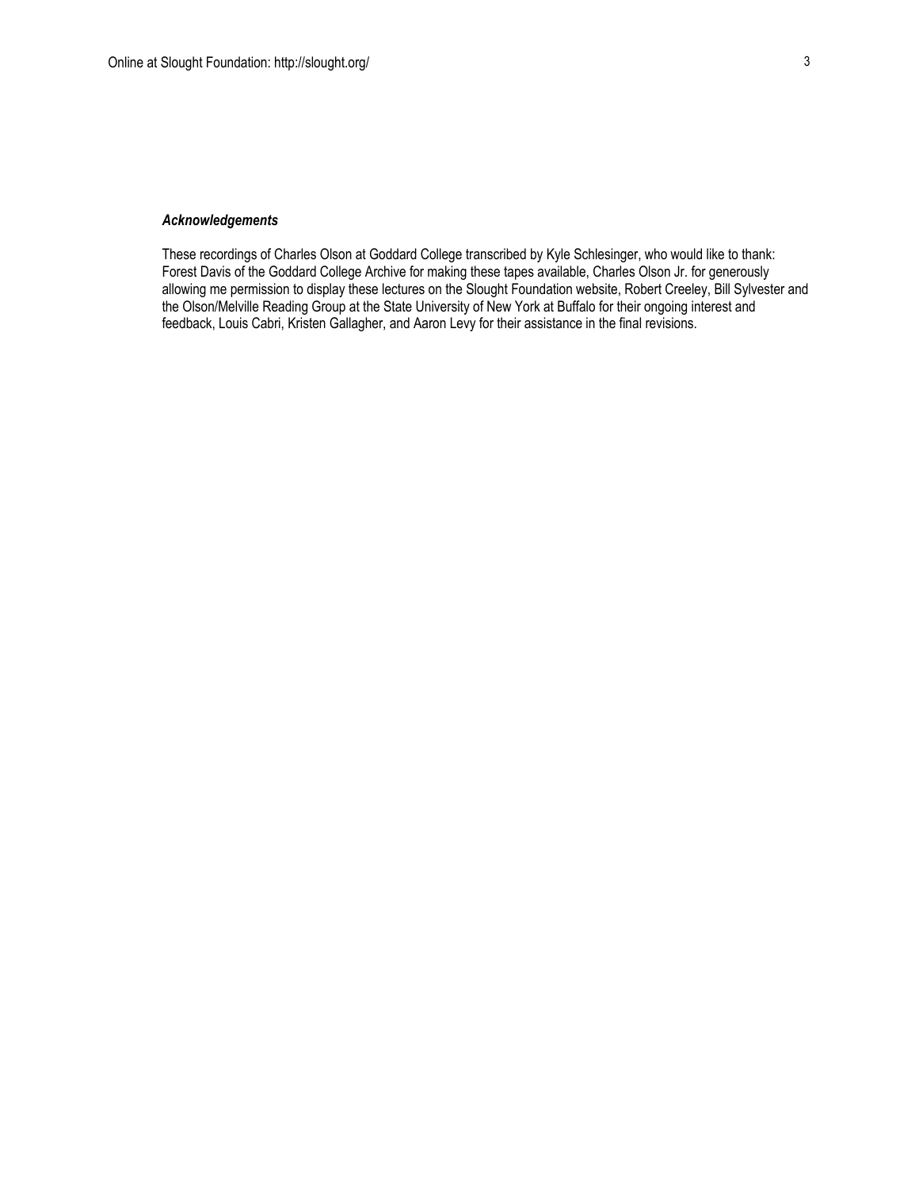***Acknowledgements***

These recordings of Charles Olson at Goddard College transcribed by Kyle Schlesinger, who would like to thank: Forest Davis of the Goddard College Archive for making these tapes available, Charles Olson Jr. for generously allowing me permission to display these lectures on the Slought Foundation website, Robert Creeley, Bill Sylvester and the Olson/Melville Reading Group at the State University of New York at Buffalo for their ongoing interest and feedback, Louis Cabri, Kristen Gallagher, and Aaron Levy for their assistance in the final revisions.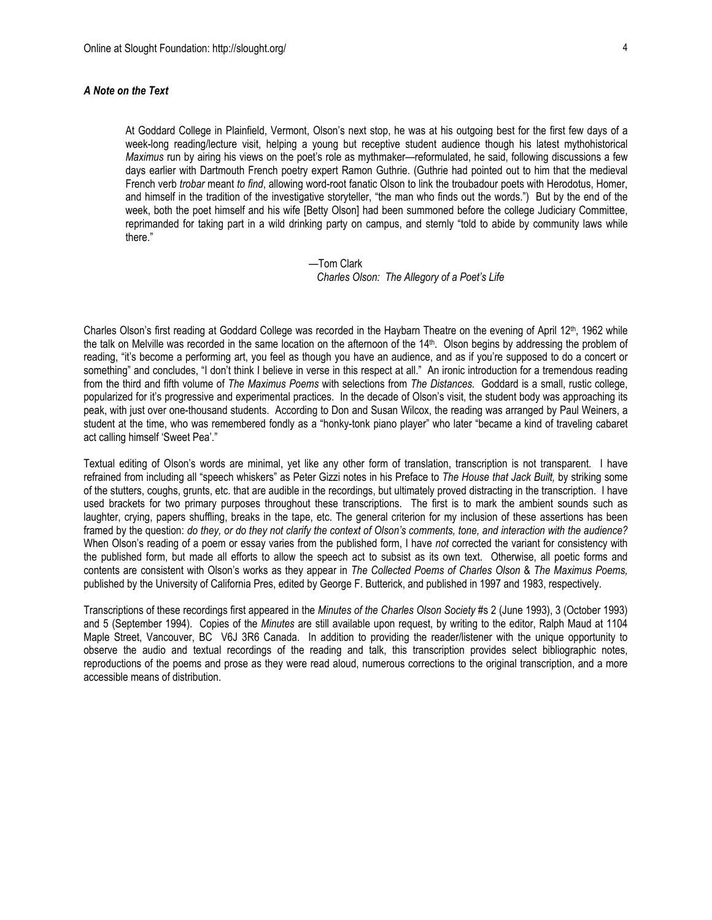### *A Note on the Text*

> At Goddard College in Plainfield, Vermont, Olson's next stop, he was at his outgoing best for the first few days of a week-long reading/lecture visit, helping a young but receptive student audience though his latest mythohistorical *Maximus* run by airing his views on the poet's role as mythmaker—reformulated, he said, following discussions a few days earlier with Dartmouth French poetry expert Ramon Guthrie. (Guthrie had pointed out to him that the medieval French verb *trobar* meant *to find*, allowing word-root fanatic Olson to link the troubadour poets with Herodotus, Homer, and himself in the tradition of the investigative storyteller, "the man who finds out the words.") But by the end of the week, both the poet himself and his wife [Betty Olson] had been summoned before the college Judiciary Committee, reprimanded for taking part in a wild drinking party on campus, and sternly "told to abide by community laws while there."
>
> —Tom Clark
> *Charles Olson: The Allegory of a Poet's Life*

Charles Olson's first reading at Goddard College was recorded in the Haybarn Theatre on the evening of April 12th, 1962 while the talk on Melville was recorded in the same location on the afternoon of the 14th. Olson begins by addressing the problem of reading, "it's become a performing art, you feel as though you have an audience, and as if you're supposed to do a concert or something" and concludes, "I don't think I believe in verse in this respect at all." An ironic introduction for a tremendous reading from the third and fifth volume of *The Maximus Poems* with selections from *The Distances.* Goddard is a small, rustic college, popularized for it's progressive and experimental practices. In the decade of Olson's visit, the student body was approaching its peak, with just over one-thousand students. According to Don and Susan Wilcox, the reading was arranged by Paul Weiners, a student at the time, who was remembered fondly as a "honky-tonk piano player" who later "became a kind of traveling cabaret act calling himself 'Sweet Pea'."

Textual editing of Olson's words are minimal, yet like any other form of translation, transcription is not transparent. I have refrained from including all "speech whiskers" as Peter Gizzi notes in his Preface to *The House that Jack Built,* by striking some of the stutters, coughs, grunts, etc. that are audible in the recordings, but ultimately proved distracting in the transcription. I have used brackets for two primary purposes throughout these transcriptions. The first is to mark the ambient sounds such as laughter, crying, papers shuffling, breaks in the tape, etc. The general criterion for my inclusion of these assertions has been framed by the question: *do they, or do they not clarify the context of Olson's comments, tone, and interaction with the audience?* When Olson's reading of a poem or essay varies from the published form, I have *not* corrected the variant for consistency with the published form, but made all efforts to allow the speech act to subsist as its own text. Otherwise, all poetic forms and contents are consistent with Olson's works as they appear in *The Collected Poems of Charles Olson* & *The Maximus Poems,* published by the University of California Pres, edited by George F. Butterick, and published in 1997 and 1983, respectively.

Transcriptions of these recordings first appeared in the *Minutes of the Charles Olson Society* #s 2 (June 1993), 3 (October 1993) and 5 (September 1994). Copies of the *Minutes* are still available upon request, by writing to the editor, Ralph Maud at 1104 Maple Street, Vancouver, BC V6J 3R6 Canada. In addition to providing the reader/listener with the unique opportunity to observe the audio and textual recordings of the reading and talk, this transcription provides select bibliographic notes, reproductions of the poems and prose as they were read aloud, numerous corrections to the original transcription, and a more accessible means of distribution.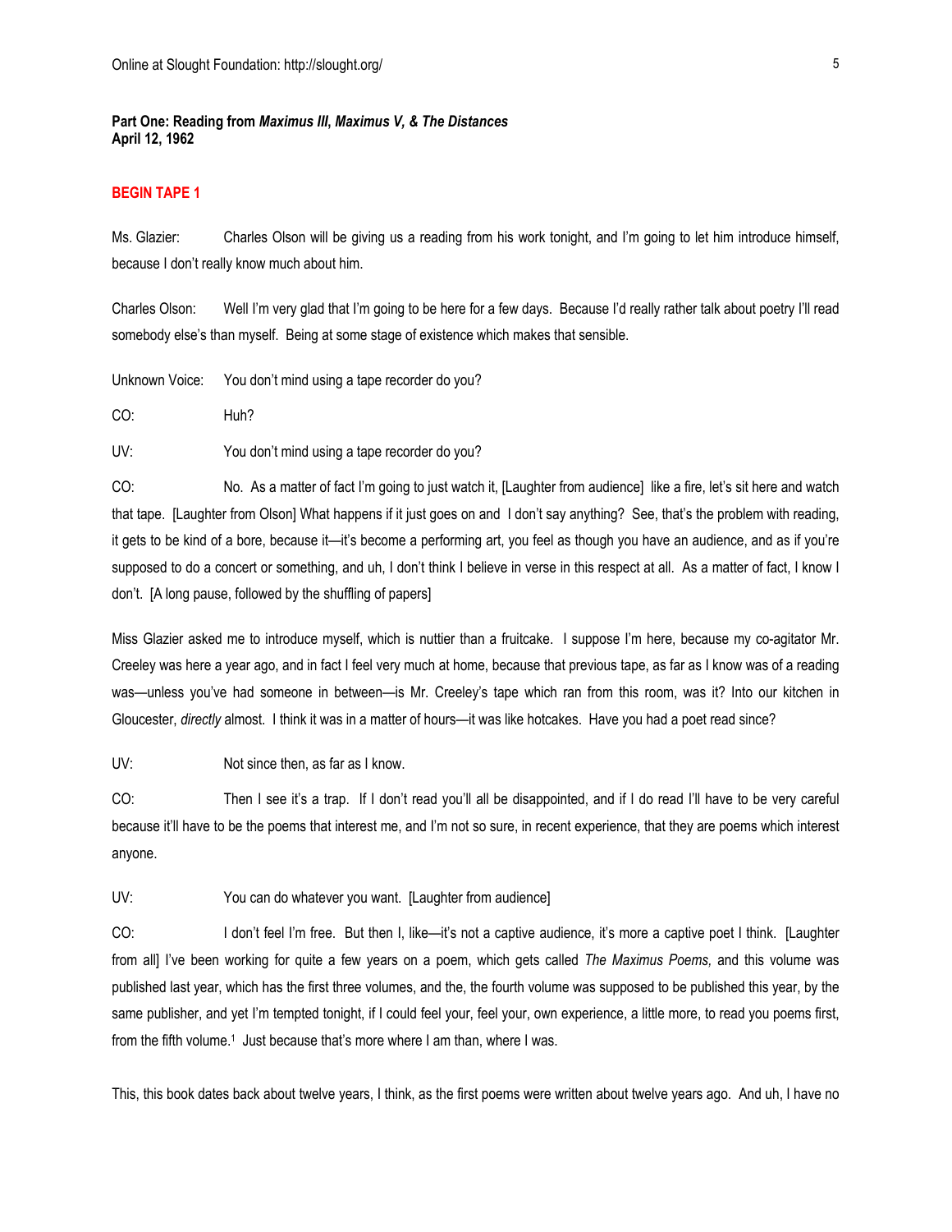**Part One: Reading from *Maximus III*, *Maximus V*, & *The Distances***
**April 12, 1962**

**BEGIN TAPE 1**

Ms. Glazier: Charles Olson will be giving us a reading from his work tonight, and I'm going to let him introduce himself, because I don't really know much about him.

Charles Olson: Well I'm very glad that I'm going to be here for a few days. Because I'd really rather talk about poetry I'll read somebody else's than myself. Being at some stage of existence which makes that sensible.

Unknown Voice: You don't mind using a tape recorder do you?

CO: Huh?

UV: You don't mind using a tape recorder do you?

CO: No. As a matter of fact I'm going to just watch it, [Laughter from audience] like a fire, let's sit here and watch that tape. [Laughter from Olson] What happens if it just goes on and I don't say anything? See, that's the problem with reading, it gets to be kind of a bore, because it—it's become a performing art, you feel as though you have an audience, and as if you're supposed to do a concert or something, and uh, I don't think I believe in verse in this respect at all. As a matter of fact, I know I don't. [A long pause, followed by the shuffling of papers]

Miss Glazier asked me to introduce myself, which is nuttier than a fruitcake. I suppose I'm here, because my co-agitator Mr. Creeley was here a year ago, and in fact I feel very much at home, because that previous tape, as far as I know was of a reading was—unless you've had someone in between—is Mr. Creeley's tape which ran from this room, was it? Into our kitchen in Gloucester, *directly* almost. I think it was in a matter of hours—it was like hotcakes. Have you had a poet read since?

UV: Not since then, as far as I know.

CO: Then I see it's a trap. If I don't read you'll all be disappointed, and if I do read I'll have to be very careful because it'll have to be the poems that interest me, and I'm not so sure, in recent experience, that they are poems which interest anyone.

UV: You can do whatever you want. [Laughter from audience]

CO: I don't feel I'm free. But then I, like—it's not a captive audience, it's more a captive poet I think. [Laughter from all] I've been working for quite a few years on a poem, which gets called *The Maximus Poems,* and this volume was published last year, which has the first three volumes, and the, the fourth volume was supposed to be published this year, by the same publisher, and yet I'm tempted tonight, if I could feel your, feel your, own experience, a little more, to read you poems first, from the fifth volume.[1] Just because that's more where I am than, where I was.

This, this book dates back about twelve years, I think, as the first poems were written about twelve years ago. And uh, I have no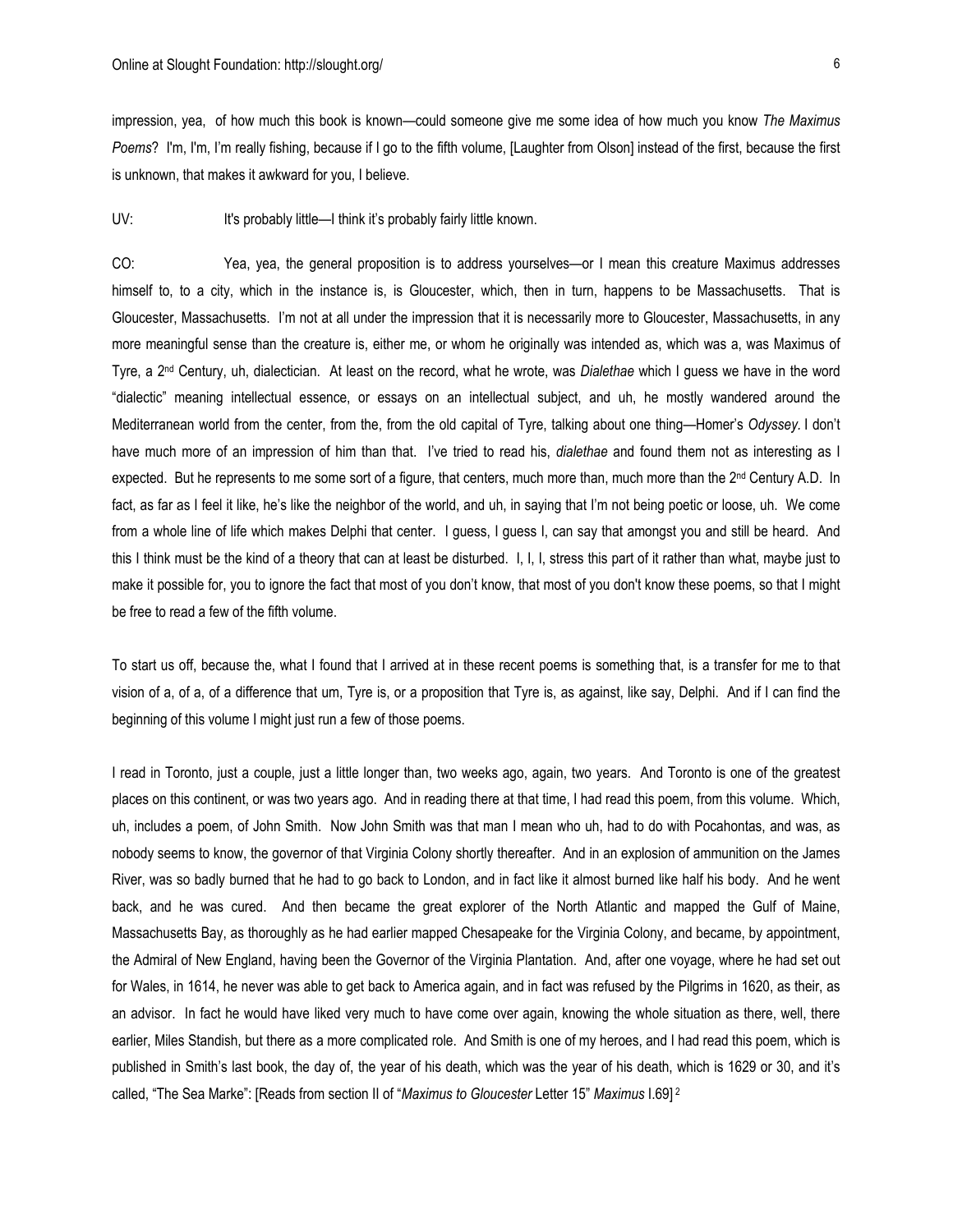impression, yea, of how much this book is known—could someone give me some idea of how much you know *The Maximus Poems*? I'm, I'm, I'm really fishing, because if I go to the fifth volume, [Laughter from Olson] instead of the first, because the first is unknown, that makes it awkward for you, I believe.

UV: It's probably little—I think it's probably fairly little known.

CO: Yea, yea, the general proposition is to address yourselves—or I mean this creature Maximus addresses himself to, to a city, which in the instance is, is Gloucester, which, then in turn, happens to be Massachusetts. That is Gloucester, Massachusetts. I'm not at all under the impression that it is necessarily more to Gloucester, Massachusetts, in any more meaningful sense than the creature is, either me, or whom he originally was intended as, which was a, was Maximus of Tyre, a 2nd Century, uh, dialectician. At least on the record, what he wrote, was *Dialethae* which I guess we have in the word "dialectic" meaning intellectual essence, or essays on an intellectual subject, and uh, he mostly wandered around the Mediterranean world from the center, from the, from the old capital of Tyre, talking about one thing—Homer's *Odyssey*. I don't have much more of an impression of him than that. I've tried to read his, *dialethae* and found them not as interesting as I expected. But he represents to me some sort of a figure, that centers, much more than, much more than the 2nd Century A.D. In fact, as far as I feel it like, he's like the neighbor of the world, and uh, in saying that I'm not being poetic or loose, uh. We come from a whole line of life which makes Delphi that center. I guess, I guess I, can say that amongst you and still be heard. And this I think must be the kind of a theory that can at least be disturbed. I, I, I, stress this part of it rather than what, maybe just to make it possible for, you to ignore the fact that most of you don't know, that most of you don't know these poems, so that I might be free to read a few of the fifth volume.

To start us off, because the, what I found that I arrived at in these recent poems is something that, is a transfer for me to that vision of a, of a, of a difference that um, Tyre is, or a proposition that Tyre is, as against, like say, Delphi. And if I can find the beginning of this volume I might just run a few of those poems.

I read in Toronto, just a couple, just a little longer than, two weeks ago, again, two years. And Toronto is one of the greatest places on this continent, or was two years ago. And in reading there at that time, I had read this poem, from this volume. Which, uh, includes a poem, of John Smith. Now John Smith was that man I mean who uh, had to do with Pocahontas, and was, as nobody seems to know, the governor of that Virginia Colony shortly thereafter. And in an explosion of ammunition on the James River, was so badly burned that he had to go back to London, and in fact like it almost burned like half his body. And he went back, and he was cured. And then became the great explorer of the North Atlantic and mapped the Gulf of Maine, Massachusetts Bay, as thoroughly as he had earlier mapped Chesapeake for the Virginia Colony, and became, by appointment, the Admiral of New England, having been the Governor of the Virginia Plantation. And, after one voyage, where he had set out for Wales, in 1614, he never was able to get back to America again, and in fact was refused by the Pilgrims in 1620, as their, as an advisor. In fact he would have liked very much to have come over again, knowing the whole situation as there, well, there earlier, Miles Standish, but there as a more complicated role. And Smith is one of my heroes, and I had read this poem, which is published in Smith's last book, the day of, the year of his death, which was the year of his death, which is 1629 or 30, and it's called, "The Sea Marke": [Reads from section II of "*Maximus to Gloucester* Letter 15" *Maximus* I.69] [2]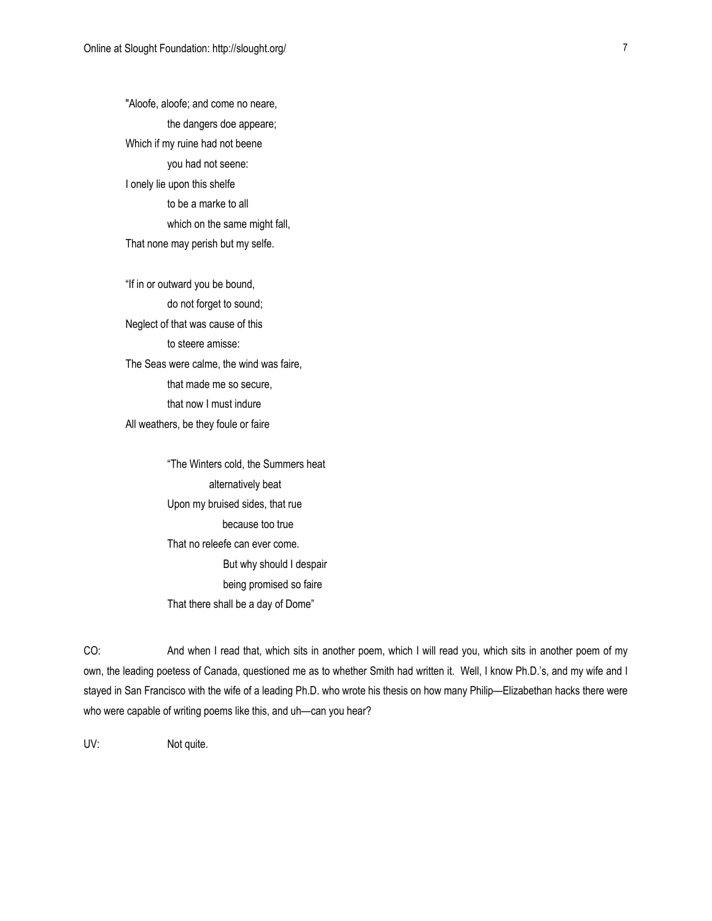"Aloofe, aloofe; and come no neare,  
the dangers doe appeare;  
Which if my ruine had not beene  
you had not seene:  
I onely lie upon this shelfe  
to be a marke to all  
which on the same might fall,  
That none may perish but my selfe.

"If in or outward you be bound,  
do not forget to sound;  
Neglect of that was cause of this  
to steere amisse:  
The Seas were calme, the wind was faire,  
that made me so secure,  
that now I must indure  
All weathers, be they foule or faire

"The Winters cold, the Summers heat  
alternatively beat  
Upon my bruised sides, that rue  
because too true  
That no releefe can ever come.  
But why should I despair  
being promised so faire  
That there shall be a day of Dome"

CO: And when I read that, which sits in another poem, which I will read you, which sits in another poem of my own, the leading poetess of Canada, questioned me as to whether Smith had written it. Well, I know Ph.D.'s, and my wife and I stayed in San Francisco with the wife of a leading Ph.D. who wrote his thesis on how many Philip—Elizabethan hacks there were who were capable of writing poems like this, and uh—can you hear?

UV: Not quite.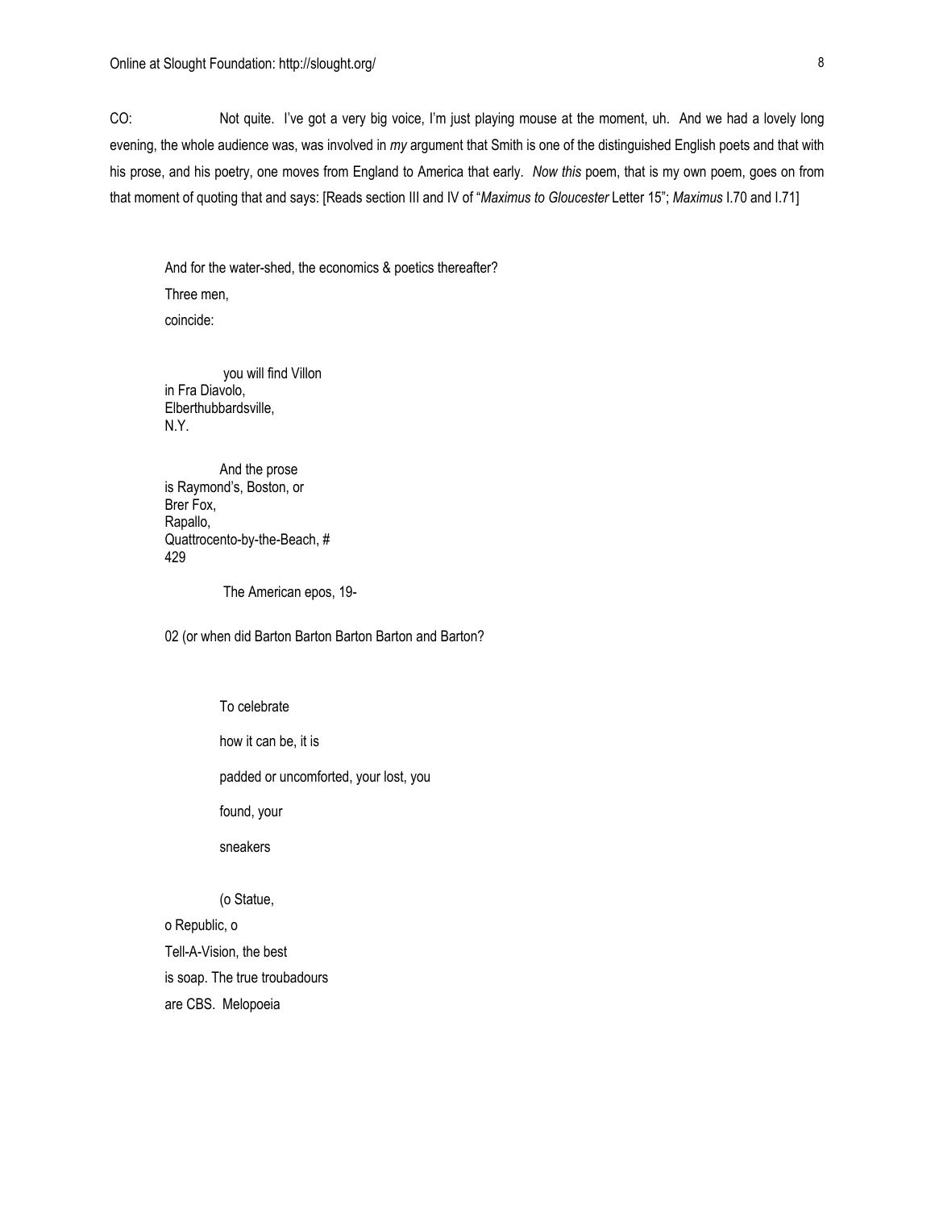CO: Not quite. I've got a very big voice, I'm just playing mouse at the moment, uh. And we had a lovely long evening, the whole audience was, was involved in *my* argument that Smith is one of the distinguished English poets and that with his prose, and his poetry, one moves from England to America that early. *Now this* poem, that is my own poem, goes on from that moment of quoting that and says: [Reads section III and IV of "*Maximus to Gloucester* Letter 15"; *Maximus* I.70 and I.71]

> And for the water-shed, the economics & poetics thereafter?
> Three men,
> coincide:
>
> you will find Villon
> in Fra Diavolo,
> Elberthubbardsville,
> N.Y.
>
> And the prose
> is Raymond's, Boston, or
> Brer Fox,
> Rapallo,
> Quattrocento-by-the-Beach, #
> 429
>
> The American epos, 19-
>
> 02 (or when did Barton Barton Barton Barton and Barton?
>
> To celebrate
>
> how it can be, it is
>
> padded or uncomforted, your lost, you
>
> found, your
>
> sneakers
>
> (o Statue,
> o Republic, o
> Tell-A-Vision, the best
> is soap. The true troubadours
> are CBS. Melopoeia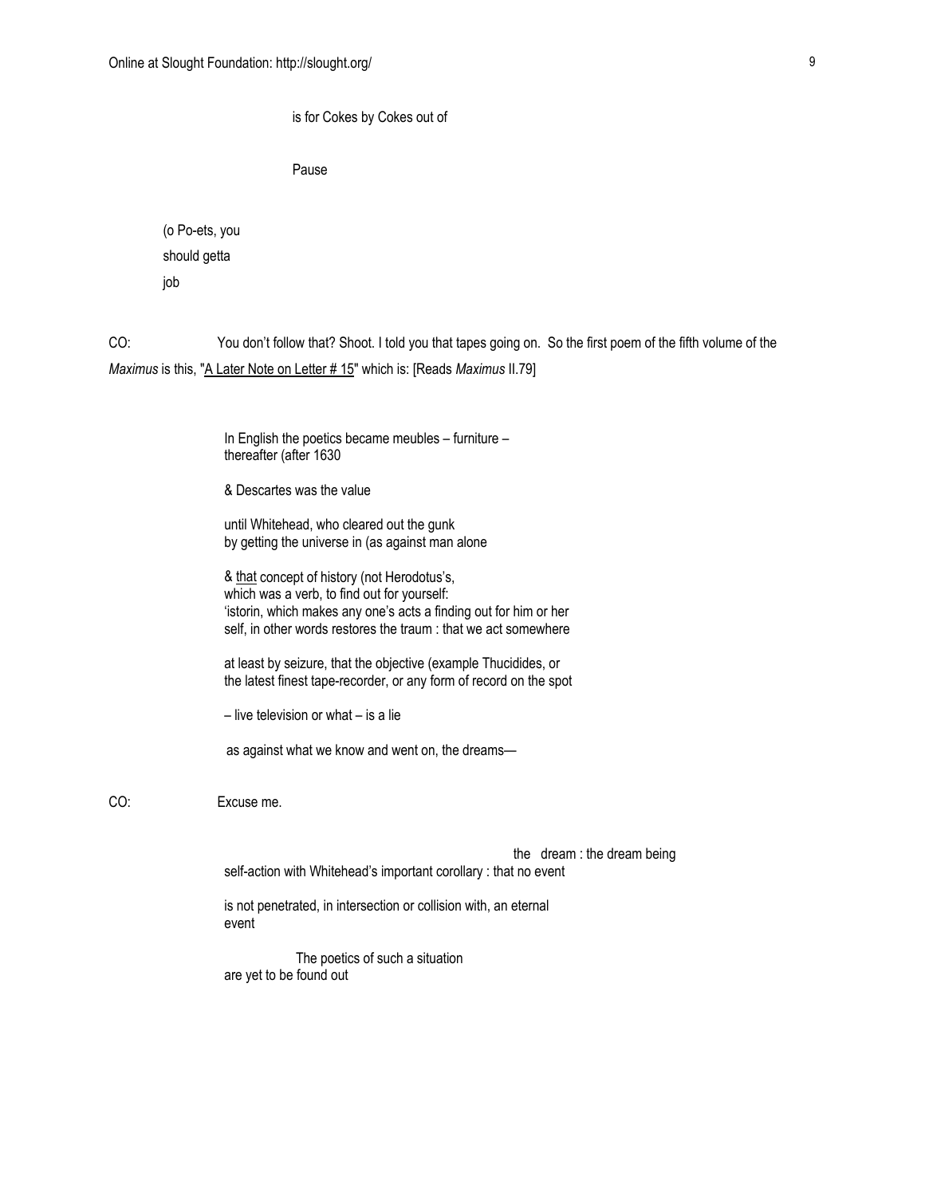is for Cokes by Cokes out of

Pause

(o Po-ets, you
should getta
job

CO: You don't follow that? Shoot. I told you that tapes going on. So the first poem of the fifth volume of the *Maximus* is this, "A Later Note on Letter # 15" which is: [Reads *Maximus* II.79]

In English the poetics became meubles – furniture –
thereafter (after 1630

& Descartes was the value

until Whitehead, who cleared out the gunk
by getting the universe in (as against man alone

& that concept of history (not Herodotus's,
which was a verb, to find out for yourself:
'istorin, which makes any one's acts a finding out for him or her
self, in other words restores the traum : that we act somewhere

at least by seizure, that the objective (example Thucidides, or
the latest finest tape-recorder, or any form of record on the spot

– live television or what – is a lie

as against what we know and went on, the dreams—

CO: Excuse me.

the dream : the dream being
self-action with Whitehead's important corollary : that no event

is not penetrated, in intersection or collision with, an eternal
event

The poetics of such a situation
are yet to be found out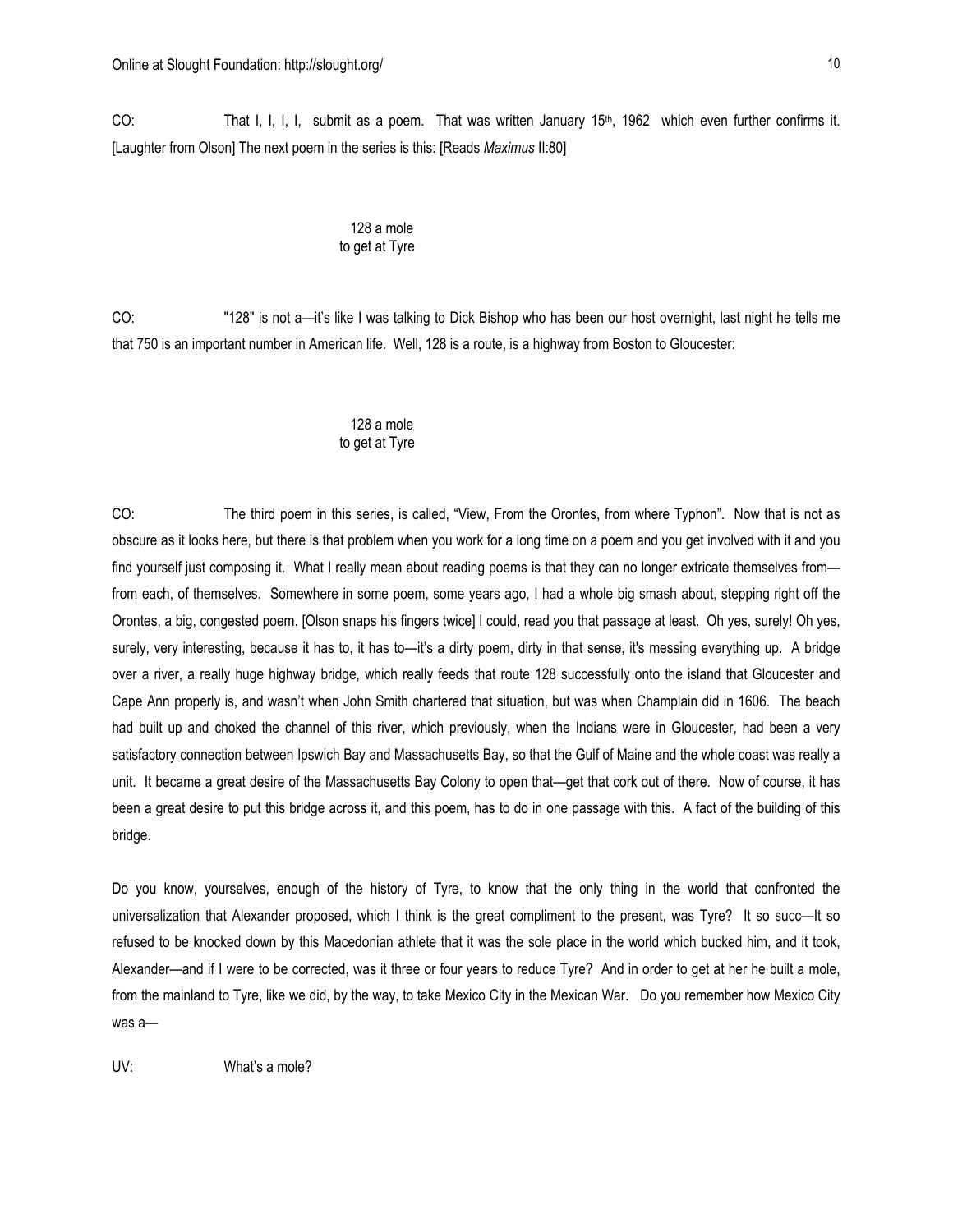CO: That I, I, I, I, submit as a poem. That was written January 15th, 1962 which even further confirms it. [Laughter from Olson] The next poem in the series is this: [Reads *Maximus* II:80]

128 a mole
to get at Tyre

CO: "128" is not a—it's like I was talking to Dick Bishop who has been our host overnight, last night he tells me that 750 is an important number in American life. Well, 128 is a route, is a highway from Boston to Gloucester:

128 a mole
to get at Tyre

CO: The third poem in this series, is called, "View, From the Orontes, from where Typhon". Now that is not as obscure as it looks here, but there is that problem when you work for a long time on a poem and you get involved with it and you find yourself just composing it. What I really mean about reading poems is that they can no longer extricate themselves from—from each, of themselves. Somewhere in some poem, some years ago, I had a whole big smash about, stepping right off the Orontes, a big, congested poem. [Olson snaps his fingers twice] I could, read you that passage at least. Oh yes, surely! Oh yes, surely, very interesting, because it has to, it has to—it's a dirty poem, dirty in that sense, it's messing everything up. A bridge over a river, a really huge highway bridge, which really feeds that route 128 successfully onto the island that Gloucester and Cape Ann properly is, and wasn't when John Smith chartered that situation, but was when Champlain did in 1606. The beach had built up and choked the channel of this river, which previously, when the Indians were in Gloucester, had been a very satisfactory connection between Ipswich Bay and Massachusetts Bay, so that the Gulf of Maine and the whole coast was really a unit. It became a great desire of the Massachusetts Bay Colony to open that—get that cork out of there. Now of course, it has been a great desire to put this bridge across it, and this poem, has to do in one passage with this. A fact of the building of this bridge.

Do you know, yourselves, enough of the history of Tyre, to know that the only thing in the world that confronted the universalization that Alexander proposed, which I think is the great compliment to the present, was Tyre? It so succ—It so refused to be knocked down by this Macedonian athlete that it was the sole place in the world which bucked him, and it took, Alexander—and if I were to be corrected, was it three or four years to reduce Tyre? And in order to get at her he built a mole, from the mainland to Tyre, like we did, by the way, to take Mexico City in the Mexican War. Do you remember how Mexico City was a—

UV: What's a mole?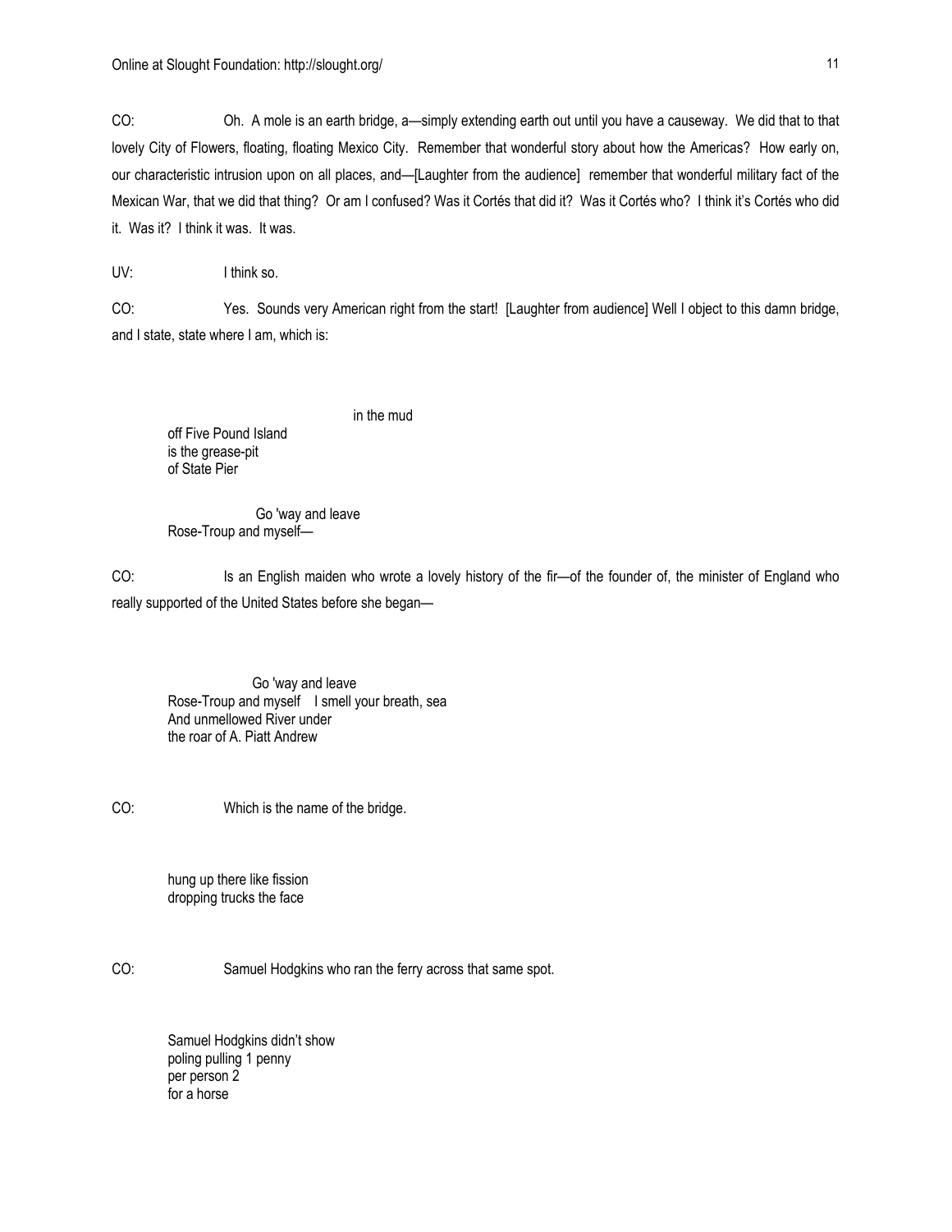CO: Oh. A mole is an earth bridge, a—simply extending earth out until you have a causeway. We did that to that lovely City of Flowers, floating, floating Mexico City. Remember that wonderful story about how the Americas? How early on, our characteristic intrusion upon on all places, and—[Laughter from the audience] remember that wonderful military fact of the Mexican War, that we did that thing? Or am I confused? Was it Cortés that did it? Was it Cortés who? I think it's Cortés who did it. Was it? I think it was. It was.

UV: I think so.

CO: Yes. Sounds very American right from the start! [Laughter from audience] Well I object to this damn bridge, and I state, state where I am, which is:

> in the mud
> off Five Pound Island
> is the grease-pit
> of State Pier
>
> Go 'way and leave
> Rose-Troup and myself—

CO: Is an English maiden who wrote a lovely history of the fir—of the founder of, the minister of England who really supported of the United States before she began—

> Go 'way and leave
> Rose-Troup and myself I smell your breath, sea
> And unmellowed River under
> the roar of A. Piatt Andrew

CO: Which is the name of the bridge.

> hung up there like fission
> dropping trucks the face

CO: Samuel Hodgkins who ran the ferry across that same spot.

> Samuel Hodgkins didn't show
> poling pulling 1 penny
> per person 2
> for a horse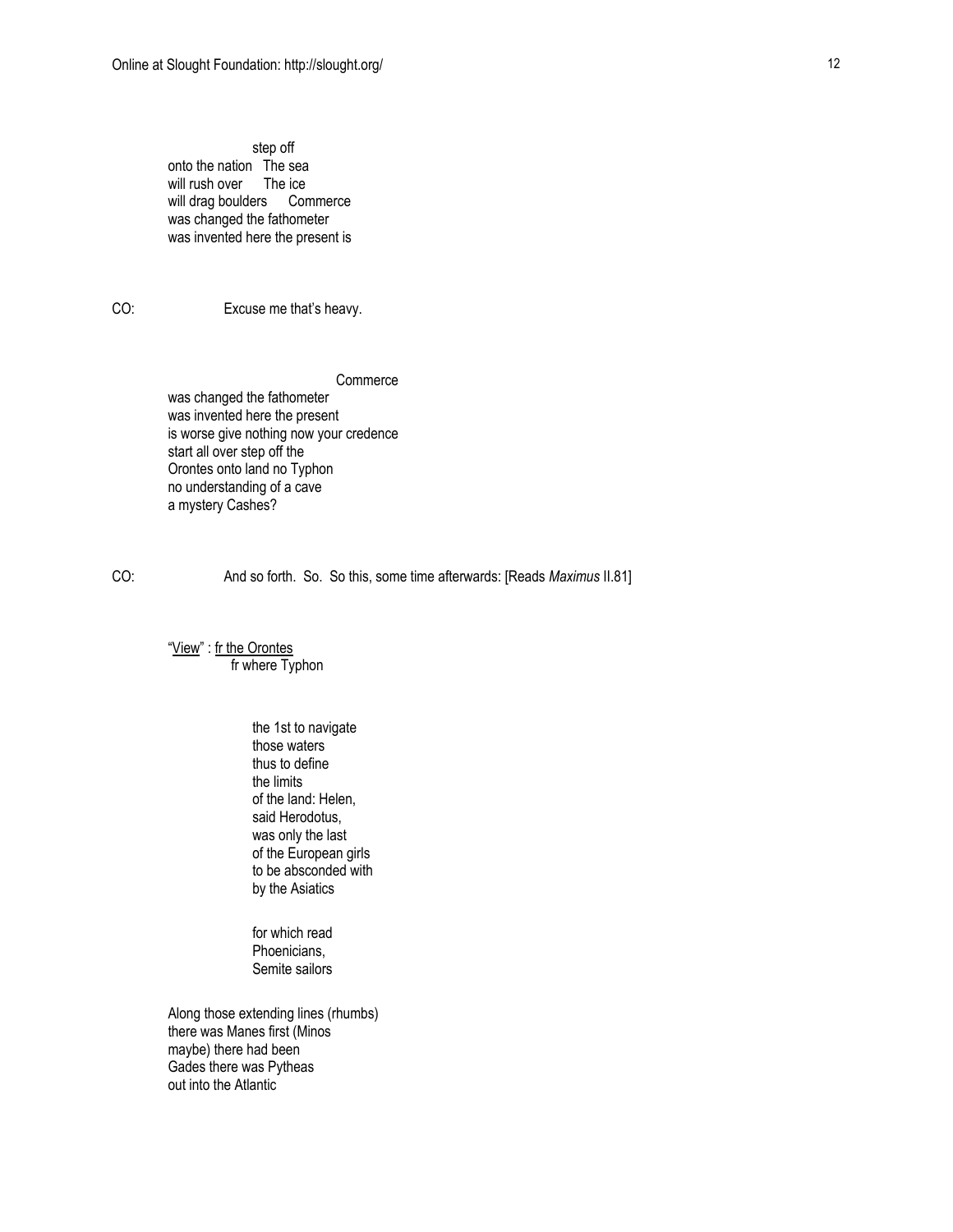step off
onto the nation   The sea
will rush over   The ice
will drag boulders   Commerce
was changed the fathometer
was invented here the present is

CO: Excuse me that's heavy.

Commerce
was changed the fathometer
was invented here the present
is worse give nothing now your credence
start all over step off the
Orontes onto land no Typhon
no understanding of a cave
a mystery Cashes?

CO: And so forth. So. So this, some time afterwards: [Reads *Maximus* II.81]

"<u>View</u>" : <u>fr the Orontes</u>
fr where Typhon

the 1st to navigate
those waters
thus to define
the limits
of the land: Helen,
said Herodotus,
was only the last
of the European girls
to be absconded with
by the Asiatics

for which read
Phoenicians,
Semite sailors

Along those extending lines (rhumbs)
there was Manes first (Minos
maybe) there had been
Gades there was Pytheas
out into the Atlantic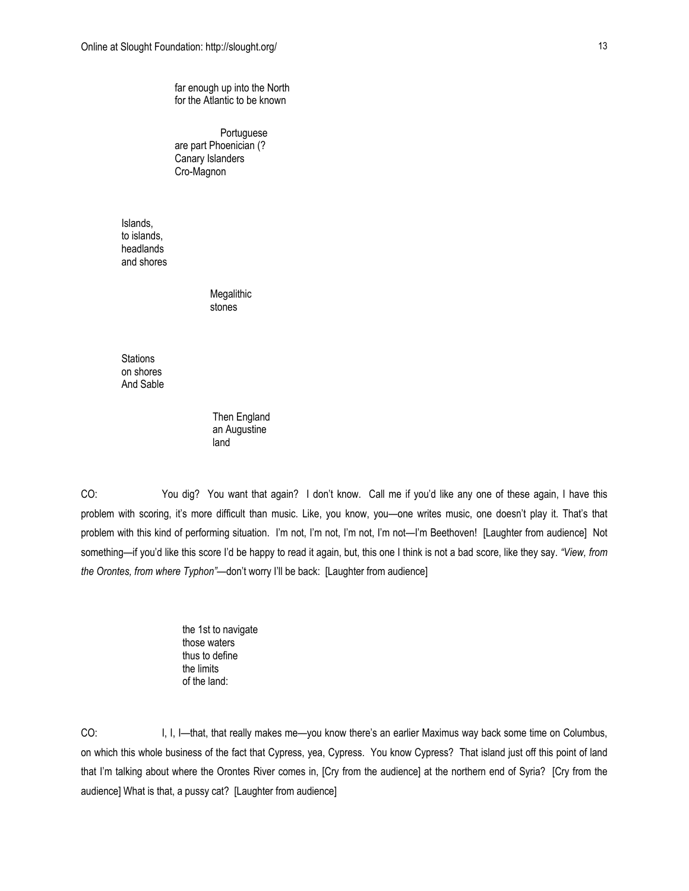far enough up into the North
for the Atlantic to be known

Portuguese
are part Phoenician (?
Canary Islanders
Cro-Magnon

Islands,
to islands,
headlands
and shores

Megalithic
stones

Stations
on shores
And Sable

Then England
an Augustine
land

CO: You dig? You want that again? I don't know. Call me if you'd like any one of these again, I have this problem with scoring, it's more difficult than music. Like, you know, you—one writes music, one doesn't play it. That's that problem with this kind of performing situation. I'm not, I'm not, I'm not, I'm not—I'm Beethoven! [Laughter from audience] Not something—if you'd like this score I'd be happy to read it again, but, this one I think is not a bad score, like they say. *"View, from the Orontes, from where Typhon"*—don't worry I'll be back: [Laughter from audience]

the 1st to navigate
those waters
thus to define
the limits
of the land:

CO: I, I, I—that, that really makes me—you know there's an earlier Maximus way back some time on Columbus, on which this whole business of the fact that Cypress, yea, Cypress. You know Cypress? That island just off this point of land that I'm talking about where the Orontes River comes in, [Cry from the audience] at the northern end of Syria? [Cry from the audience] What is that, a pussy cat? [Laughter from audience]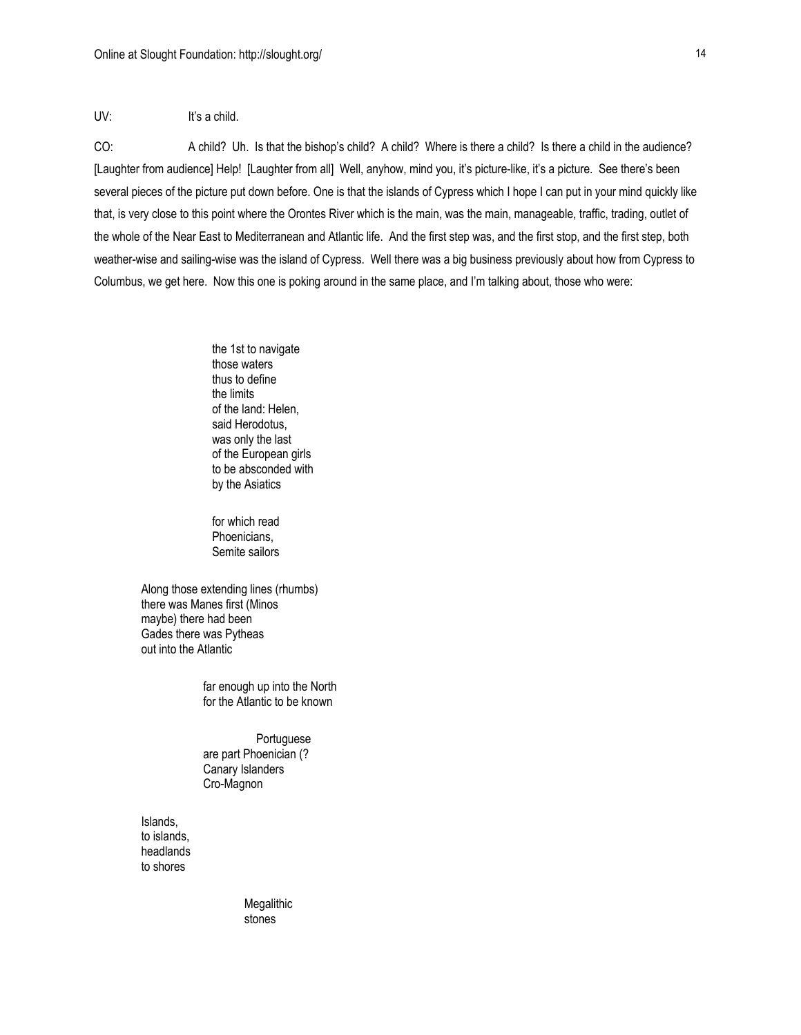UV: It's a child.

CO: A child? Uh. Is that the bishop's child? A child? Where is there a child? Is there a child in the audience? [Laughter from audience] Help! [Laughter from all] Well, anyhow, mind you, it's picture-like, it's a picture. See there's been several pieces of the picture put down before. One is that the islands of Cypress which I hope I can put in your mind quickly like that, is very close to this point where the Orontes River which is the main, was the main, manageable, traffic, trading, outlet of the whole of the Near East to Mediterranean and Atlantic life. And the first step was, and the first stop, and the first step, both weather-wise and sailing-wise was the island of Cypress. Well there was a big business previously about how from Cypress to Columbus, we get here. Now this one is poking around in the same place, and I'm talking about, those who were:

> the 1st to navigate
> those waters
> thus to define
> the limits
> of the land: Helen,
> said Herodotus,
> was only the last
> of the European girls
> to be absconded with
> by the Asiatics
>
> for which read
> Phoenicians,
> Semite sailors
>
> Along those extending lines (rhumbs)
> there was Manes first (Minos
> maybe) there had been
> Gades there was Pytheas
> out into the Atlantic
>
> far enough up into the North
> for the Atlantic to be known
>
> Portuguese
> are part Phoenician (?
> Canary Islanders
> Cro-Magnon
>
> Islands,
> to islands,
> headlands
> to shores
>
> Megalithic
> stones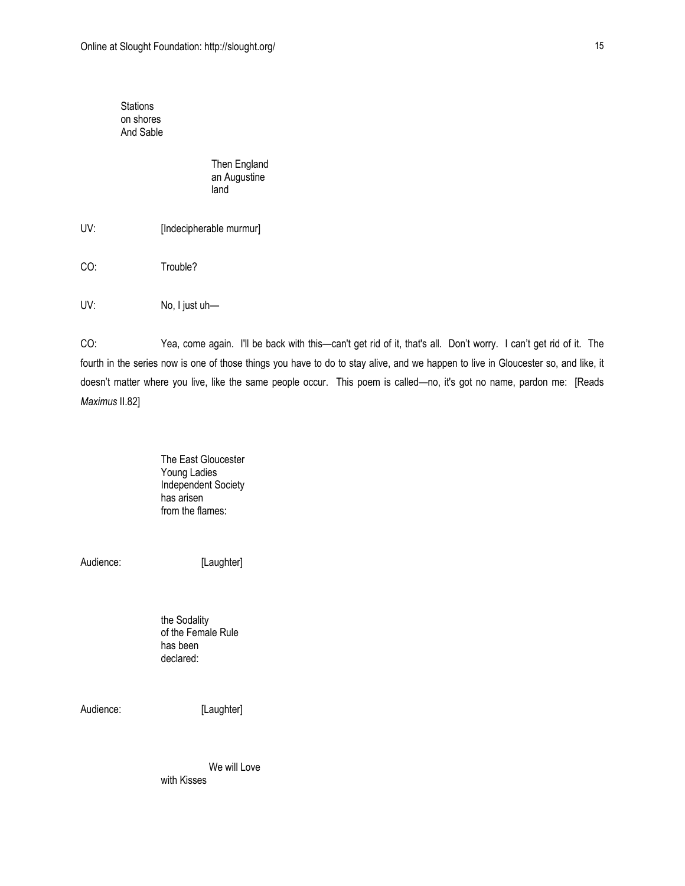Stations  
on shores  
And Sable

Then England  
an Augustine  
land

UV: [Indecipherable murmur]

CO: Trouble?

UV: No, I just uh—

CO: Yea, come again. I'll be back with this—can't get rid of it, that's all. Don't worry. I can't get rid of it. The fourth in the series now is one of those things you have to do to stay alive, and we happen to live in Gloucester so, and like, it doesn't matter where you live, like the same people occur. This poem is called—no, it's got no name, pardon me: [Reads *Maximus* II.82]

The East Gloucester  
Young Ladies  
Independent Society  
has arisen  
from the flames:

Audience: [Laughter]

the Sodality  
of the Female Rule  
has been  
declared:

Audience: [Laughter]

We will Love  
with Kisses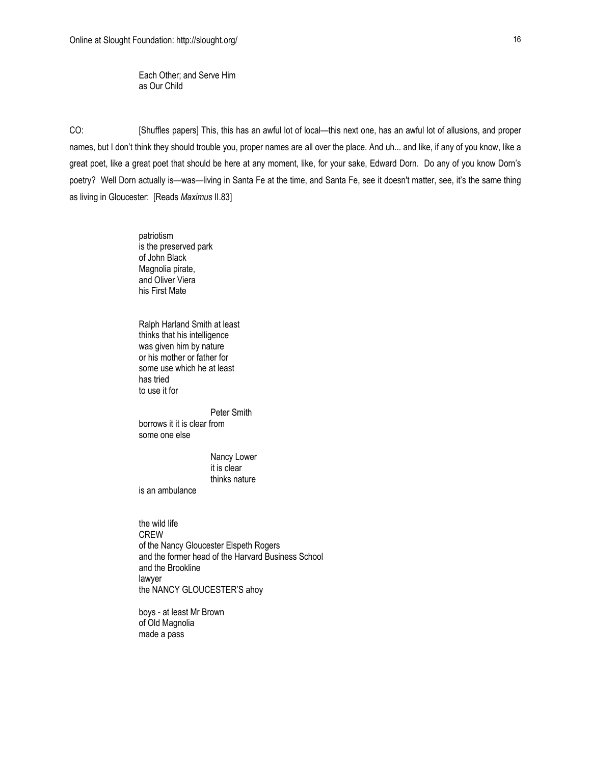Each Other; and Serve Him
as Our Child

CO: [Shuffles papers] This, this has an awful lot of local—this next one, has an awful lot of allusions, and proper names, but I don't think they should trouble you, proper names are all over the place. And uh... and like, if any of you know, like a great poet, like a great poet that should be here at any moment, like, for your sake, Edward Dorn. Do any of you know Dorn's poetry? Well Dorn actually is—was—living in Santa Fe at the time, and Santa Fe, see it doesn't matter, see, it's the same thing as living in Gloucester: [Reads *Maximus* II.83]

patriotism
is the preserved park
of John Black
Magnolia pirate,
and Oliver Viera
his First Mate

Ralph Harland Smith at least
thinks that his intelligence
was given him by nature
or his mother or father for
some use which he at least
has tried
to use it for

Peter Smith
borrows it it is clear from
some one else

Nancy Lower
it is clear
thinks nature
is an ambulance

the wild life
CREW
of the Nancy Gloucester Elspeth Rogers
and the former head of the Harvard Business School
and the Brookline
lawyer
the NANCY GLOUCESTER'S ahoy

boys - at least Mr Brown
of Old Magnolia
made a pass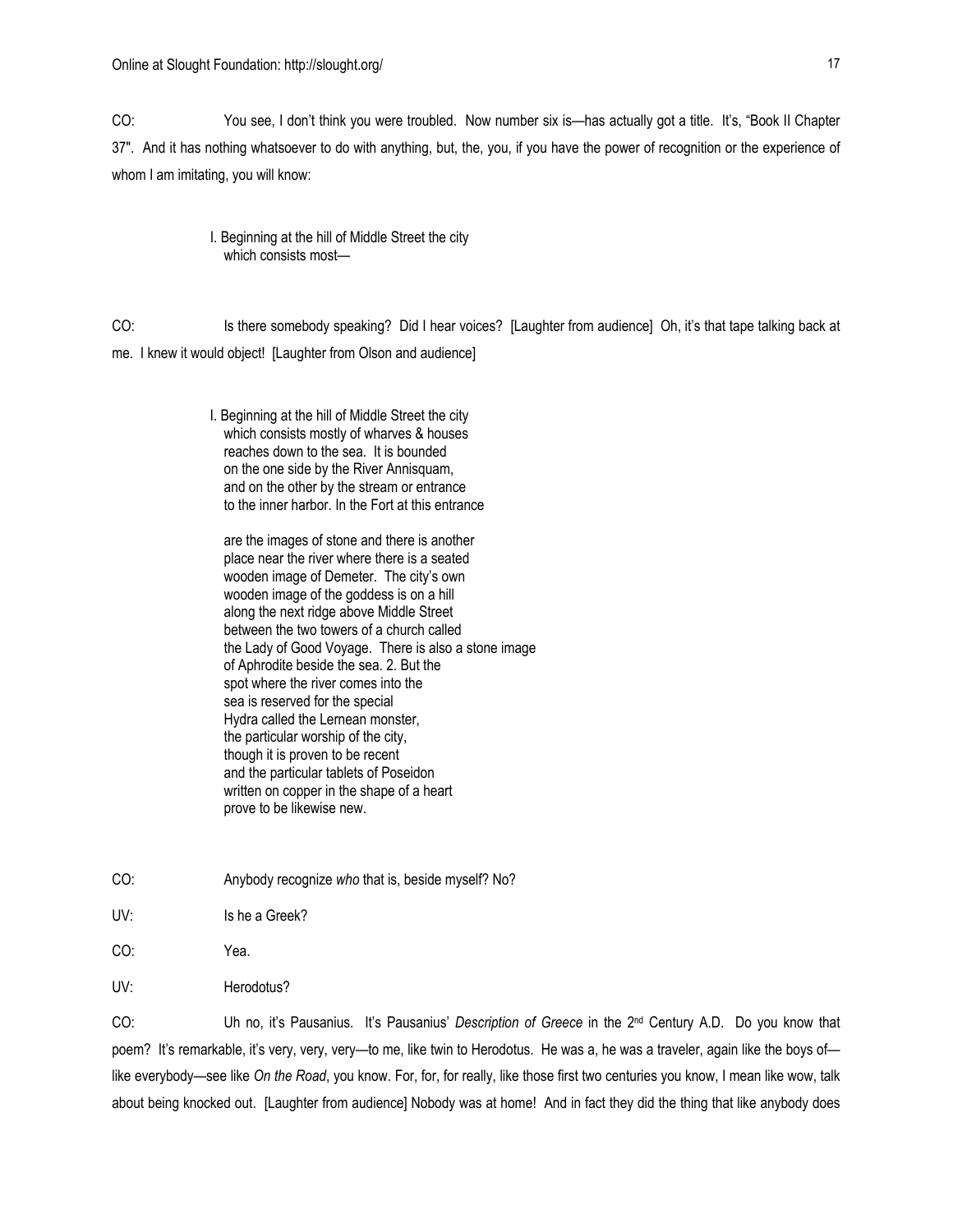CO: You see, I don't think you were troubled. Now number six is—has actually got a title. It's, "Book II Chapter 37". And it has nothing whatsoever to do with anything, but, the, you, if you have the power of recognition or the experience of whom I am imitating, you will know:

> I. Beginning at the hill of Middle Street the city
> which consists most—

CO: Is there somebody speaking? Did I hear voices? [Laughter from audience] Oh, it's that tape talking back at me. I knew it would object! [Laughter from Olson and audience]

> I. Beginning at the hill of Middle Street the city
> which consists mostly of wharves & houses
> reaches down to the sea. It is bounded
> on the one side by the River Annisquam,
> and on the other by the stream or entrance
> to the inner harbor. In the Fort at this entrance
>
> are the images of stone and there is another
> place near the river where there is a seated
> wooden image of Demeter. The city's own
> wooden image of the goddess is on a hill
> along the next ridge above Middle Street
> between the two towers of a church called
> the Lady of Good Voyage. There is also a stone image
> of Aphrodite beside the sea. 2. But the
> spot where the river comes into the
> sea is reserved for the special
> Hydra called the Lernean monster,
> the particular worship of the city,
> though it is proven to be recent
> and the particular tablets of Poseidon
> written on copper in the shape of a heart
> prove to be likewise new.

CO: Anybody recognize *who* that is, beside myself? No?

UV: Is he a Greek?

CO: Yea.

UV: Herodotus?

CO: Uh no, it's Pausanius. It's Pausanius' *Description of Greece* in the 2nd Century A.D. Do you know that poem? It's remarkable, it's very, very, very—to me, like twin to Herodotus. He was a, he was a traveler, again like the boys of—like everybody—see like *On the Road*, you know. For, for, for really, like those first two centuries you know, I mean like wow, talk about being knocked out. [Laughter from audience] Nobody was at home! And in fact they did the thing that like anybody does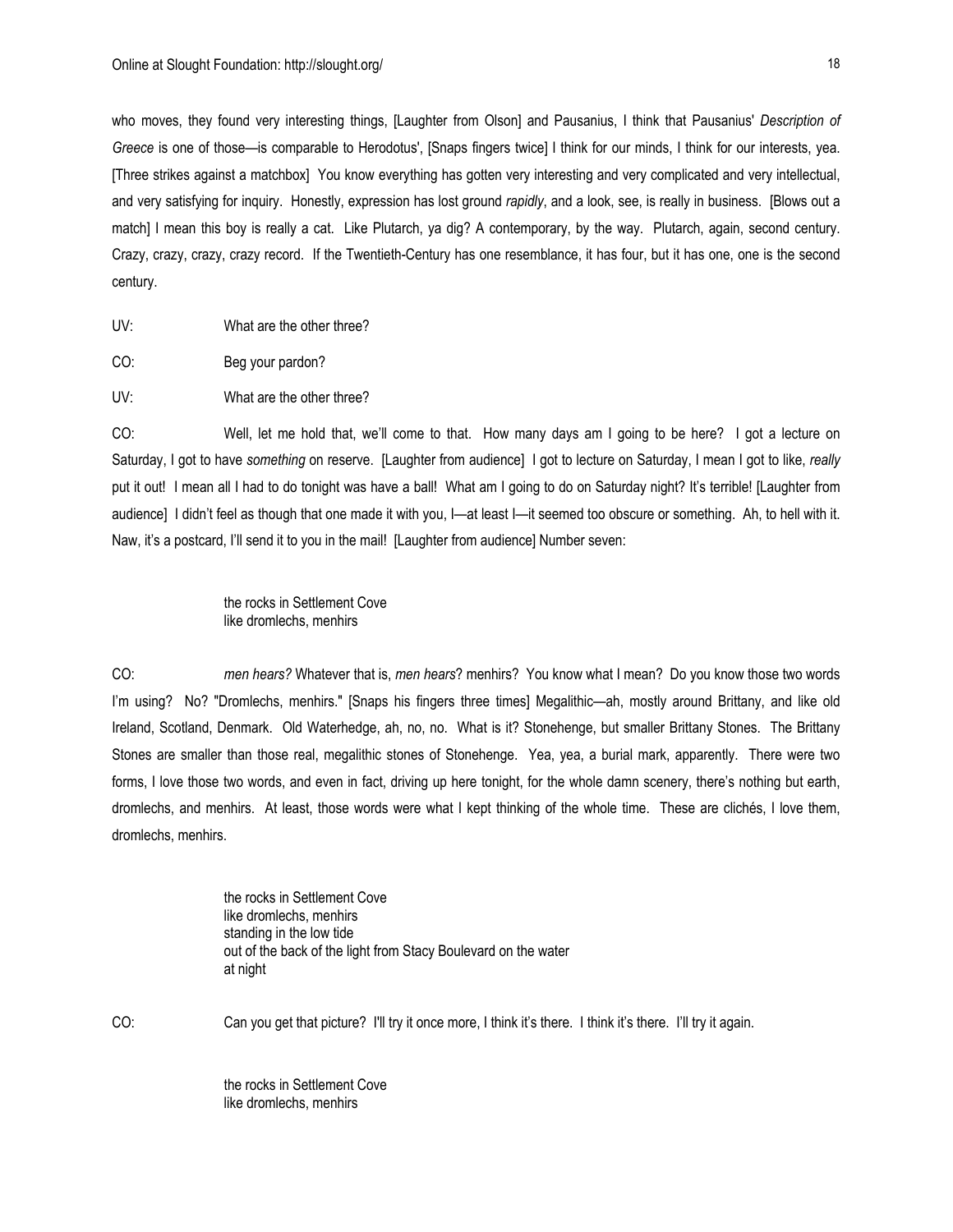who moves, they found very interesting things, [Laughter from Olson] and Pausanius, I think that Pausanius' *Description of Greece* is one of those—is comparable to Herodotus', [Snaps fingers twice] I think for our minds, I think for our interests, yea. [Three strikes against a matchbox] You know everything has gotten very interesting and very complicated and very intellectual, and very satisfying for inquiry. Honestly, expression has lost ground *rapidly*, and a look, see, is really in business. [Blows out a match] I mean this boy is really a cat. Like Plutarch, ya dig? A contemporary, by the way. Plutarch, again, second century. Crazy, crazy, crazy, crazy record. If the Twentieth-Century has one resemblance, it has four, but it has one, one is the second century.

UV: What are the other three?

CO: Beg your pardon?

UV: What are the other three?

CO: Well, let me hold that, we'll come to that. How many days am I going to be here? I got a lecture on Saturday, I got to have *something* on reserve. [Laughter from audience] I got to lecture on Saturday, I mean I got to like, *really* put it out! I mean all I had to do tonight was have a ball! What am I going to do on Saturday night? It's terrible! [Laughter from audience] I didn't feel as though that one made it with you, I—at least I—it seemed too obscure or something. Ah, to hell with it. Naw, it's a postcard, I'll send it to you in the mail! [Laughter from audience] Number seven:

> the rocks in Settlement Cove
> like dromlechs, menhirs

CO: *men hears?* Whatever that is, *men hears*? menhirs? You know what I mean? Do you know those two words I'm using? No? "Dromlechs, menhirs." [Snaps his fingers three times] Megalithic—ah, mostly around Brittany, and like old Ireland, Scotland, Denmark. Old Waterhedge, ah, no, no. What is it? Stonehenge, but smaller Brittany Stones. The Brittany Stones are smaller than those real, megalithic stones of Stonehenge. Yea, yea, a burial mark, apparently. There were two forms, I love those two words, and even in fact, driving up here tonight, for the whole damn scenery, there's nothing but earth, dromlechs, and menhirs. At least, those words were what I kept thinking of the whole time. These are clichés, I love them, dromlechs, menhirs.

> the rocks in Settlement Cove
> like dromlechs, menhirs
> standing in the low tide
> out of the back of the light from Stacy Boulevard on the water
> at night

CO: Can you get that picture? I'll try it once more, I think it's there. I think it's there. I'll try it again.

> the rocks in Settlement Cove
> like dromlechs, menhirs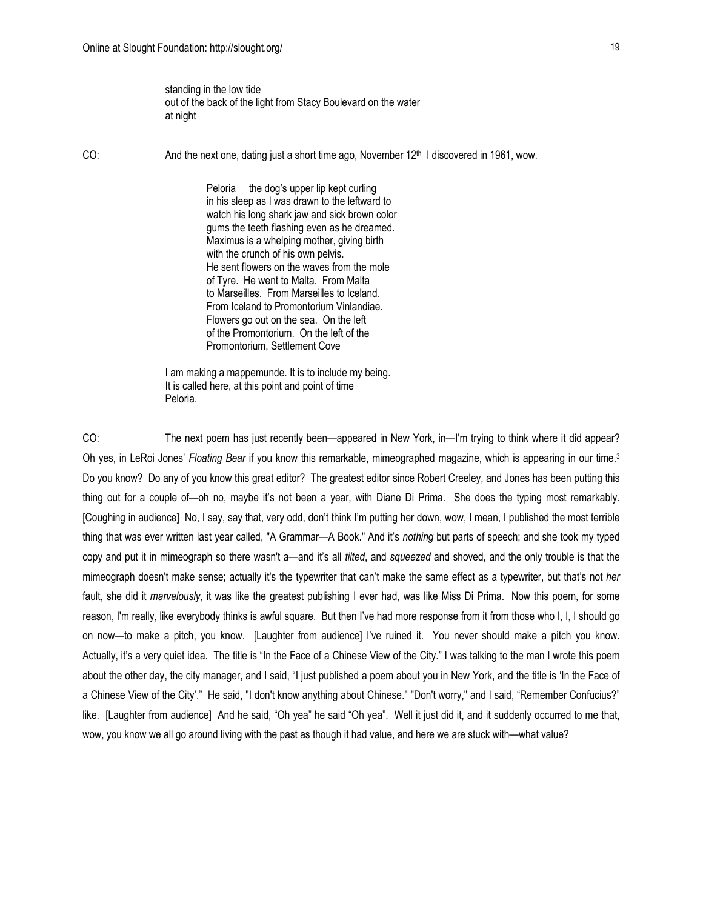standing in the low tide  
out of the back of the light from Stacy Boulevard on the water  
at night

CO: And the next one, dating just a short time ago, November 12th I discovered in 1961, wow.

> Peloria the dog's upper lip kept curling  
> in his sleep as I was drawn to the leftward to  
> watch his long shark jaw and sick brown color  
> gums the teeth flashing even as he dreamed.  
> Maximus is a whelping mother, giving birth  
> with the crunch of his own pelvis.  
> He sent flowers on the waves from the mole  
> of Tyre. He went to Malta. From Malta  
> to Marseilles. From Marseilles to Iceland.  
> From Iceland to Promontorium Vinlandiae.  
> Flowers go out on the sea. On the left  
> of the Promontorium. On the left of the  
> Promontorium, Settlement Cove

I am making a mappemunde. It is to include my being.  
It is called here, at this point and point of time  
Peloria.

CO: The next poem has just recently been—appeared in New York, in—I'm trying to think where it did appear? Oh yes, in LeRoi Jones' *Floating Bear* if you know this remarkable, mimeographed magazine, which is appearing in our time.[3] Do you know? Do any of you know this great editor? The greatest editor since Robert Creeley, and Jones has been putting this thing out for a couple of—oh no, maybe it's not been a year, with Diane Di Prima. She does the typing most remarkably. [Coughing in audience] No, I say, say that, very odd, don't think I'm putting her down, wow, I mean, I published the most terrible thing that was ever written last year called, "A Grammar—A Book." And it's *nothing* but parts of speech; and she took my typed copy and put it in mimeograph so there wasn't a—and it's all *tilted*, and *squeezed* and shoved, and the only trouble is that the mimeograph doesn't make sense; actually it's the typewriter that can't make the same effect as a typewriter, but that's not *her* fault, she did it *marvelously*, it was like the greatest publishing I ever had, was like Miss Di Prima. Now this poem, for some reason, I'm really, like everybody thinks is awful square. But then I've had more response from it from those who I, I, I should go on now—to make a pitch, you know. [Laughter from audience] I've ruined it. You never should make a pitch you know. Actually, it's a very quiet idea. The title is "In the Face of a Chinese View of the City." I was talking to the man I wrote this poem about the other day, the city manager, and I said, "I just published a poem about you in New York, and the title is 'In the Face of a Chinese View of the City'." He said, "I don't know anything about Chinese." "Don't worry," and I said, "Remember Confucius?" like. [Laughter from audience] And he said, "Oh yea" he said "Oh yea". Well it just did it, and it suddenly occurred to me that, wow, you know we all go around living with the past as though it had value, and here we are stuck with—what value?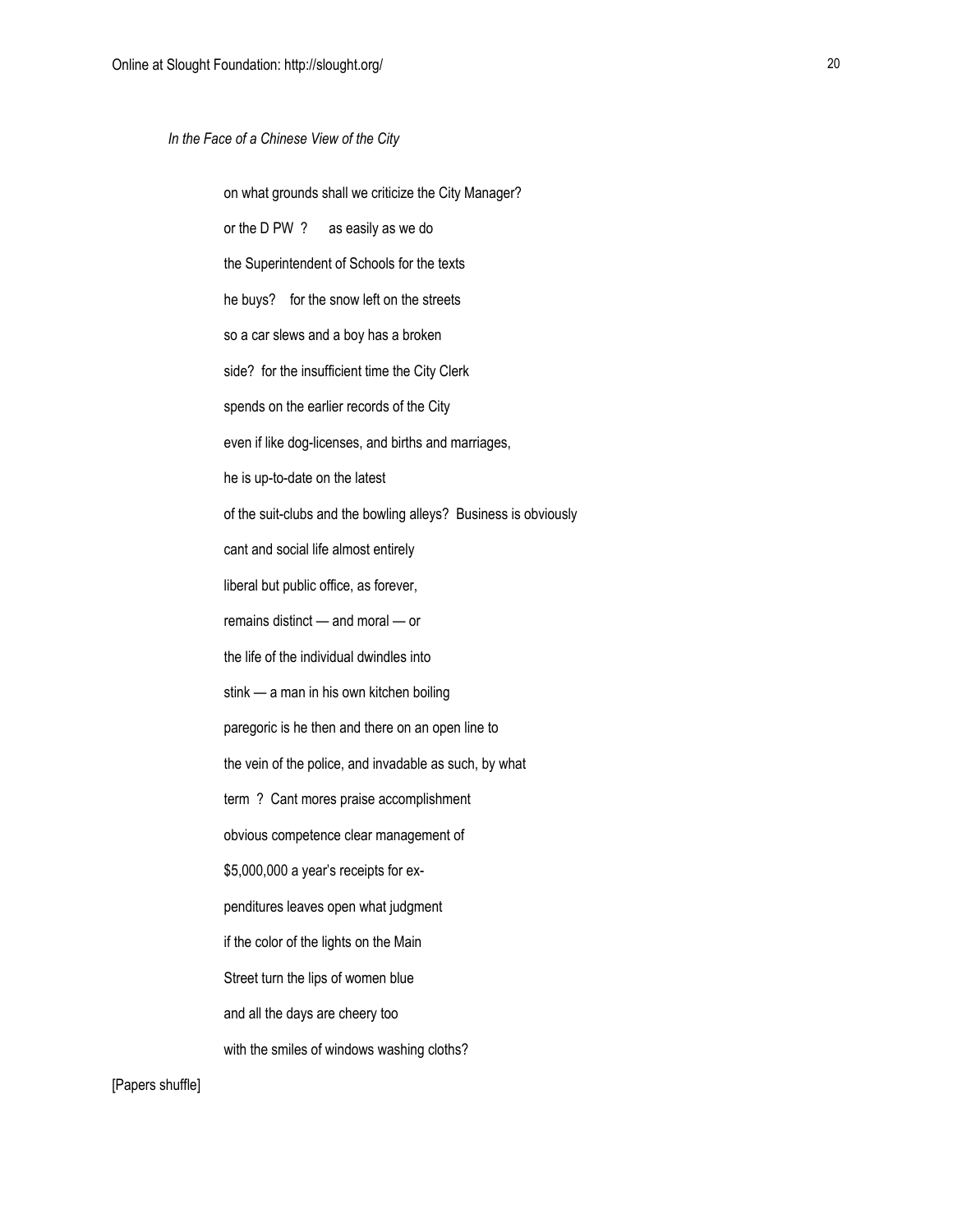*In the Face of a Chinese View of the City*

on what grounds shall we criticize the City Manager?

or the D PW ?      as easily as we do

the Superintendent of Schools for the texts

he buys?    for the snow left on the streets

so a car slews and a boy has a broken

side?  for the insufficient time the City Clerk

spends on the earlier records of the City

even if like dog-licenses, and births and marriages,

he is up-to-date on the latest

of the suit-clubs and the bowling alleys?  Business is obviously

cant and social life almost entirely

liberal but public office, as forever,

remains distinct — and moral — or

the life of the individual dwindles into

stink — a man in his own kitchen boiling

paregoric is he then and there on an open line to

the vein of the police, and invadable as such, by what

term  ?  Cant mores praise accomplishment

obvious competence clear management of

$5,000,000 a year's receipts for ex-

penditures leaves open what judgment

if the color of the lights on the Main

Street turn the lips of women blue

and all the days are cheery too

with the smiles of windows washing cloths?

[Papers shuffle]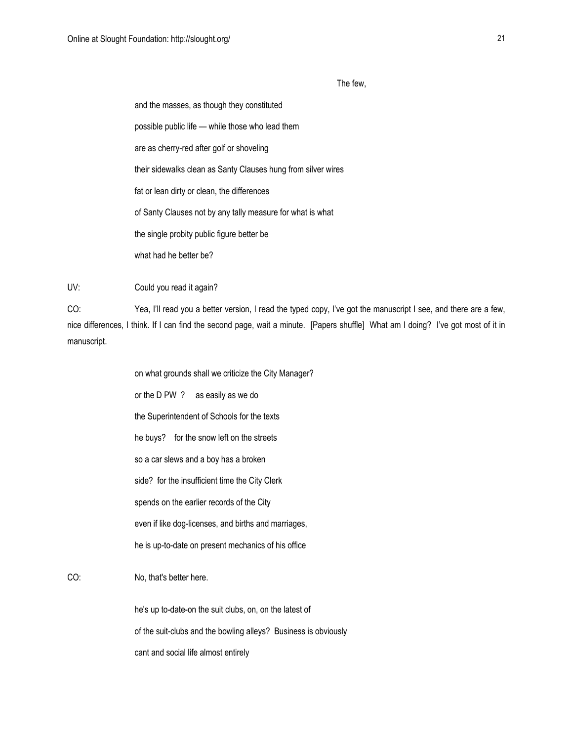The few,

and the masses, as though they constituted

possible public life — while those who lead them

are as cherry-red after golf or shoveling

their sidewalks clean as Santy Clauses hung from silver wires

fat or lean dirty or clean, the differences

of Santy Clauses not by any tally measure for what is what

the single probity public figure better be

what had he better be?

UV: Could you read it again?

CO: Yea, I'll read you a better version, I read the typed copy, I've got the manuscript I see, and there are a few, nice differences, I think. If I can find the second page, wait a minute. [Papers shuffle] What am I doing? I've got most of it in manuscript.

on what grounds shall we criticize the City Manager?

or the D PW ? as easily as we do

the Superintendent of Schools for the texts

he buys? for the snow left on the streets

so a car slews and a boy has a broken

side? for the insufficient time the City Clerk

spends on the earlier records of the City

even if like dog-licenses, and births and marriages,

he is up-to-date on present mechanics of his office

CO: No, that's better here.

he's up to-date-on the suit clubs, on, on the latest of

of the suit-clubs and the bowling alleys? Business is obviously

cant and social life almost entirely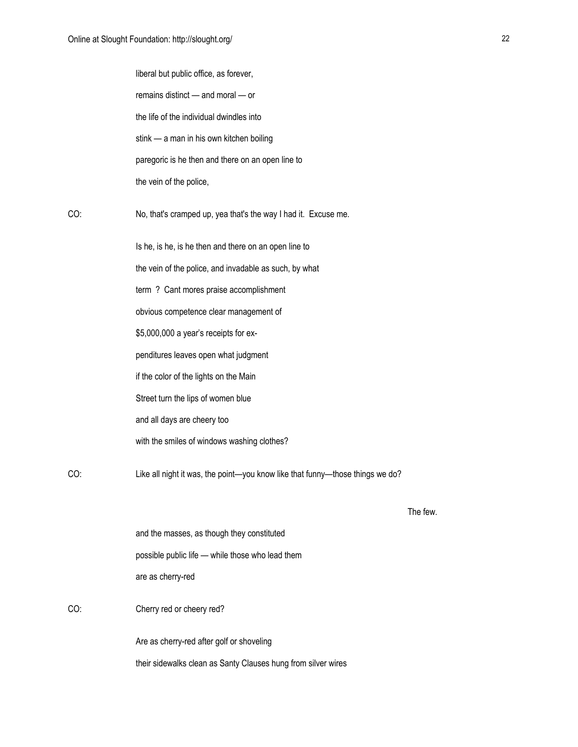liberal but public office, as forever,

remains distinct — and moral — or

the life of the individual dwindles into

stink — a man in his own kitchen boiling

paregoric is he then and there on an open line to

the vein of the police,

CO: No, that's cramped up, yea that's the way I had it. Excuse me.

Is he, is he, is he then and there on an open line to

the vein of the police, and invadable as such, by what

term ? Cant mores praise accomplishment

obvious competence clear management of

$5,000,000 a year's receipts for ex-

penditures leaves open what judgment

if the color of the lights on the Main

Street turn the lips of women blue

and all days are cheery too

with the smiles of windows washing clothes?

CO: Like all night it was, the point—you know like that funny—those things we do?

The few.

and the masses, as though they constituted

possible public life — while those who lead them

are as cherry-red

CO: Cherry red or cheery red?

Are as cherry-red after golf or shoveling

their sidewalks clean as Santy Clauses hung from silver wires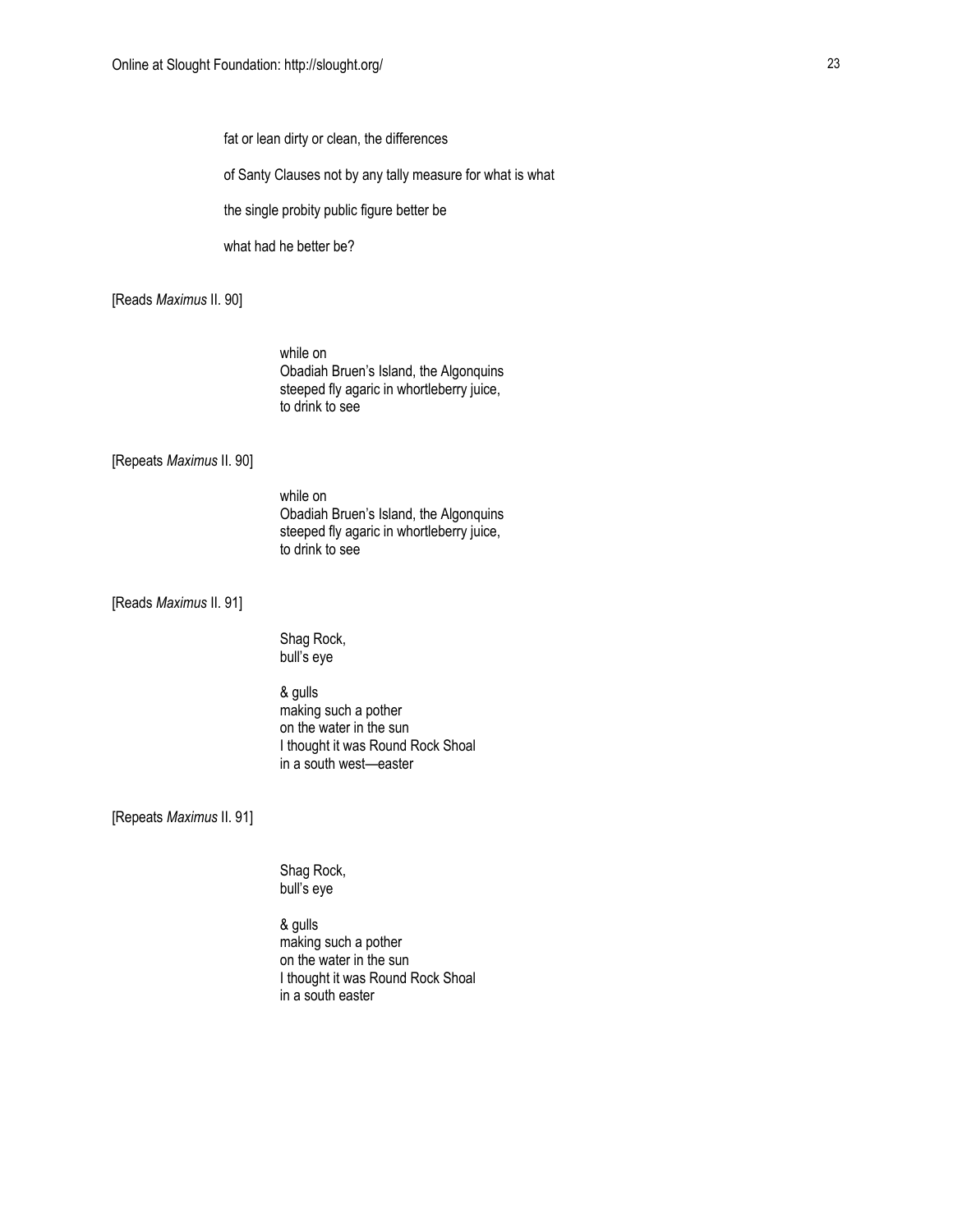fat or lean dirty or clean, the differences

of Santy Clauses not by any tally measure for what is what

the single probity public figure better be

what had he better be?

[Reads *Maximus* II. 90]

while on  
Obadiah Bruen's Island, the Algonquins  
steeped fly agaric in whortleberry juice,  
to drink to see

[Repeats *Maximus* II. 90]

while on  
Obadiah Bruen's Island, the Algonquins  
steeped fly agaric in whortleberry juice,  
to drink to see

[Reads *Maximus* II. 91]

Shag Rock,  
bull's eye

& gulls  
making such a pother  
on the water in the sun  
I thought it was Round Rock Shoal  
in a south west—easter

[Repeats *Maximus* II. 91]

Shag Rock,  
bull's eye

& gulls  
making such a pother  
on the water in the sun  
I thought it was Round Rock Shoal  
in a south easter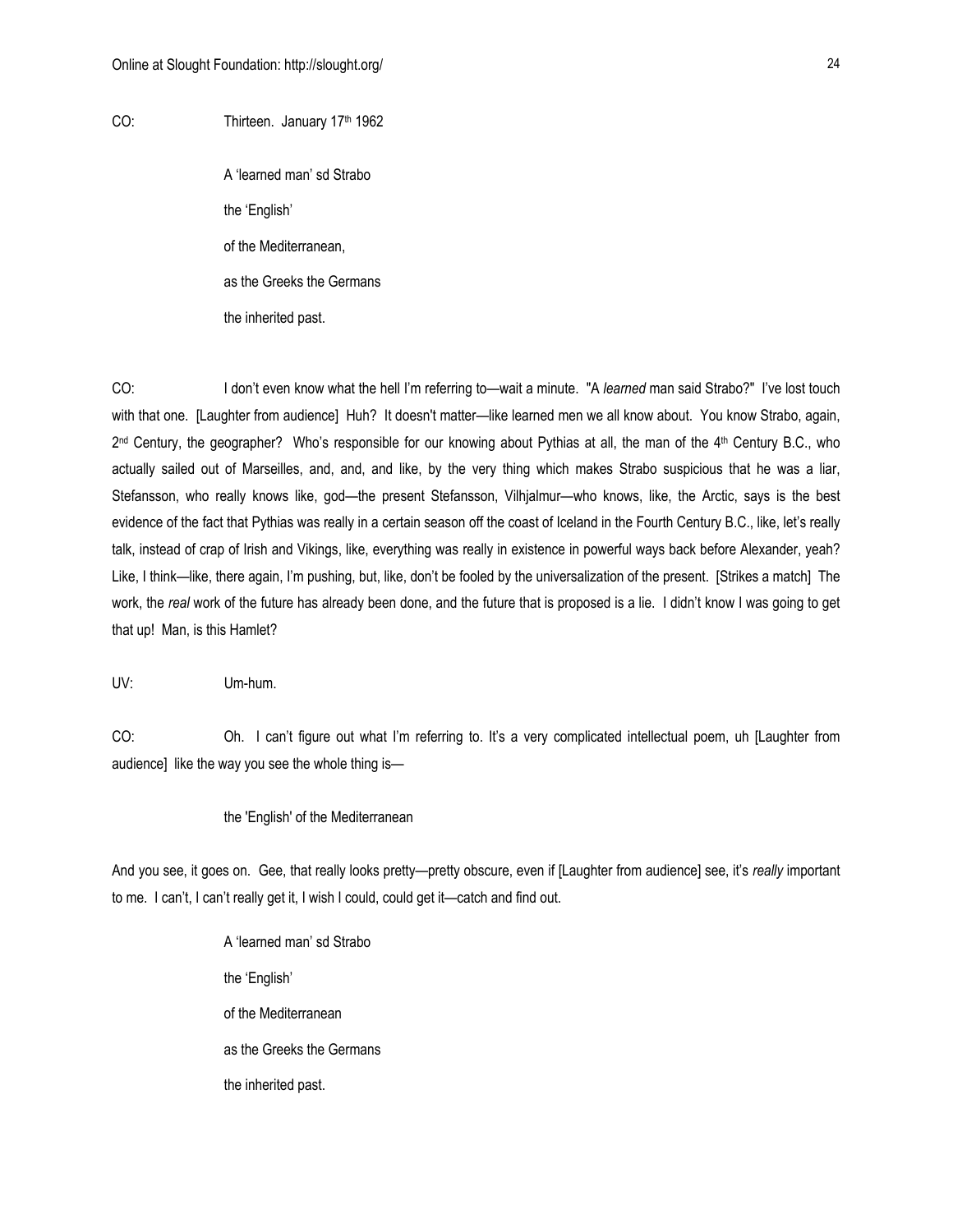CO: Thirteen. January 17th 1962

> A 'learned man' sd Strabo
>
> the 'English'
>
> of the Mediterranean,
>
> as the Greeks the Germans
>
> the inherited past.

CO: I don't even know what the hell I'm referring to—wait a minute. "A *learned* man said Strabo?" I've lost touch with that one. [Laughter from audience] Huh? It doesn't matter—like learned men we all know about. You know Strabo, again, 2nd Century, the geographer? Who's responsible for our knowing about Pythias at all, the man of the 4th Century B.C., who actually sailed out of Marseilles, and, and, and like, by the very thing which makes Strabo suspicious that he was a liar, Stefansson, who really knows like, god—the present Stefansson, Vilhjalmur—who knows, like, the Arctic, says is the best evidence of the fact that Pythias was really in a certain season off the coast of Iceland in the Fourth Century B.C., like, let's really talk, instead of crap of Irish and Vikings, like, everything was really in existence in powerful ways back before Alexander, yeah? Like, I think—like, there again, I'm pushing, but, like, don't be fooled by the universalization of the present. [Strikes a match] The work, the *real* work of the future has already been done, and the future that is proposed is a lie. I didn't know I was going to get that up! Man, is this Hamlet?

UV: Um-hum.

CO: Oh. I can't figure out what I'm referring to. It's a very complicated intellectual poem, uh [Laughter from audience] like the way you see the whole thing is—

> the 'English' of the Mediterranean

And you see, it goes on. Gee, that really looks pretty—pretty obscure, even if [Laughter from audience] see, it's *really* important to me. I can't, I can't really get it, I wish I could, could get it—catch and find out.

> A 'learned man' sd Strabo
>
> the 'English'
>
> of the Mediterranean
>
> as the Greeks the Germans
>
> the inherited past.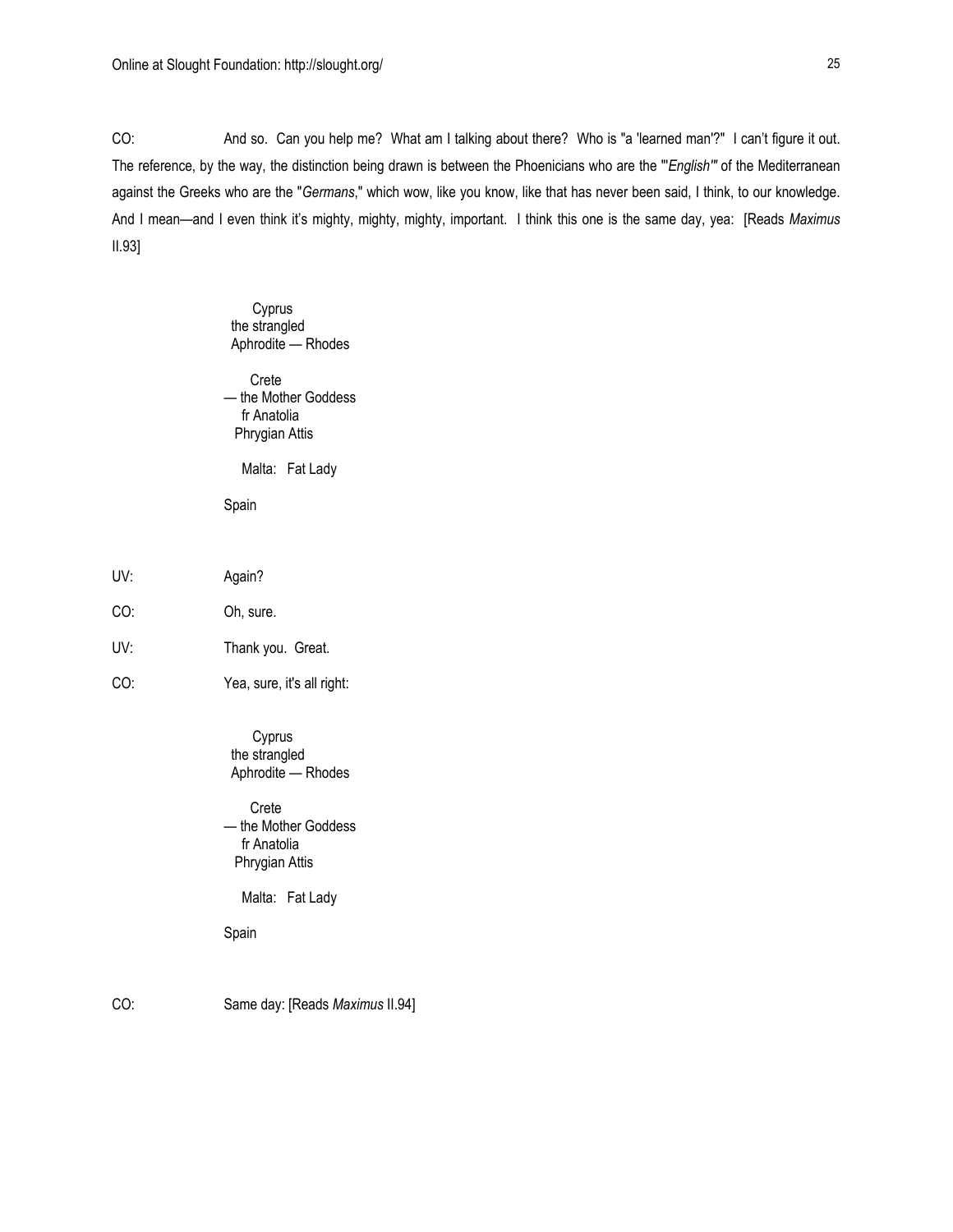CO: And so. Can you help me? What am I talking about there? Who is "a 'learned man'?" I can't figure it out. The reference, by the way, the distinction being drawn is between the Phoenicians who are the "'*English*'" of the Mediterranean against the Greeks who are the "*Germans*," which wow, like you know, like that has never been said, I think, to our knowledge. And I mean—and I even think it's mighty, mighty, mighty, important. I think this one is the same day, yea: [Reads *Maximus* II.93]

> Cyprus
> the strangled
> Aphrodite — Rhodes
>
> Crete
> — the Mother Goddess
> fr Anatolia
> Phrygian Attis
>
> Malta: Fat Lady
>
> Spain

UV: Again?

CO: Oh, sure.

UV: Thank you. Great.

CO: Yea, sure, it's all right:

> Cyprus
> the strangled
> Aphrodite — Rhodes
>
> Crete
> — the Mother Goddess
> fr Anatolia
> Phrygian Attis
>
> Malta: Fat Lady
>
> Spain

CO: Same day: [Reads *Maximus* II.94]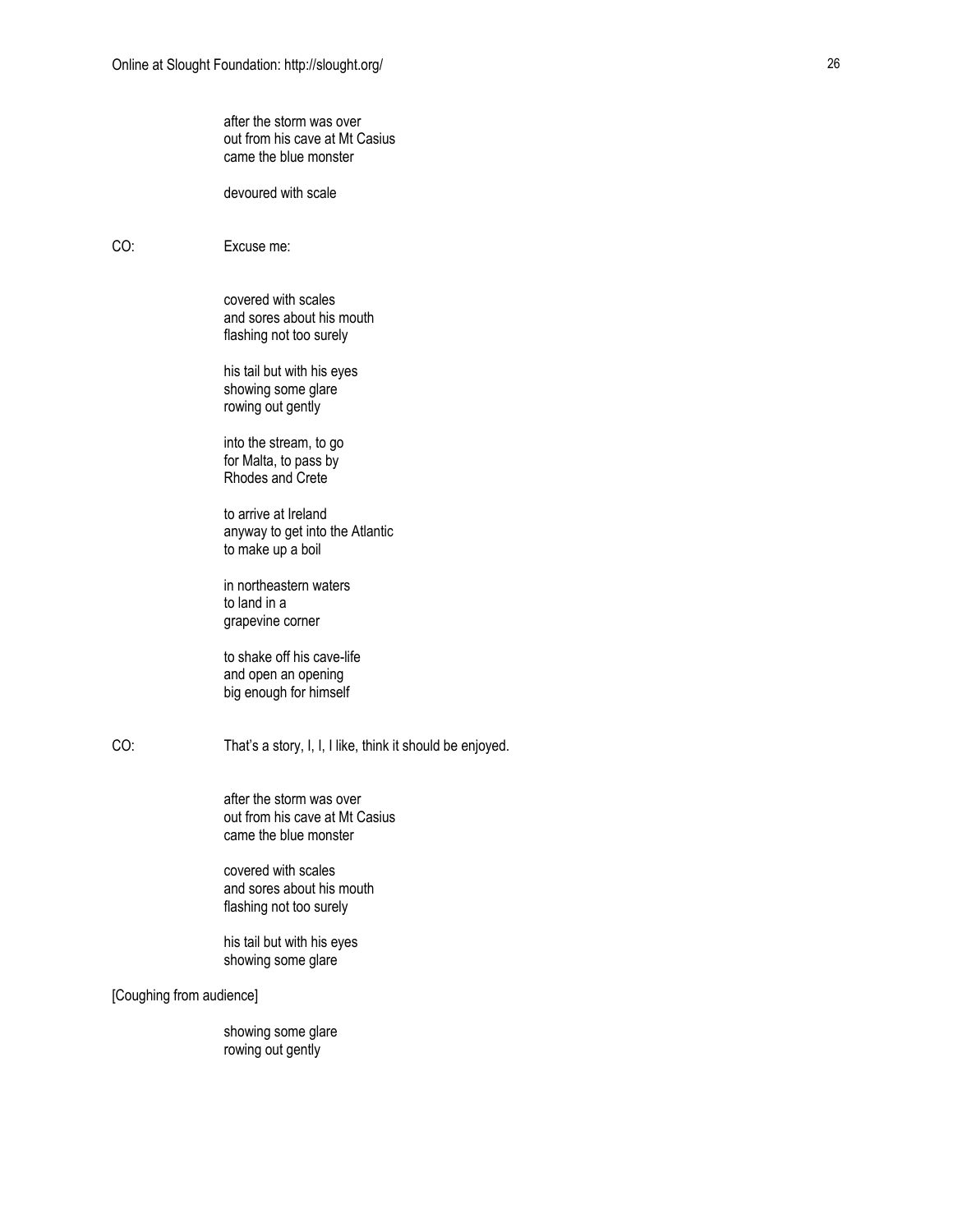after the storm was over
out from his cave at Mt Casius
came the blue monster

devoured with scale

CO: Excuse me:

covered with scales
and sores about his mouth
flashing not too surely

his tail but with his eyes
showing some glare
rowing out gently

into the stream, to go
for Malta, to pass by
Rhodes and Crete

to arrive at Ireland
anyway to get into the Atlantic
to make up a boil

in northeastern waters
to land in a
grapevine corner

to shake off his cave-life
and open an opening
big enough for himself

CO: That's a story, I, I, I like, think it should be enjoyed.

after the storm was over
out from his cave at Mt Casius
came the blue monster

covered with scales
and sores about his mouth
flashing not too surely

his tail but with his eyes
showing some glare

[Coughing from audience]

showing some glare
rowing out gently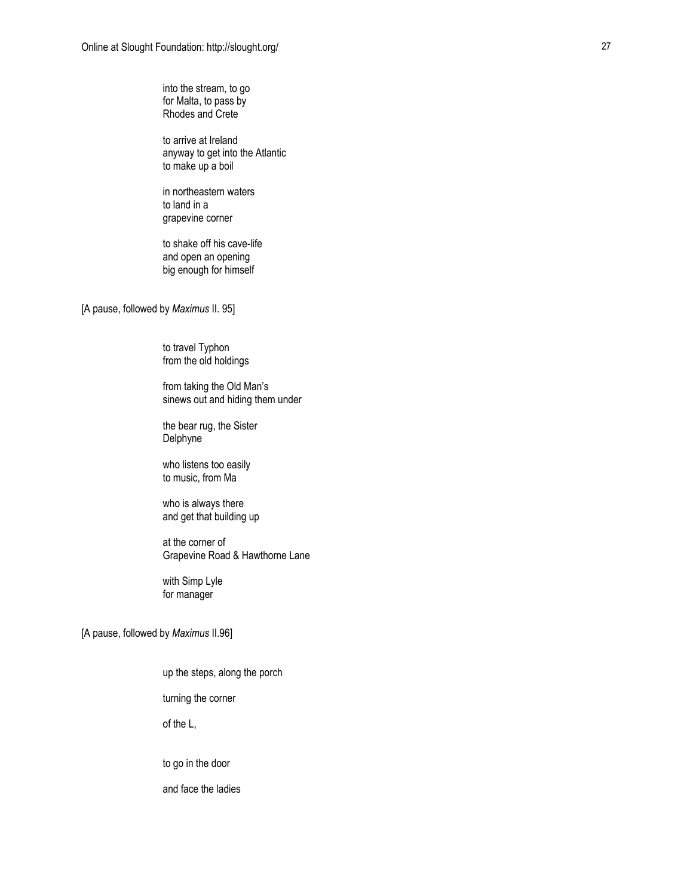into the stream, to go  
for Malta, to pass by  
Rhodes and Crete

to arrive at Ireland  
anyway to get into the Atlantic  
to make up a boil

in northeastern waters  
to land in a  
grapevine corner

to shake off his cave-life  
and open an opening  
big enough for himself

[A pause, followed by *Maximus* II. 95]

to travel Typhon  
from the old holdings

from taking the Old Man's  
sinews out and hiding them under

the bear rug, the Sister  
Delphyne

who listens too easily  
to music, from Ma

who is always there  
and get that building up

at the corner of  
Grapevine Road & Hawthorne Lane

with Simp Lyle  
for manager

[A pause, followed by *Maximus* II.96]

up the steps, along the porch

turning the corner

of the L,

to go in the door

and face the ladies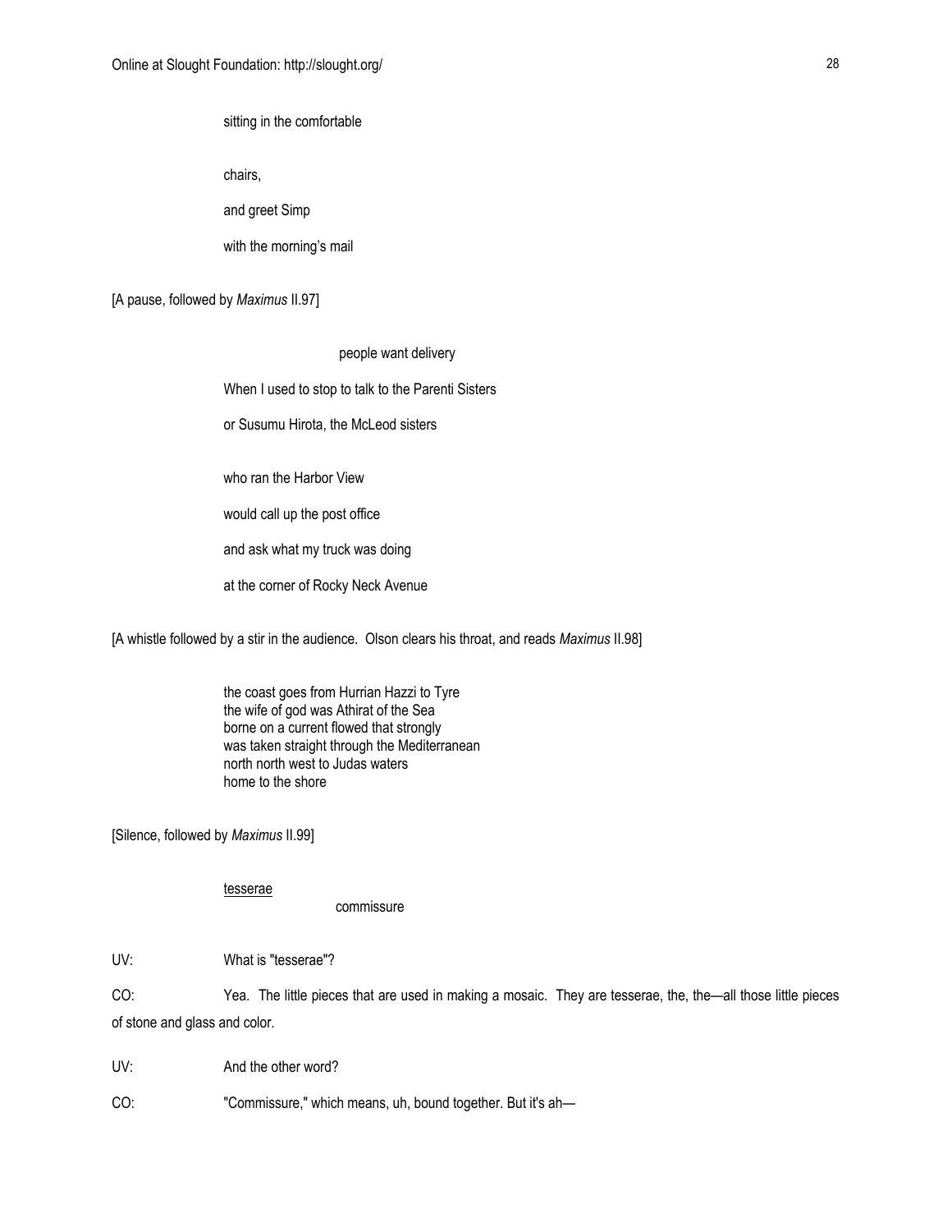sitting in the comfortable

chairs,

and greet Simp

with the morning's mail

[A pause, followed by *Maximus* II.97]

people want delivery

When I used to stop to talk to the Parenti Sisters

or Susumu Hirota, the McLeod sisters

who ran the Harbor View

would call up the post office

and ask what my truck was doing

at the corner of Rocky Neck Avenue

[A whistle followed by a stir in the audience. Olson clears his throat, and reads *Maximus* II.98]

the coast goes from Hurrian Hazzi to Tyre
the wife of god was Athirat of the Sea
borne on a current flowed that strongly
was taken straight through the Mediterranean
north north west to Judas waters
home to the shore

[Silence, followed by *Maximus* II.99]

<u>tesserae</u>

commissure

UV: What is "tesserae"?

CO: Yea. The little pieces that are used in making a mosaic. They are tesserae, the, the—all those little pieces of stone and glass and color.

UV: And the other word?

CO: "Commissure," which means, uh, bound together. But it's ah—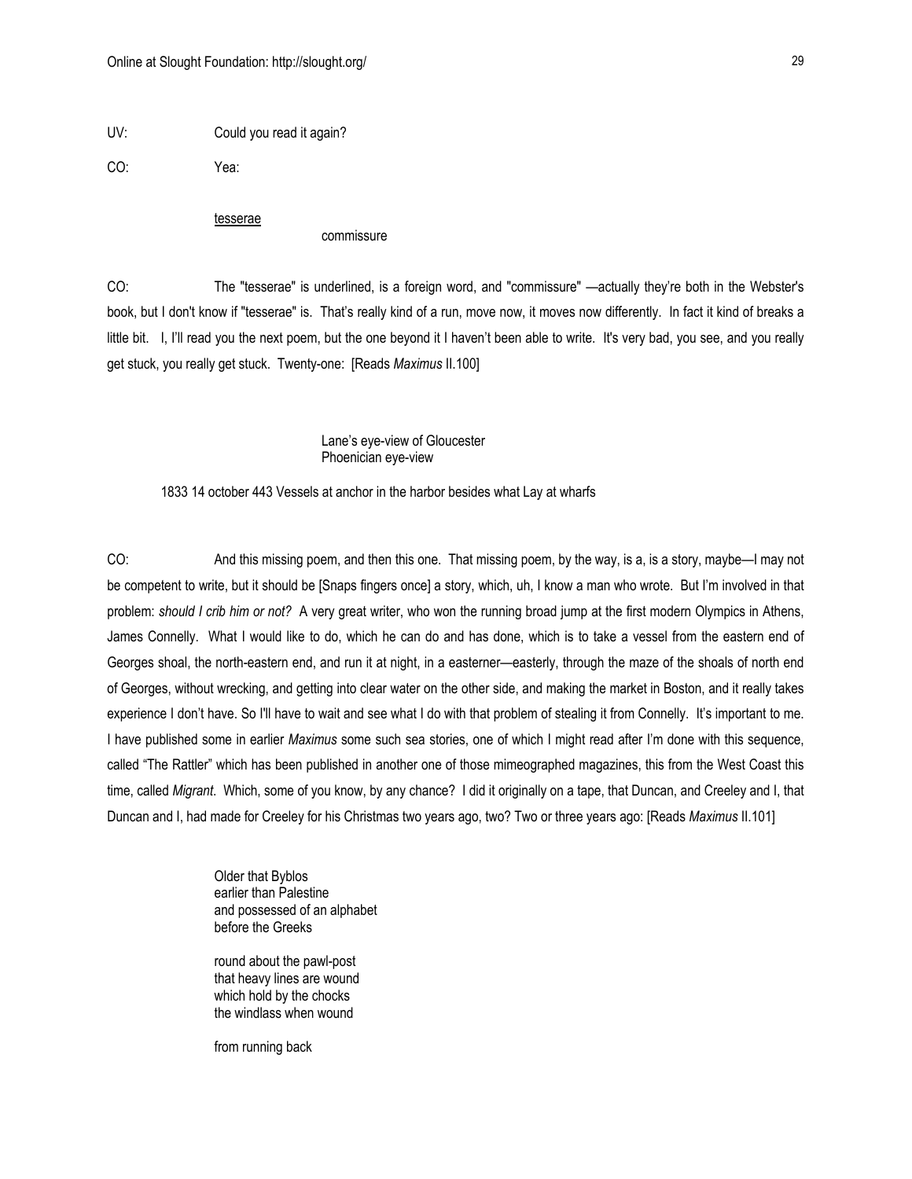UV: Could you read it again?

CO: Yea:

> <u>tesserae</u>
>
> commissure

CO: The "tesserae" is underlined, is a foreign word, and "commissure" —actually they're both in the Webster's book, but I don't know if "tesserae" is. That's really kind of a run, move now, it moves now differently. In fact it kind of breaks a little bit. I, I'll read you the next poem, but the one beyond it I haven't been able to write. It's very bad, you see, and you really get stuck, you really get stuck. Twenty-one: [Reads *Maximus* II.100]

> Lane's eye-view of Gloucester
> Phoenician eye-view
>
> 1833 14 october 443 Vessels at anchor in the harbor besides what Lay at wharfs

CO: And this missing poem, and then this one. That missing poem, by the way, is a, is a story, maybe—I may not be competent to write, but it should be [Snaps fingers once] a story, which, uh, I know a man who wrote. But I'm involved in that problem: *should I crib him or not?* A very great writer, who won the running broad jump at the first modern Olympics in Athens, James Connelly. What I would like to do, which he can do and has done, which is to take a vessel from the eastern end of Georges shoal, the north-eastern end, and run it at night, in a easterner—easterly, through the maze of the shoals of north end of Georges, without wrecking, and getting into clear water on the other side, and making the market in Boston, and it really takes experience I don't have. So I'll have to wait and see what I do with that problem of stealing it from Connelly. It's important to me. I have published some in earlier *Maximus* some such sea stories, one of which I might read after I'm done with this sequence, called "The Rattler" which has been published in another one of those mimeographed magazines, this from the West Coast this time, called *Migrant*. Which, some of you know, by any chance? I did it originally on a tape, that Duncan, and Creeley and I, that Duncan and I, had made for Creeley for his Christmas two years ago, two? Two or three years ago: [Reads *Maximus* II.101]

> Older that Byblos
> earlier than Palestine
> and possessed of an alphabet
> before the Greeks
>
> round about the pawl-post
> that heavy lines are wound
> which hold by the chocks
> the windlass when wound
>
> from running back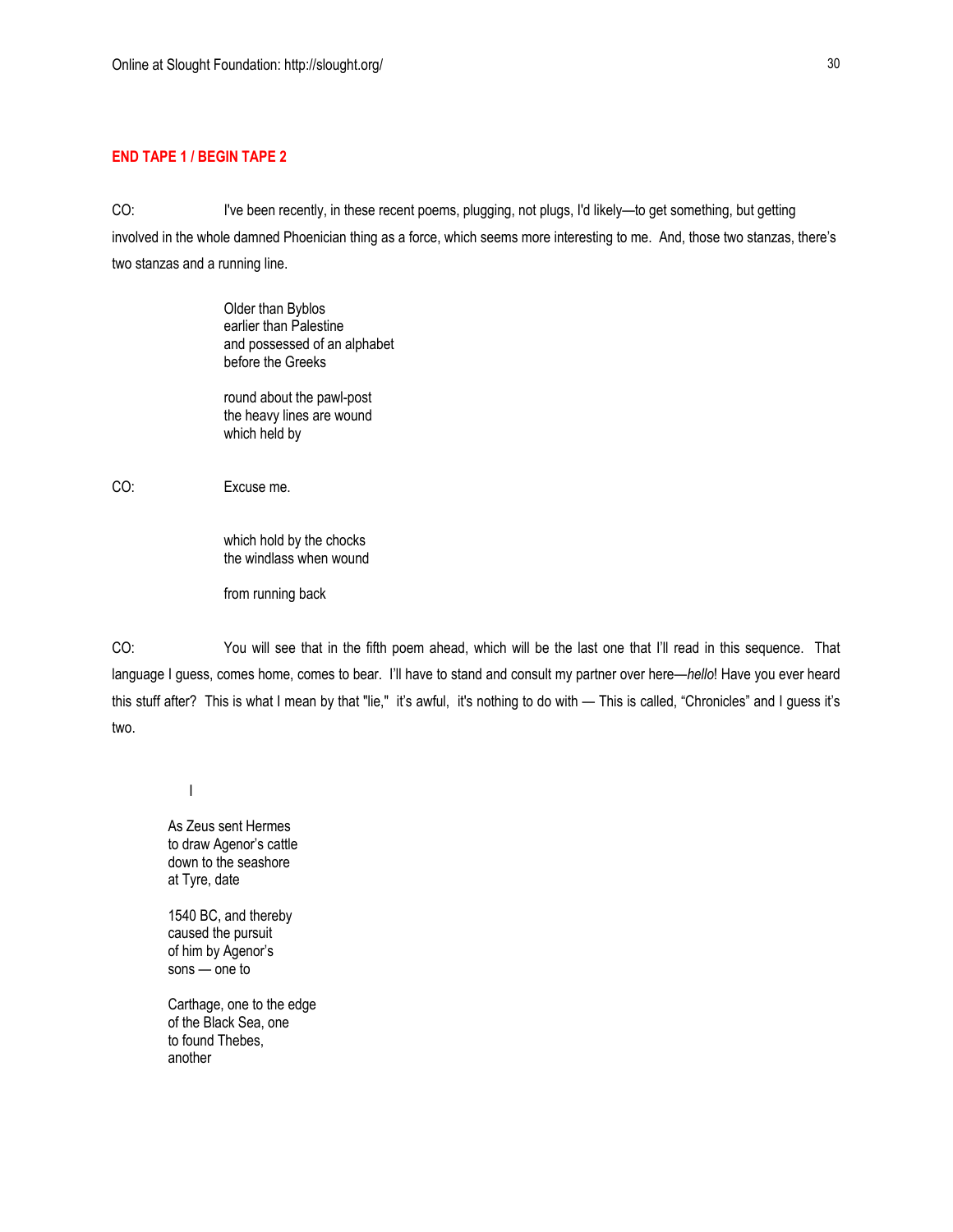**END TAPE 1 / BEGIN TAPE 2**

CO: I've been recently, in these recent poems, plugging, not plugs, I'd likely—to get something, but getting involved in the whole damned Phoenician thing as a force, which seems more interesting to me. And, those two stanzas, there's two stanzas and a running line.

> Older than Byblos
> earlier than Palestine
> and possessed of an alphabet
> before the Greeks
>
> round about the pawl-post
> the heavy lines are wound
> which held by

CO: Excuse me.

> which hold by the chocks
> the windlass when wound
>
> from running back

CO: You will see that in the fifth poem ahead, which will be the last one that I'll read in this sequence. That language I guess, comes home, comes to bear. I'll have to stand and consult my partner over here—*hello*! Have you ever heard this stuff after? This is what I mean by that "lie," it's awful, it's nothing to do with — This is called, "Chronicles" and I guess it's two.

> I
>
> As Zeus sent Hermes
> to draw Agenor's cattle
> down to the seashore
> at Tyre, date
>
> 1540 BC, and thereby
> caused the pursuit
> of him by Agenor's
> sons — one to
>
> Carthage, one to the edge
> of the Black Sea, one
> to found Thebes,
> another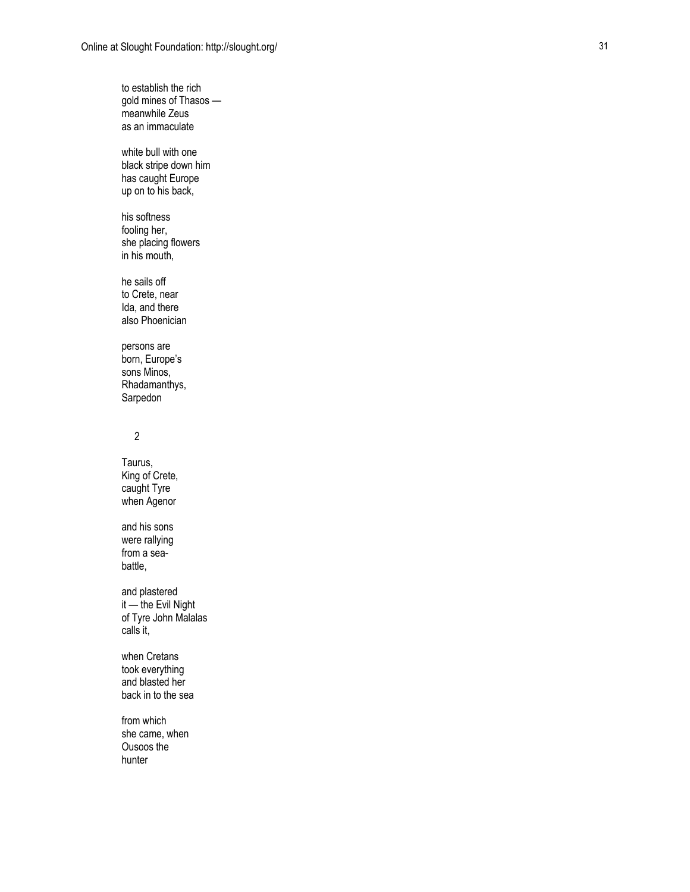to establish the rich
gold mines of Thasos —
meanwhile Zeus
as an immaculate

white bull with one
black stripe down him
has caught Europe
up on to his back,

his softness
fooling her,
she placing flowers
in his mouth,

he sails off
to Crete, near
Ida, and there
also Phoenician

persons are
born, Europe's
sons Minos,
Rhadamanthys,
Sarpedon

2

Taurus,
King of Crete,
caught Tyre
when Agenor

and his sons
were rallying
from a sea-
battle,

and plastered
it — the Evil Night
of Tyre John Malalas
calls it,

when Cretans
took everything
and blasted her
back in to the sea

from which
she came, when
Ousoos the
hunter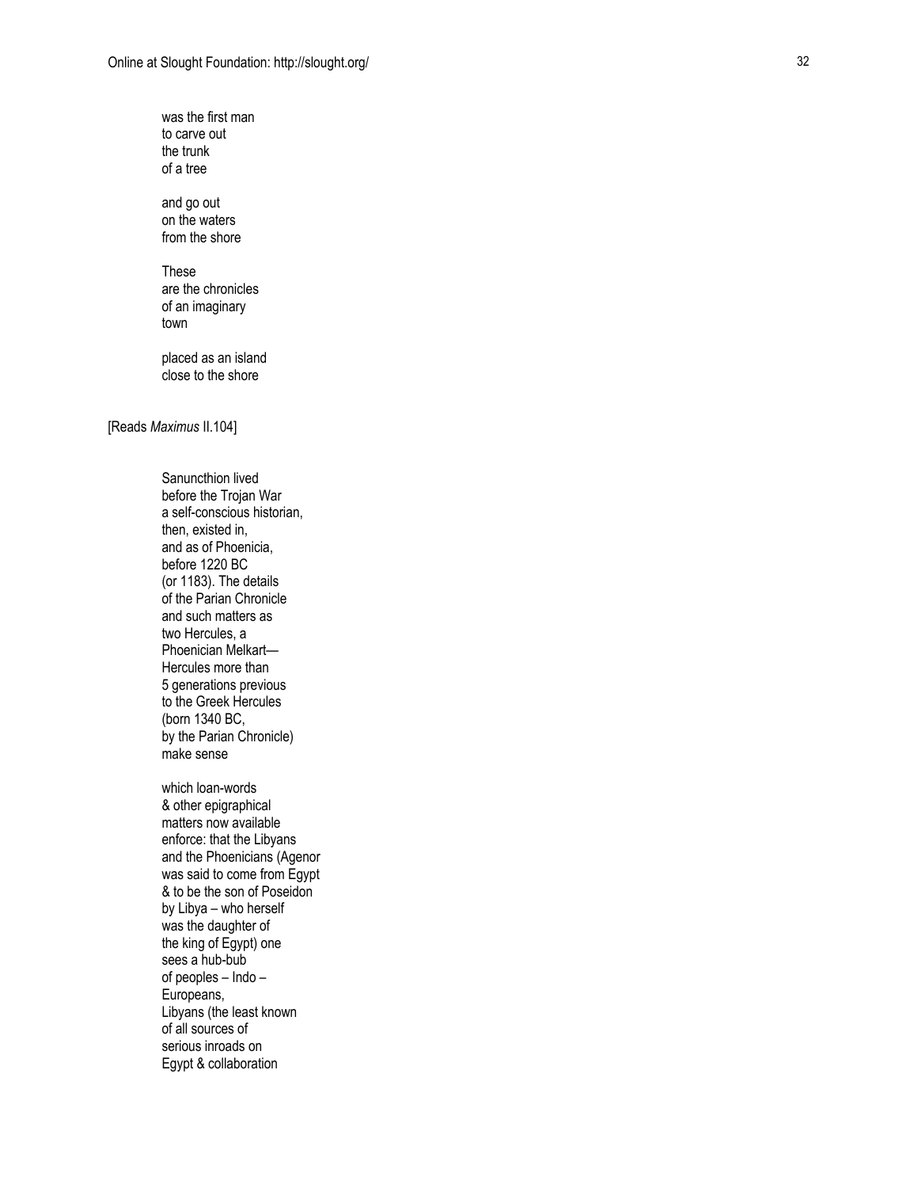was the first man  
to carve out  
the trunk  
of a tree

and go out  
on the waters  
from the shore

These  
are the chronicles  
of an imaginary  
town

placed as an island  
close to the shore

[Reads *Maximus* II.104]

Sanuncthion lived  
before the Trojan War  
a self-conscious historian,  
then, existed in,  
and as of Phoenicia,  
before 1220 BC  
(or 1183). The details  
of the Parian Chronicle  
and such matters as  
two Hercules, a  
Phoenician Melkart—  
Hercules more than  
5 generations previous  
to the Greek Hercules  
(born 1340 BC,  
by the Parian Chronicle)  
make sense

which loan-words  
& other epigraphical  
matters now available  
enforce: that the Libyans  
and the Phoenicians (Agenor  
was said to come from Egypt  
& to be the son of Poseidon  
by Libya – who herself  
was the daughter of  
the king of Egypt) one  
sees a hub-bub  
of peoples – Indo –  
Europeans,  
Libyans (the least known  
of all sources of  
serious inroads on  
Egypt & collaboration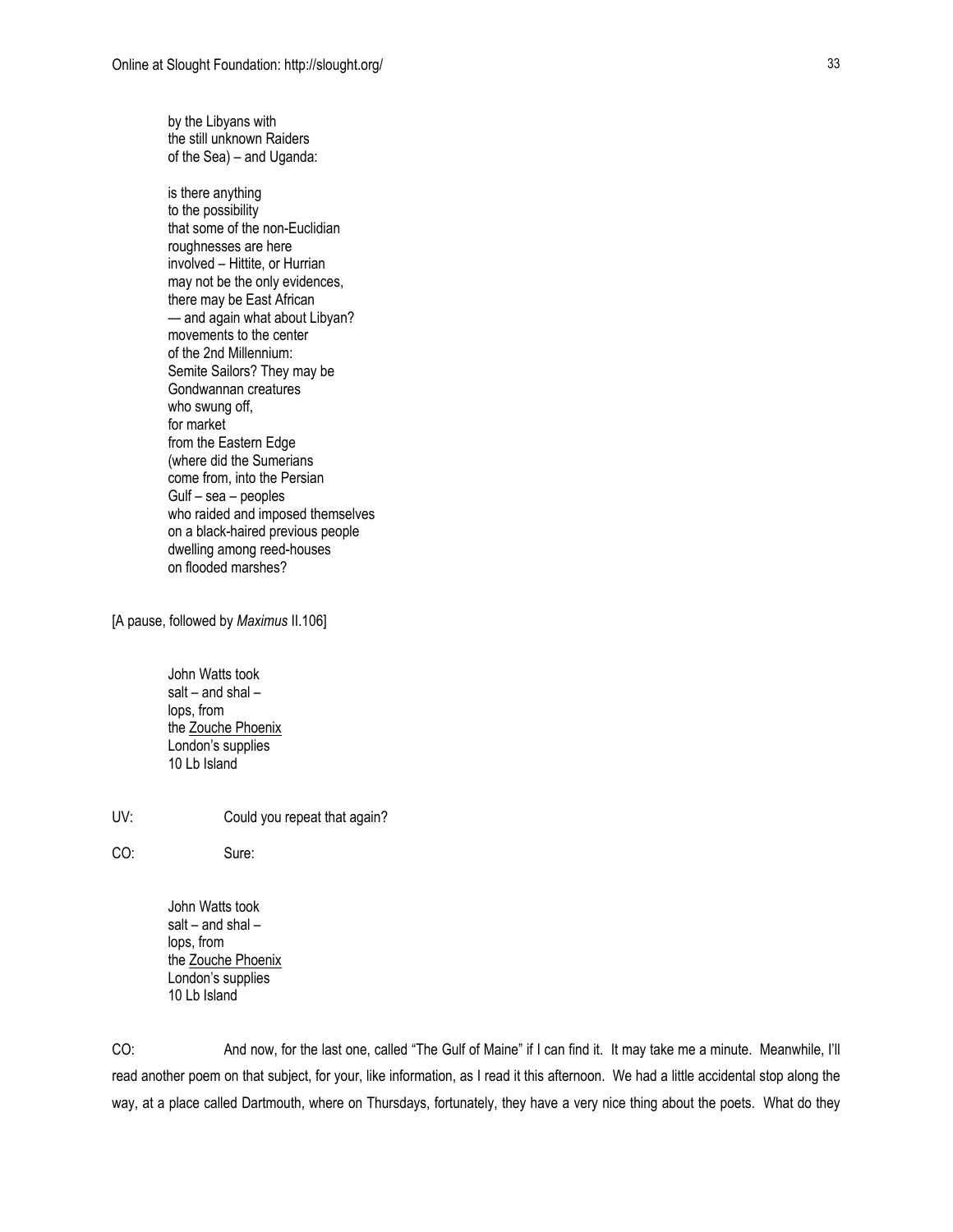by the Libyans with  
the still unknown Raiders  
of the Sea) – and Uganda:

is there anything  
to the possibility  
that some of the non-Euclidian  
roughnesses are here  
involved – Hittite, or Hurrian  
may not be the only evidences,  
there may be East African  
— and again what about Libyan?  
movements to the center  
of the 2nd Millennium:  
Semite Sailors? They may be  
Gondwannan creatures  
who swung off,  
for market  
from the Eastern Edge  
(where did the Sumerians  
come from, into the Persian  
Gulf – sea – peoples  
who raided and imposed themselves  
on a black-haired previous people  
dwelling among reed-houses  
on flooded marshes?

[A pause, followed by *Maximus* II.106]

John Watts took  
salt – and shal –  
lops, from  
the <u>Zouche Phoenix</u>  
London's supplies  
10 Lb Island

UV: Could you repeat that again?

CO: Sure:

John Watts took  
salt – and shal –  
lops, from  
the <u>Zouche Phoenix</u>  
London's supplies  
10 Lb Island

CO: And now, for the last one, called "The Gulf of Maine" if I can find it. It may take me a minute. Meanwhile, I'll read another poem on that subject, for your, like information, as I read it this afternoon. We had a little accidental stop along the way, at a place called Dartmouth, where on Thursdays, fortunately, they have a very nice thing about the poets. What do they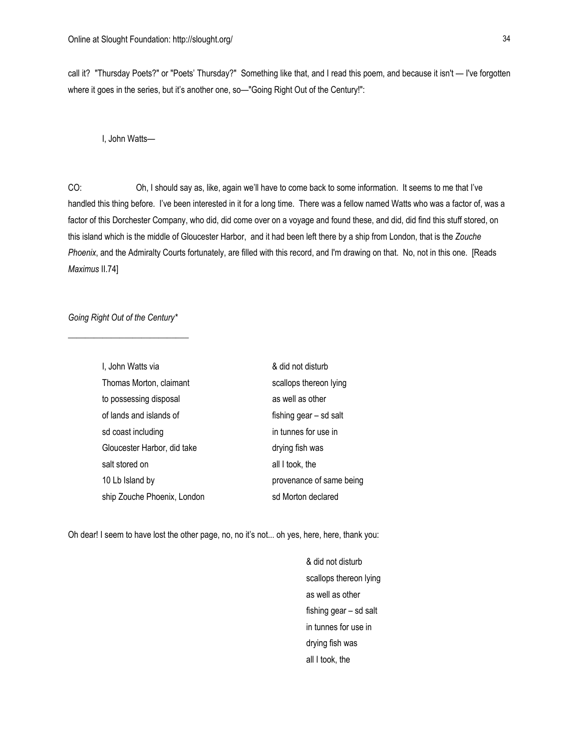call it? "Thursday Poets?" or "Poets' Thursday?" Something like that, and I read this poem, and because it isn't — I've forgotten where it goes in the series, but it's another one, so—"Going Right Out of the Century!":

I, John Watts—

CO: Oh, I should say as, like, again we'll have to come back to some information. It seems to me that I've handled this thing before. I've been interested in it for a long time. There was a fellow named Watts who was a factor of, was a factor of this Dorchester Company, who did, did come over on a voyage and found these, and did, did find this stuff stored, on this island which is the middle of Gloucester Harbor, and it had been left there by a ship from London, that is the *Zouche Phoenix*, and the Admiralty Courts fortunately, are filled with this record, and I'm drawing on that. No, not in this one. [Reads *Maximus* II.74]

*Going Right Out of the Century**

---

I, John Watts via
Thomas Morton, claimant
to possessing disposal
of lands and islands of
sd coast including
Gloucester Harbor, did take
salt stored on
10 Lb Island by
ship Zouche Phoenix, London

& did not disturb
scallops thereon lying
as well as other
fishing gear – sd salt
in tunnes for use in
drying fish was
all I took, the
provenance of same being
sd Morton declared

Oh dear! I seem to have lost the other page, no, no it's not... oh yes, here, here, thank you:

& did not disturb
scallops thereon lying
as well as other
fishing gear – sd salt
in tunnes for use in
drying fish was
all I took, the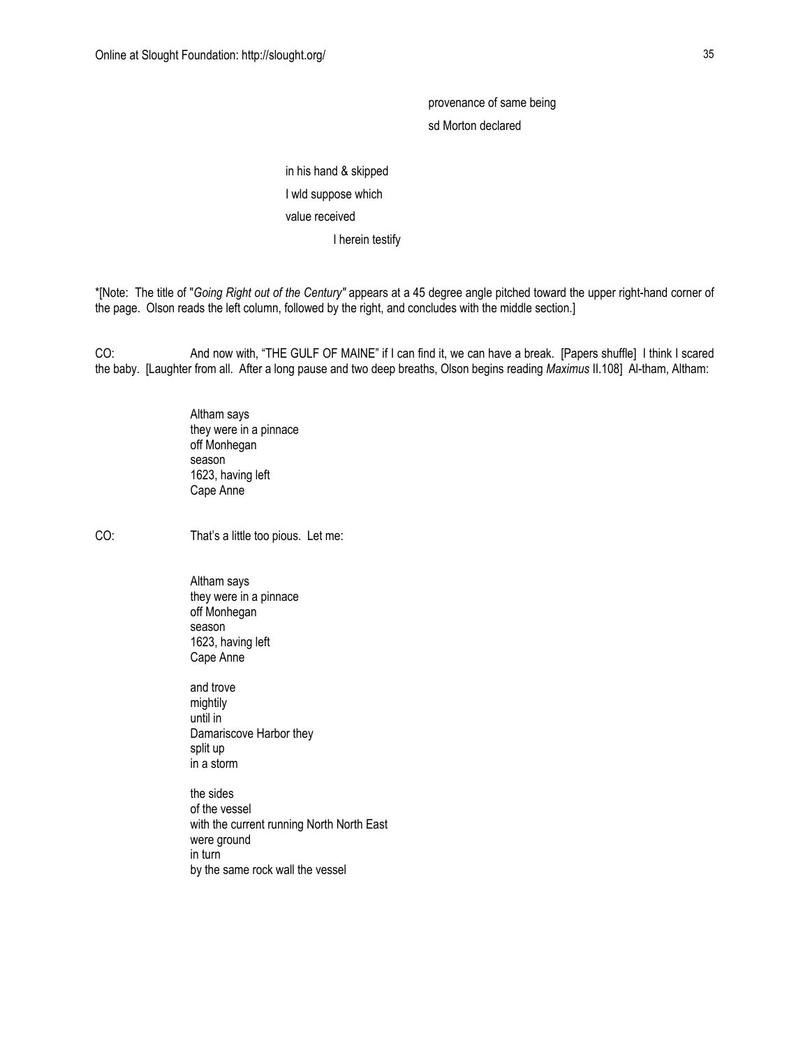provenance of same being
sd Morton declared

in his hand & skipped
I wld suppose which
value received
I herein testify

*[Note: The title of "*Going Right out of the Century"* appears at a 45 degree angle pitched toward the upper right-hand corner of the page. Olson reads the left column, followed by the right, and concludes with the middle section.]

CO: And now with, "THE GULF OF MAINE" if I can find it, we can have a break. [Papers shuffle] I think I scared the baby. [Laughter from all. After a long pause and two deep breaths, Olson begins reading *Maximus* II.108] Al-tham, Altham:

Altham says
they were in a pinnace
off Monhegan
season
1623, having left
Cape Anne

CO: That's a little too pious. Let me:

Altham says
they were in a pinnace
off Monhegan
season
1623, having left
Cape Anne

and trove
mightily
until in
Damariscove Harbor they
split up
in a storm

the sides
of the vessel
with the current running North North East
were ground
in turn
by the same rock wall the vessel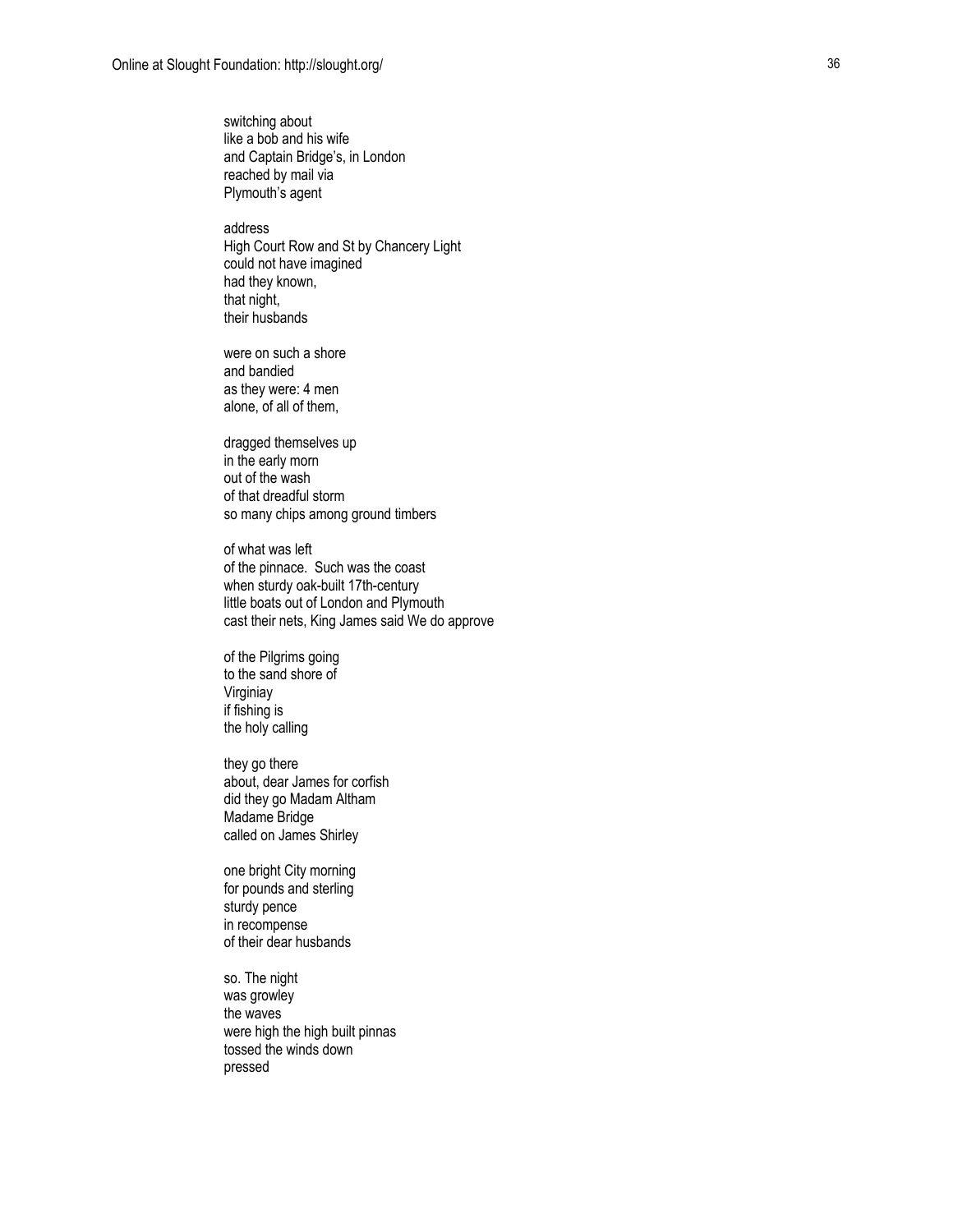switching about
like a bob and his wife
and Captain Bridge's, in London
reached by mail via
Plymouth's agent

address
High Court Row and St by Chancery Light
could not have imagined
had they known,
that night,
their husbands

were on such a shore
and bandied
as they were: 4 men
alone, of all of them,

dragged themselves up
in the early morn
out of the wash
of that dreadful storm
so many chips among ground timbers

of what was left
of the pinnace.  Such was the coast
when sturdy oak-built 17th-century
little boats out of London and Plymouth
cast their nets, King James said We do approve

of the Pilgrims going
to the sand shore of
Virginiay
if fishing is
the holy calling

they go there
about, dear James for corfish
did they go Madam Altham
Madame Bridge
called on James Shirley

one bright City morning
for pounds and sterling
sturdy pence
in recompense
of their dear husbands

so. The night
was growley
the waves
were high the high built pinnas
tossed the winds down
pressed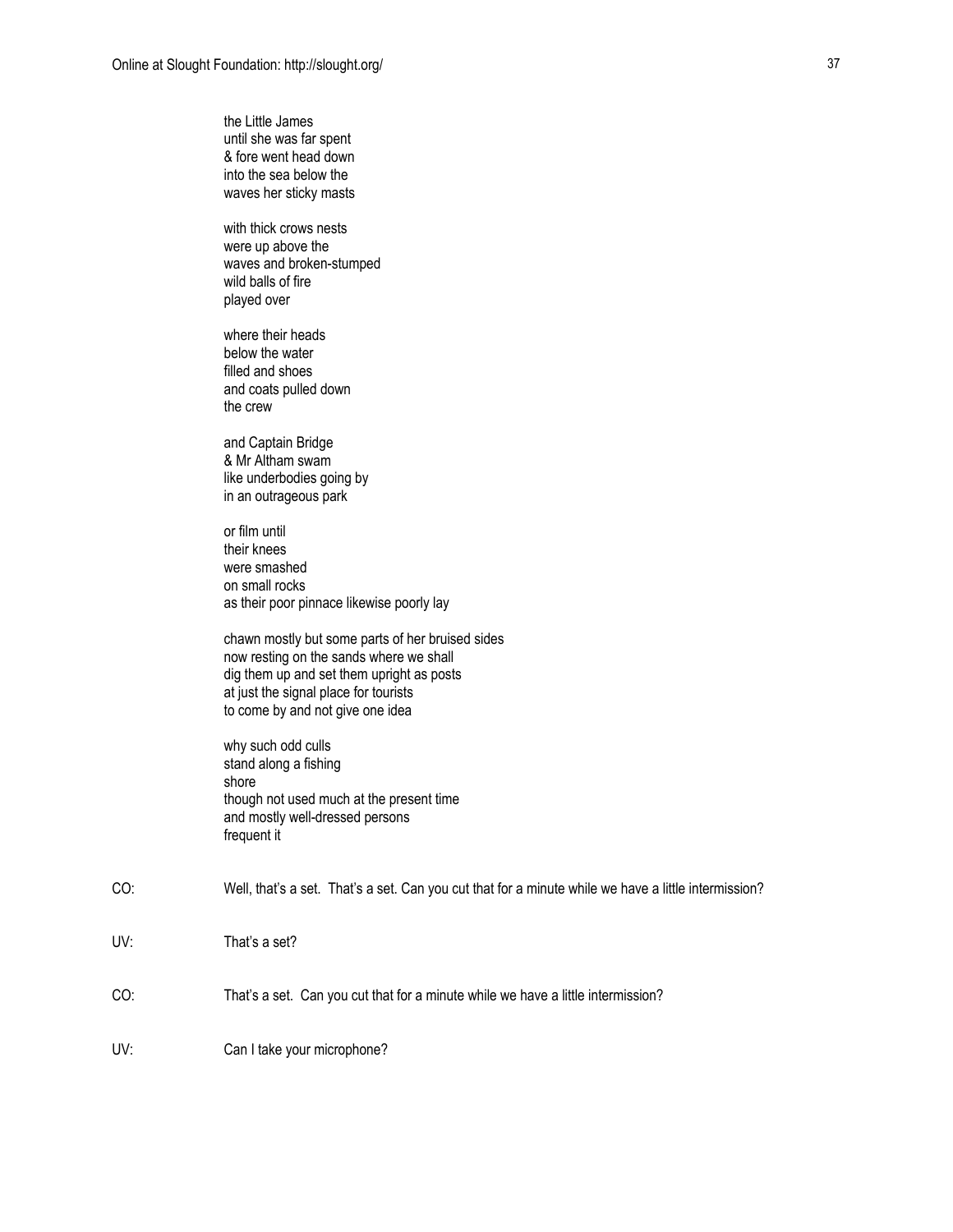the Little James  
until she was far spent  
& fore went head down  
into the sea below the  
waves her sticky masts

with thick crows nests  
were up above the  
waves and broken-stumped  
wild balls of fire  
played over

where their heads  
below the water  
filled and shoes  
and coats pulled down  
the crew

and Captain Bridge  
& Mr Altham swam  
like underbodies going by  
in an outrageous park

or film until  
their knees  
were smashed  
on small rocks  
as their poor pinnace likewise poorly lay

chawn mostly but some parts of her bruised sides  
now resting on the sands where we shall  
dig them up and set them upright as posts  
at just the signal place for tourists  
to come by and not give one idea

why such odd culls  
stand along a fishing  
shore  
though not used much at the present time  
and mostly well-dressed persons  
frequent it

CO: Well, that's a set. That's a set. Can you cut that for a minute while we have a little intermission?

UV: That's a set?

CO: That's a set. Can you cut that for a minute while we have a little intermission?

UV: Can I take your microphone?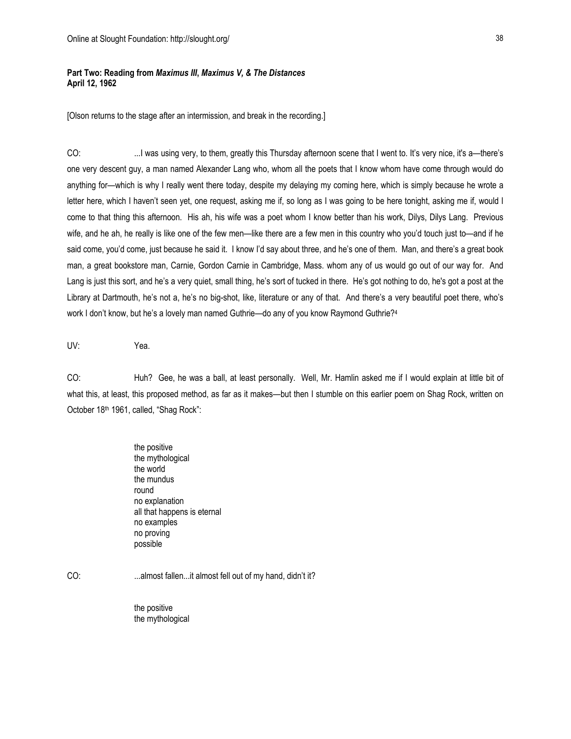**Part Two: Reading from *Maximus III*, *Maximus V*, & *The Distances***
**April 12, 1962**

[Olson returns to the stage after an intermission, and break in the recording.]

CO: ...I was using very, to them, greatly this Thursday afternoon scene that I went to. It's very nice, it's a—there's one very descent guy, a man named Alexander Lang who, whom all the poets that I know whom have come through would do anything for—which is why I really went there today, despite my delaying my coming here, which is simply because he wrote a letter here, which I haven't seen yet, one request, asking me if, so long as I was going to be here tonight, asking me if, would I come to that thing this afternoon. His ah, his wife was a poet whom I know better than his work, Dilys, Dilys Lang. Previous wife, and he ah, he really is like one of the few men—like there are a few men in this country who you'd touch just to—and if he said come, you'd come, just because he said it. I know I'd say about three, and he's one of them. Man, and there's a great book man, a great bookstore man, Carnie, Gordon Carnie in Cambridge, Mass. whom any of us would go out of our way for. And Lang is just this sort, and he's a very quiet, small thing, he's sort of tucked in there. He's got nothing to do, he's got a post at the Library at Dartmouth, he's not a, he's no big-shot, like, literature or any of that. And there's a very beautiful poet there, who's work I don't know, but he's a lovely man named Guthrie—do any of you know Raymond Guthrie?[4]

UV: Yea.

CO: Huh? Gee, he was a ball, at least personally. Well, Mr. Hamlin asked me if I would explain at little bit of what this, at least, this proposed method, as far as it makes—but then I stumble on this earlier poem on Shag Rock, written on October 18th 1961, called, "Shag Rock":

> the positive
> the mythological
> the world
> the mundus
> round
> no explanation
> all that happens is eternal
> no examples
> no proving
> possible

CO: ...almost fallen...it almost fell out of my hand, didn't it?

> the positive
> the mythological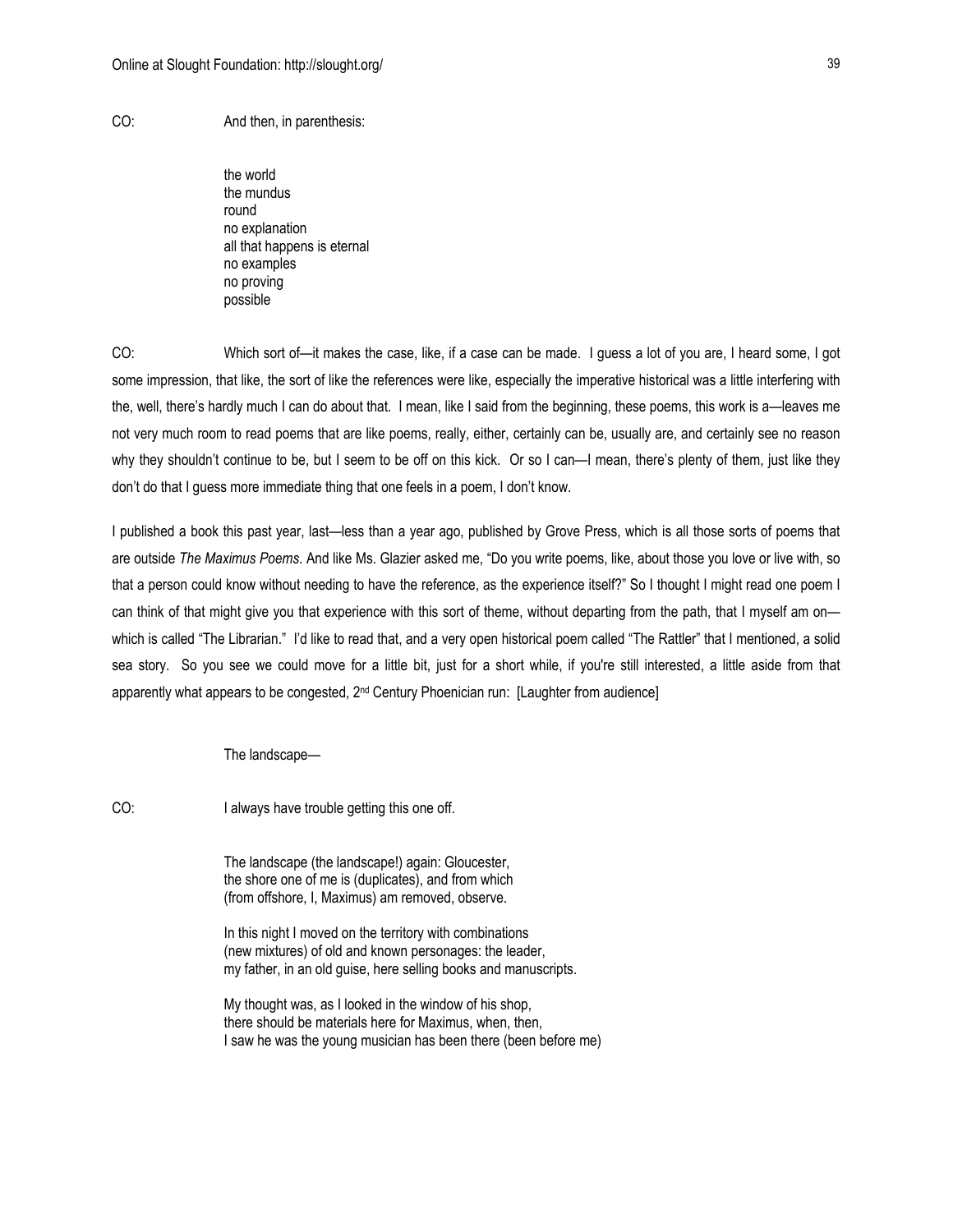CO: And then, in parenthesis:

> the world
> the mundus
> round
> no explanation
> all that happens is eternal
> no examples
> no proving
> possible

CO: Which sort of—it makes the case, like, if a case can be made. I guess a lot of you are, I heard some, I got some impression, that like, the sort of like the references were like, especially the imperative historical was a little interfering with the, well, there's hardly much I can do about that. I mean, like I said from the beginning, these poems, this work is a—leaves me not very much room to read poems that are like poems, really, either, certainly can be, usually are, and certainly see no reason why they shouldn't continue to be, but I seem to be off on this kick. Or so I can—I mean, there's plenty of them, just like they don't do that I guess more immediate thing that one feels in a poem, I don't know.

I published a book this past year, last—less than a year ago, published by Grove Press, which is all those sorts of poems that are outside *The Maximus Poems*. And like Ms. Glazier asked me, "Do you write poems, like, about those you love or live with, so that a person could know without needing to have the reference, as the experience itself?" So I thought I might read one poem I can think of that might give you that experience with this sort of theme, without departing from the path, that I myself am on—which is called "The Librarian." I'd like to read that, and a very open historical poem called "The Rattler" that I mentioned, a solid sea story. So you see we could move for a little bit, just for a short while, if you're still interested, a little aside from that apparently what appears to be congested, 2nd Century Phoenician run: [Laughter from audience]

> The landscape—

CO: I always have trouble getting this one off.

> The landscape (the landscape!) again: Gloucester,
> the shore one of me is (duplicates), and from which
> (from offshore, I, Maximus) am removed, observe.
>
> In this night I moved on the territory with combinations
> (new mixtures) of old and known personages: the leader,
> my father, in an old guise, here selling books and manuscripts.
>
> My thought was, as I looked in the window of his shop,
> there should be materials here for Maximus, when, then,
> I saw he was the young musician has been there (been before me)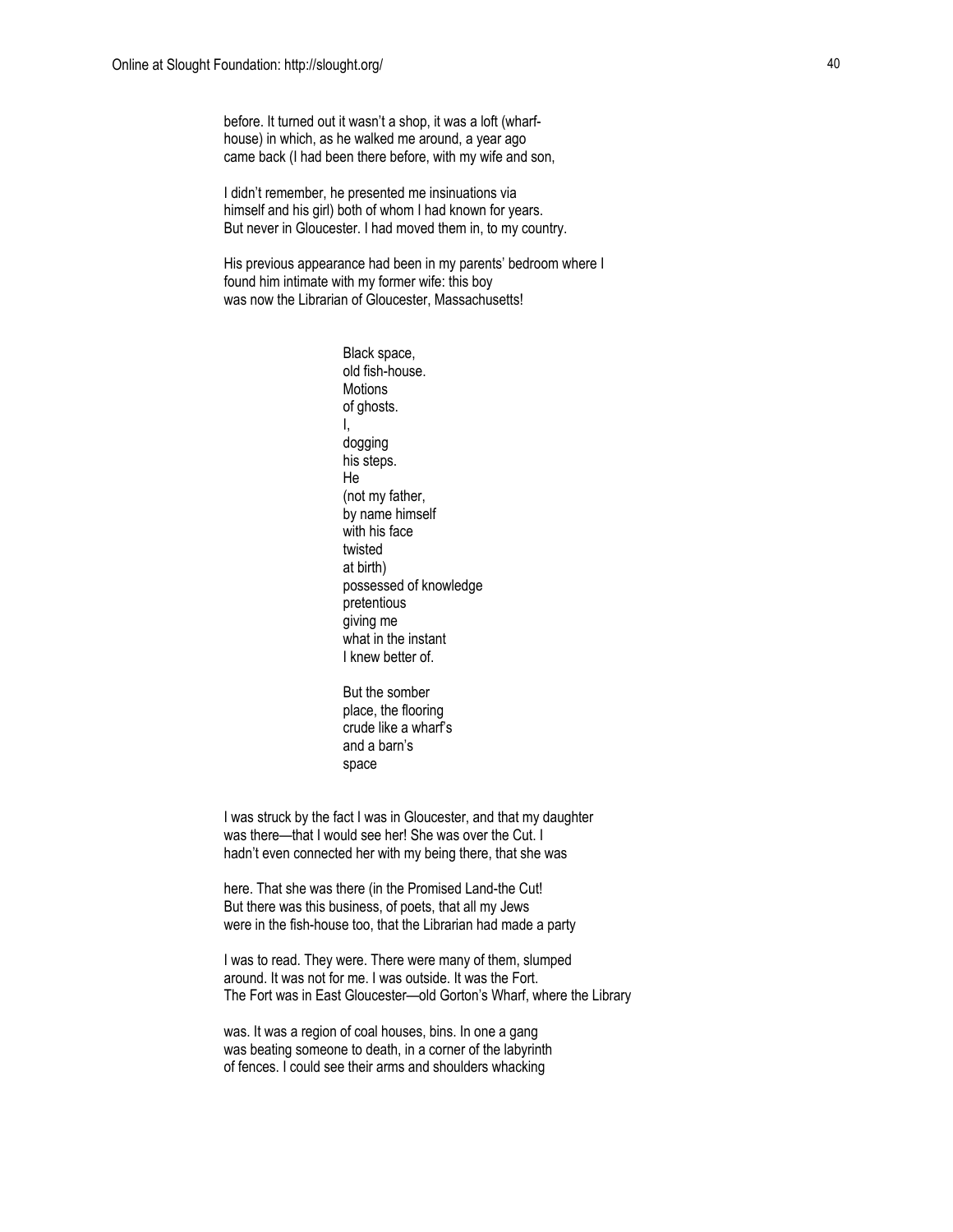before. It turned out it wasn't a shop, it was a loft (wharf-
house) in which, as he walked me around, a year ago
came back (I had been there before, with my wife and son,

I didn't remember, he presented me insinuations via
himself and his girl) both of whom I had known for years.
But never in Gloucester. I had moved them in, to my country.

His previous appearance had been in my parents' bedroom where I
found him intimate with my former wife: this boy
was now the Librarian of Gloucester, Massachusetts!

> Black space,
> old fish-house.
> Motions
> of ghosts.
> I,
> dogging
> his steps.
> He
> (not my father,
> by name himself
> with his face
> twisted
> at birth)
> possessed of knowledge
> pretentious
> giving me
> what in the instant
> I knew better of.
>
> But the somber
> place, the flooring
> crude like a wharf's
> and a barn's
> space

I was struck by the fact I was in Gloucester, and that my daughter
was there—that I would see her! She was over the Cut. I
hadn't even connected her with my being there, that she was

here. That she was there (in the Promised Land-the Cut!
But there was this business, of poets, that all my Jews
were in the fish-house too, that the Librarian had made a party

I was to read. They were. There were many of them, slumped
around. It was not for me. I was outside. It was the Fort.
The Fort was in East Gloucester—old Gorton's Wharf, where the Library

was. It was a region of coal houses, bins. In one a gang
was beating someone to death, in a corner of the labyrinth
of fences. I could see their arms and shoulders whacking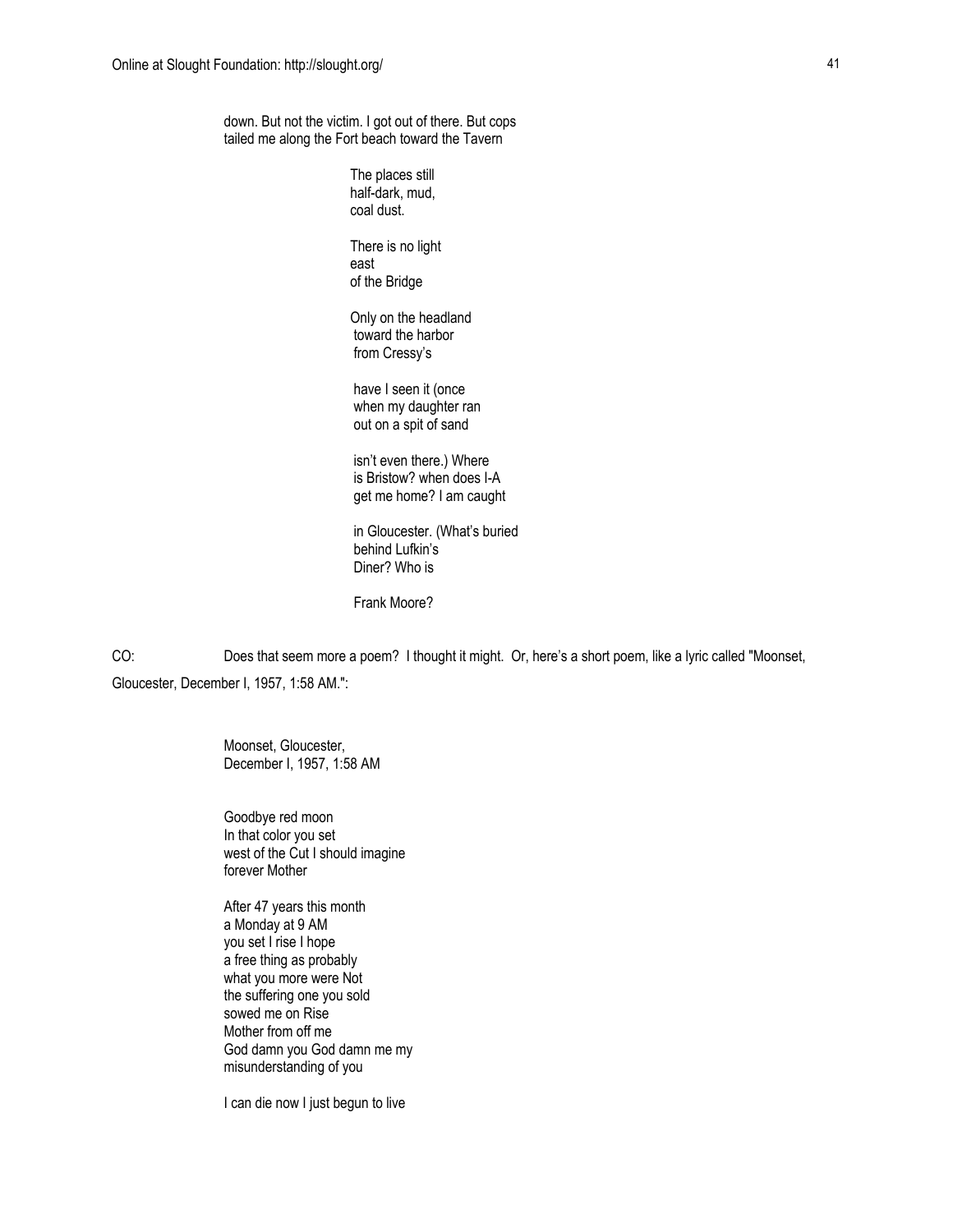down. But not the victim. I got out of there. But cops
tailed me along the Fort beach toward the Tavern

> The places still
> half-dark, mud,
> coal dust.
>
> There is no light
> east
> of the Bridge
>
> Only on the headland
> toward the harbor
> from Cressy's
>
> have I seen it (once
> when my daughter ran
> out on a spit of sand
>
> isn't even there.) Where
> is Bristow? when does I-A
> get me home? I am caught
>
> in Gloucester. (What's buried
> behind Lufkin's
> Diner? Who is
>
> Frank Moore?

CO: Does that seem more a poem? I thought it might. Or, here's a short poem, like a lyric called "Moonset, Gloucester, December I, 1957, 1:58 AM.":

> Moonset, Gloucester,
> December I, 1957, 1:58 AM
>
> Goodbye red moon
> In that color you set
> west of the Cut I should imagine
> forever Mother
>
> After 47 years this month
> a Monday at 9 AM
> you set I rise I hope
> a free thing as probably
> what you more were Not
> the suffering one you sold
> sowed me on Rise
> Mother from off me
> God damn you God damn me my
> misunderstanding of you
>
> I can die now I just begun to live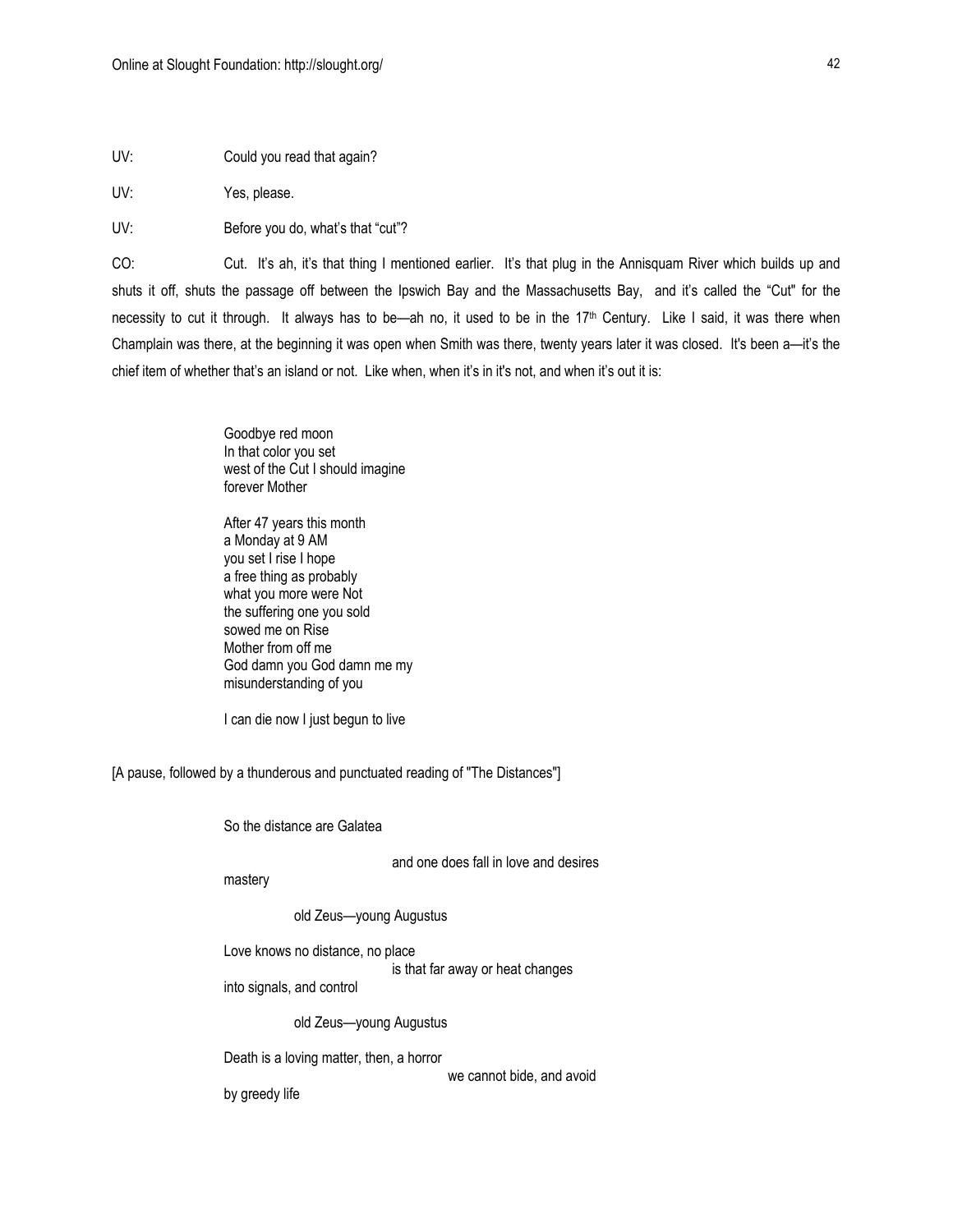UV: Could you read that again?

UV: Yes, please.

UV: Before you do, what's that "cut"?

CO: Cut. It's ah, it's that thing I mentioned earlier. It's that plug in the Annisquam River which builds up and shuts it off, shuts the passage off between the Ipswich Bay and the Massachusetts Bay, and it's called the "Cut" for the necessity to cut it through. It always has to be—ah no, it used to be in the 17th Century. Like I said, it was there when Champlain was there, at the beginning it was open when Smith was there, twenty years later it was closed. It's been a—it's the chief item of whether that's an island or not. Like when, when it's in it's not, and when it's out it is:

> Goodbye red moon
> In that color you set
> west of the Cut I should imagine
> forever Mother
>
> After 47 years this month
> a Monday at 9 AM
> you set I rise I hope
> a free thing as probably
> what you more were Not
> the suffering one you sold
> sowed me on Rise
> Mother from off me
> God damn you God damn me my
> misunderstanding of you
>
> I can die now I just begun to live

[A pause, followed by a thunderous and punctuated reading of "The Distances"]

> So the distance are Galatea
>
>                     and one does fall in love and desires
> mastery
>
>         old Zeus—young Augustus
>
> Love knows no distance, no place
>                     is that far away or heat changes
> into signals, and control
>
>         old Zeus—young Augustus
>
> Death is a loving matter, then, a horror
>                         we cannot bide, and avoid
> by greedy life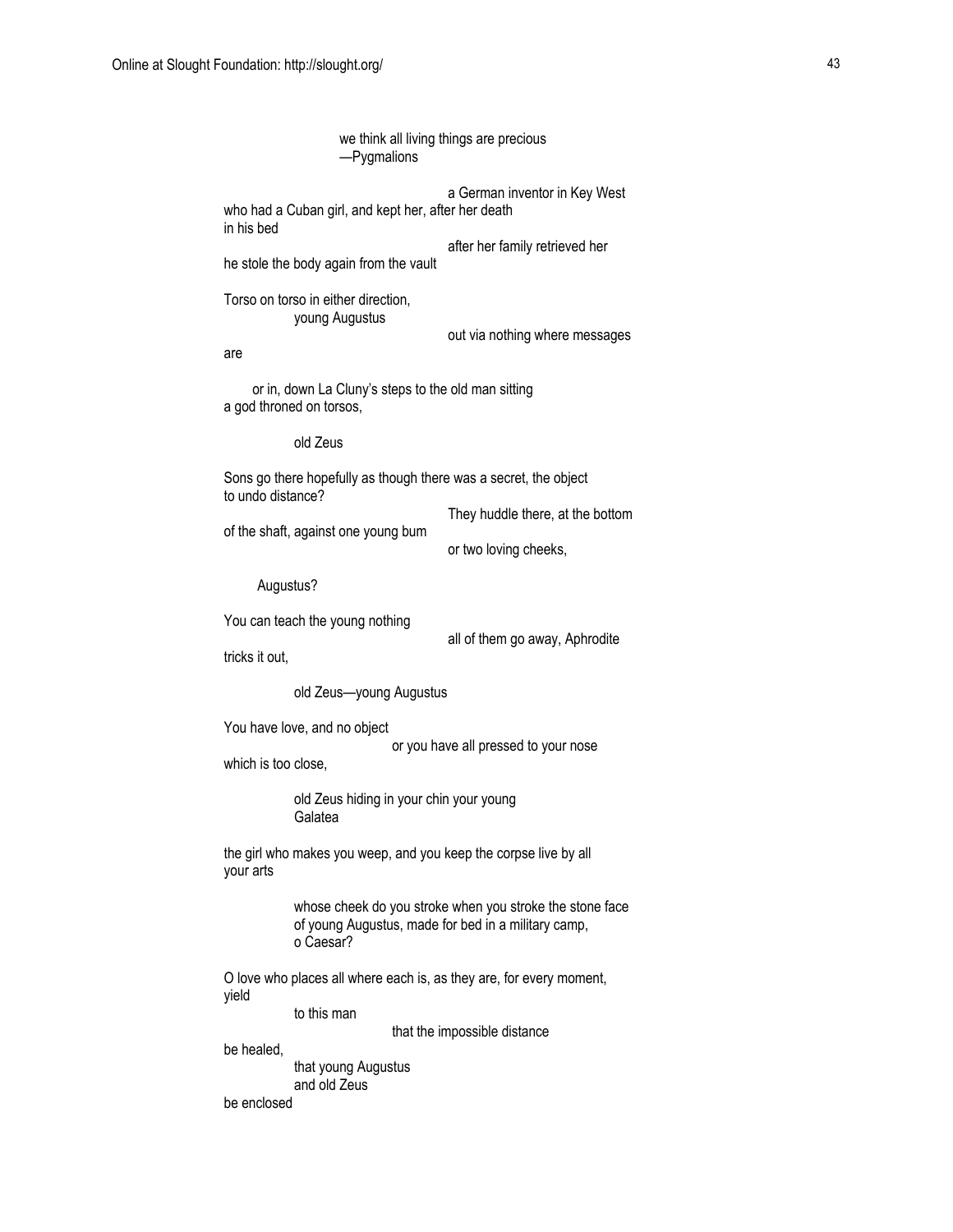we think all living things are precious
—Pygmalions

a German inventor in Key West
who had a Cuban girl, and kept her, after her death
in his bed

after her family retrieved her
he stole the body again from the vault

Torso on torso in either direction,
young Augustus

out via nothing where messages
are

or in, down La Cluny's steps to the old man sitting
a god throned on torsos,

old Zeus

Sons go there hopefully as though there was a secret, the object
to undo distance?

They huddle there, at the bottom
of the shaft, against one young bum

or two loving cheeks,

Augustus?

You can teach the young nothing

all of them go away, Aphrodite
tricks it out,

old Zeus—young Augustus

You have love, and no object

or you have all pressed to your nose
which is too close,

old Zeus hiding in your chin your young
Galatea

the girl who makes you weep, and you keep the corpse live by all
your arts

whose cheek do you stroke when you stroke the stone face
of young Augustus, made for bed in a military camp,
o Caesar?

O love who places all where each is, as they are, for every moment,
yield

to this man

that the impossible distance
be healed,

that young Augustus
and old Zeus
be enclosed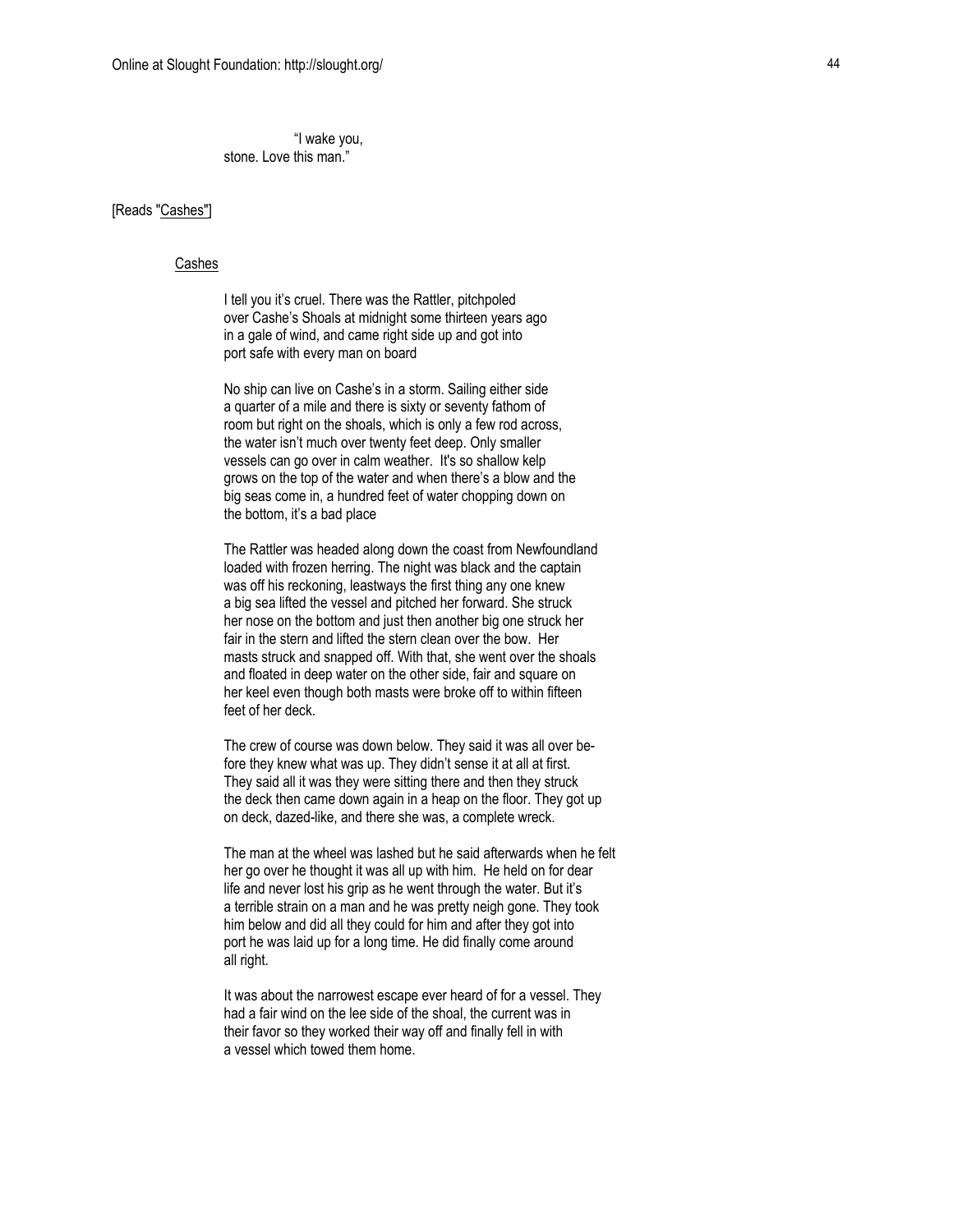"I wake you,
stone. Love this man."

[Reads "Cashes"]

Cashes

I tell you it's cruel. There was the Rattler, pitchpoled over Cashe's Shoals at midnight some thirteen years ago in a gale of wind, and came right side up and got into port safe with every man on board

No ship can live on Cashe's in a storm. Sailing either side a quarter of a mile and there is sixty or seventy fathom of room but right on the shoals, which is only a few rod across, the water isn't much over twenty feet deep. Only smaller vessels can go over in calm weather. It's so shallow kelp grows on the top of the water and when there's a blow and the big seas come in, a hundred feet of water chopping down on the bottom, it's a bad place

The Rattler was headed along down the coast from Newfoundland loaded with frozen herring. The night was black and the captain was off his reckoning, leastways the first thing any one knew a big sea lifted the vessel and pitched her forward. She struck her nose on the bottom and just then another big one struck her fair in the stern and lifted the stern clean over the bow. Her masts struck and snapped off. With that, she went over the shoals and floated in deep water on the other side, fair and square on her keel even though both masts were broke off to within fifteen feet of her deck.

The crew of course was down below. They said it was all over before they knew what was up. They didn't sense it at all at first. They said all it was they were sitting there and then they struck the deck then came down again in a heap on the floor. They got up on deck, dazed-like, and there she was, a complete wreck.

The man at the wheel was lashed but he said afterwards when he felt her go over he thought it was all up with him. He held on for dear life and never lost his grip as he went through the water. But it's a terrible strain on a man and he was pretty neigh gone. They took him below and did all they could for him and after they got into port he was laid up for a long time. He did finally come around all right.

It was about the narrowest escape ever heard of for a vessel. They had a fair wind on the lee side of the shoal, the current was in their favor so they worked their way off and finally fell in with a vessel which towed them home.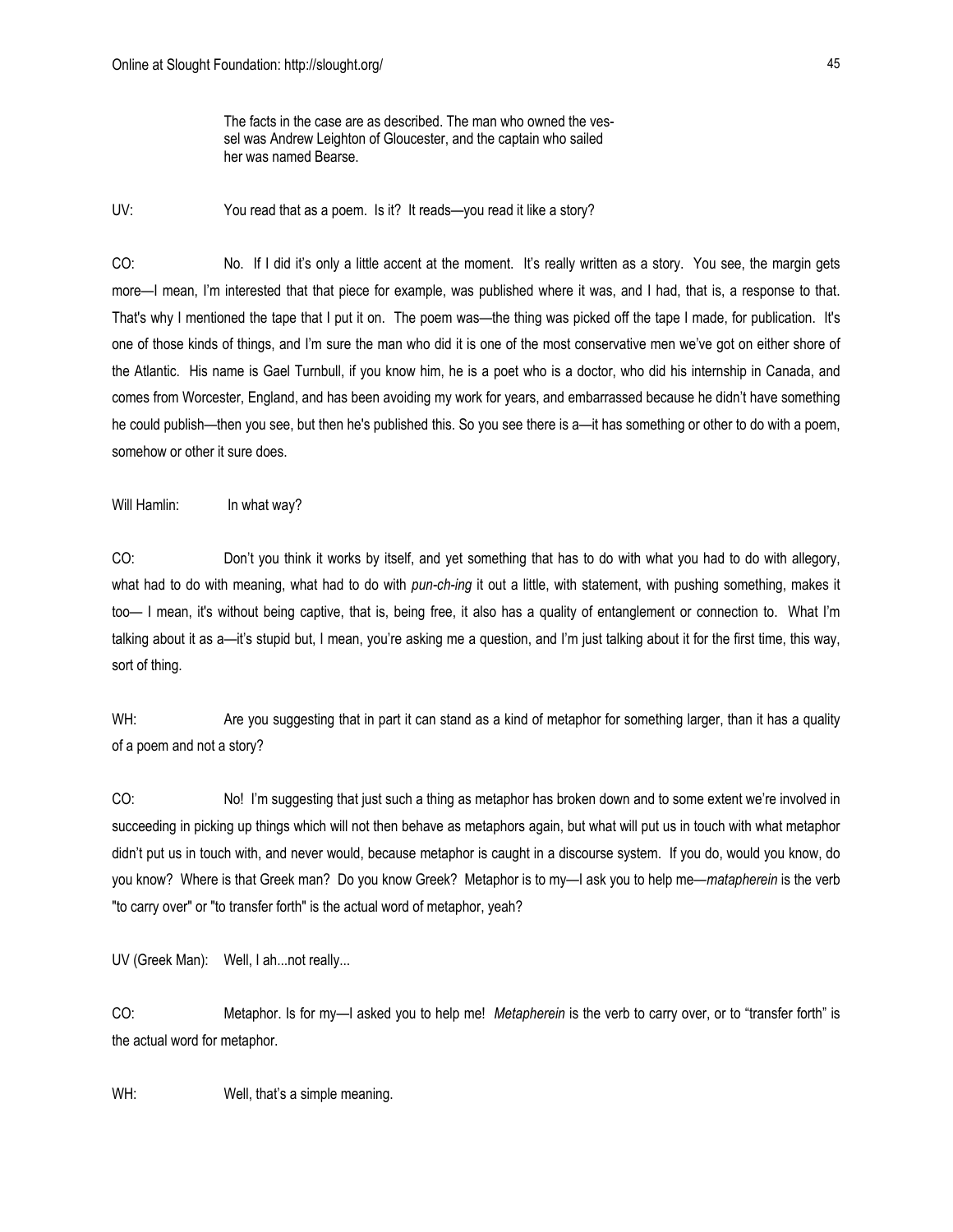The facts in the case are as described. The man who owned the vessel was Andrew Leighton of Gloucester, and the captain who sailed her was named Bearse.

UV: You read that as a poem. Is it? It reads—you read it like a story?

CO: No. If I did it's only a little accent at the moment. It's really written as a story. You see, the margin gets more—I mean, I'm interested that that piece for example, was published where it was, and I had, that is, a response to that. That's why I mentioned the tape that I put it on. The poem was—the thing was picked off the tape I made, for publication. It's one of those kinds of things, and I'm sure the man who did it is one of the most conservative men we've got on either shore of the Atlantic. His name is Gael Turnbull, if you know him, he is a poet who is a doctor, who did his internship in Canada, and comes from Worcester, England, and has been avoiding my work for years, and embarrassed because he didn't have something he could publish—then you see, but then he's published this. So you see there is a—it has something or other to do with a poem, somehow or other it sure does.

Will Hamlin: In what way?

CO: Don't you think it works by itself, and yet something that has to do with what you had to do with allegory, what had to do with meaning, what had to do with *pun-ch-ing* it out a little, with statement, with pushing something, makes it too— I mean, it's without being captive, that is, being free, it also has a quality of entanglement or connection to. What I'm talking about it as a—it's stupid but, I mean, you're asking me a question, and I'm just talking about it for the first time, this way, sort of thing.

WH: Are you suggesting that in part it can stand as a kind of metaphor for something larger, than it has a quality of a poem and not a story?

CO: No! I'm suggesting that just such a thing as metaphor has broken down and to some extent we're involved in succeeding in picking up things which will not then behave as metaphors again, but what will put us in touch with what metaphor didn't put us in touch with, and never would, because metaphor is caught in a discourse system. If you do, would you know, do you know? Where is that Greek man? Do you know Greek? Metaphor is to my—I ask you to help me—*matapherein* is the verb "to carry over" or "to transfer forth" is the actual word of metaphor, yeah?

UV (Greek Man): Well, I ah...not really...

CO: Metaphor. Is for my—I asked you to help me! *Metapherein* is the verb to carry over, or to "transfer forth" is the actual word for metaphor.

WH: Well, that's a simple meaning.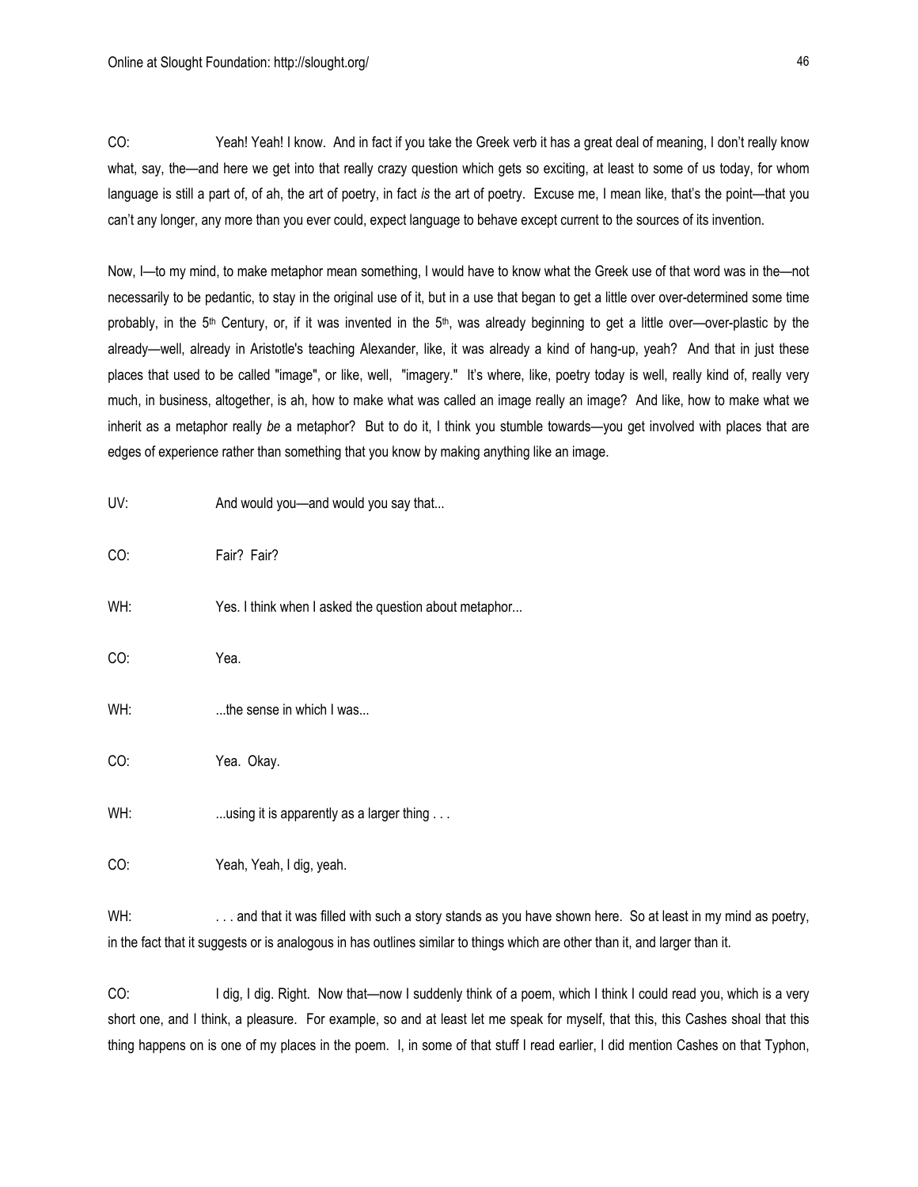CO: Yeah! Yeah! I know. And in fact if you take the Greek verb it has a great deal of meaning, I don't really know what, say, the—and here we get into that really crazy question which gets so exciting, at least to some of us today, for whom language is still a part of, of ah, the art of poetry, in fact *is* the art of poetry. Excuse me, I mean like, that's the point—that you can't any longer, any more than you ever could, expect language to behave except current to the sources of its invention.

Now, I—to my mind, to make metaphor mean something, I would have to know what the Greek use of that word was in the—not necessarily to be pedantic, to stay in the original use of it, but in a use that began to get a little over over-determined some time probably, in the 5th Century, or, if it was invented in the 5th, was already beginning to get a little over—over-plastic by the already—well, already in Aristotle's teaching Alexander, like, it was already a kind of hang-up, yeah? And that in just these places that used to be called "image", or like, well, "imagery." It's where, like, poetry today is well, really kind of, really very much, in business, altogether, is ah, how to make what was called an image really an image? And like, how to make what we inherit as a metaphor really *be* a metaphor? But to do it, I think you stumble towards—you get involved with places that are edges of experience rather than something that you know by making anything like an image.

UV: And would you—and would you say that...

CO: Fair? Fair?

WH: Yes. I think when I asked the question about metaphor...

CO: Yea.

WH: ...the sense in which I was...

CO: Yea. Okay.

WH: ...using it is apparently as a larger thing . . .

CO: Yeah, Yeah, I dig, yeah.

WH: . . . and that it was filled with such a story stands as you have shown here. So at least in my mind as poetry, in the fact that it suggests or is analogous in has outlines similar to things which are other than it, and larger than it.

CO: I dig, I dig. Right. Now that—now I suddenly think of a poem, which I think I could read you, which is a very short one, and I think, a pleasure. For example, so and at least let me speak for myself, that this, this Cashes shoal that this thing happens on is one of my places in the poem. I, in some of that stuff I read earlier, I did mention Cashes on that Typhon,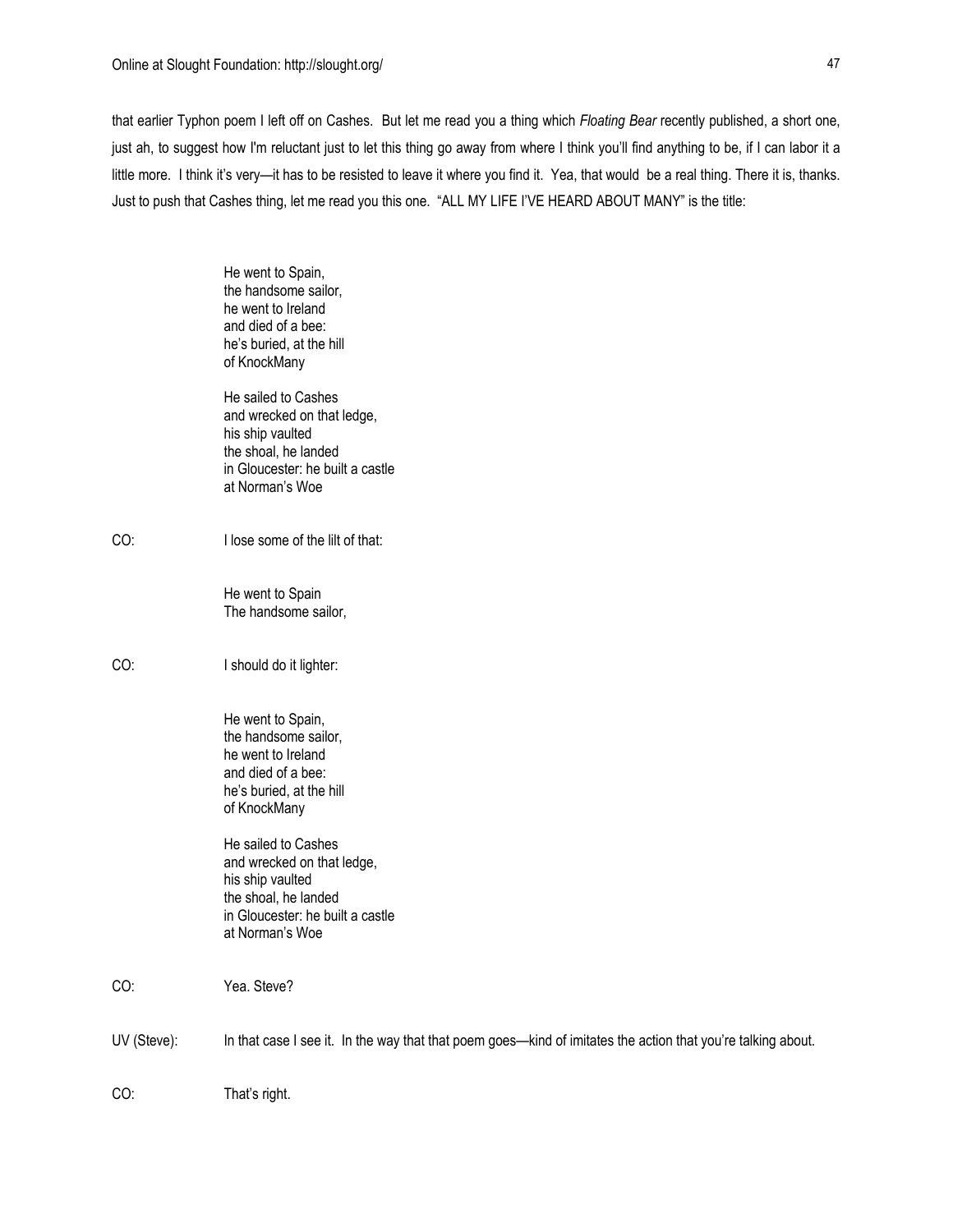that earlier Typhon poem I left off on Cashes. But let me read you a thing which *Floating Bear* recently published, a short one, just ah, to suggest how I'm reluctant just to let this thing go away from where I think you'll find anything to be, if I can labor it a little more. I think it's very—it has to be resisted to leave it where you find it. Yea, that would be a real thing. There it is, thanks. Just to push that Cashes thing, let me read you this one. "ALL MY LIFE I'VE HEARD ABOUT MANY" is the title:

> He went to Spain,  
> the handsome sailor,  
> he went to Ireland  
> and died of a bee:  
> he's buried, at the hill  
> of KnockMany
>
> He sailed to Cashes  
> and wrecked on that ledge,  
> his ship vaulted  
> the shoal, he landed  
> in Gloucester: he built a castle  
> at Norman's Woe

CO: I lose some of the lilt of that:

> He went to Spain  
> The handsome sailor,

CO: I should do it lighter:

> He went to Spain,  
> the handsome sailor,  
> he went to Ireland  
> and died of a bee:  
> he's buried, at the hill  
> of KnockMany
>
> He sailed to Cashes  
> and wrecked on that ledge,  
> his ship vaulted  
> the shoal, he landed  
> in Gloucester: he built a castle  
> at Norman's Woe

CO: Yea. Steve?

UV (Steve): In that case I see it. In the way that that poem goes—kind of imitates the action that you're talking about.

CO: That's right.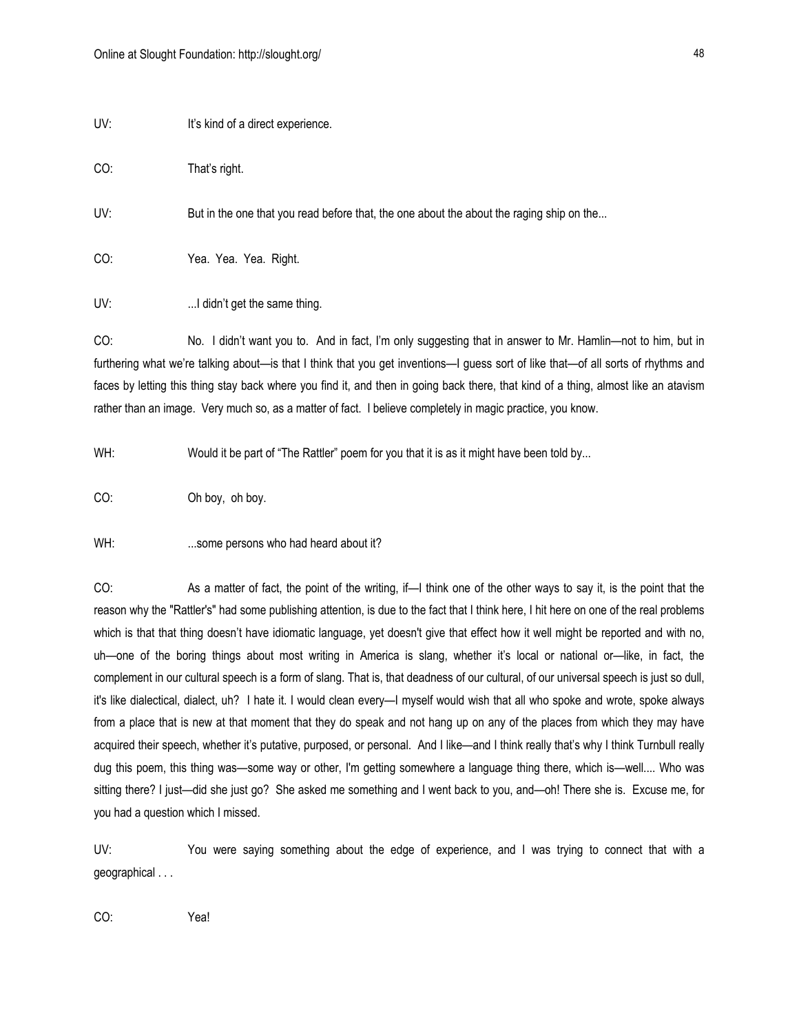UV: It's kind of a direct experience.

CO: That's right.

UV: But in the one that you read before that, the one about the about the raging ship on the...

CO: Yea. Yea. Yea. Right.

UV: ...I didn't get the same thing.

CO: No. I didn't want you to. And in fact, I'm only suggesting that in answer to Mr. Hamlin—not to him, but in furthering what we're talking about—is that I think that you get inventions—I guess sort of like that—of all sorts of rhythms and faces by letting this thing stay back where you find it, and then in going back there, that kind of a thing, almost like an atavism rather than an image. Very much so, as a matter of fact. I believe completely in magic practice, you know.

WH: Would it be part of "The Rattler" poem for you that it is as it might have been told by...

CO: Oh boy, oh boy.

WH: ...some persons who had heard about it?

CO: As a matter of fact, the point of the writing, if—I think one of the other ways to say it, is the point that the reason why the "Rattler's" had some publishing attention, is due to the fact that I think here, I hit here on one of the real problems which is that that thing doesn't have idiomatic language, yet doesn't give that effect how it well might be reported and with no, uh—one of the boring things about most writing in America is slang, whether it's local or national or—like, in fact, the complement in our cultural speech is a form of slang. That is, that deadness of our cultural, of our universal speech is just so dull, it's like dialectical, dialect, uh? I hate it. I would clean every—I myself would wish that all who spoke and wrote, spoke always from a place that is new at that moment that they do speak and not hang up on any of the places from which they may have acquired their speech, whether it's putative, purposed, or personal. And I like—and I think really that's why I think Turnbull really dug this poem, this thing was—some way or other, I'm getting somewhere a language thing there, which is—well.... Who was sitting there? I just—did she just go? She asked me something and I went back to you, and—oh! There she is. Excuse me, for you had a question which I missed.

UV: You were saying something about the edge of experience, and I was trying to connect that with a geographical . . .

CO: Yea!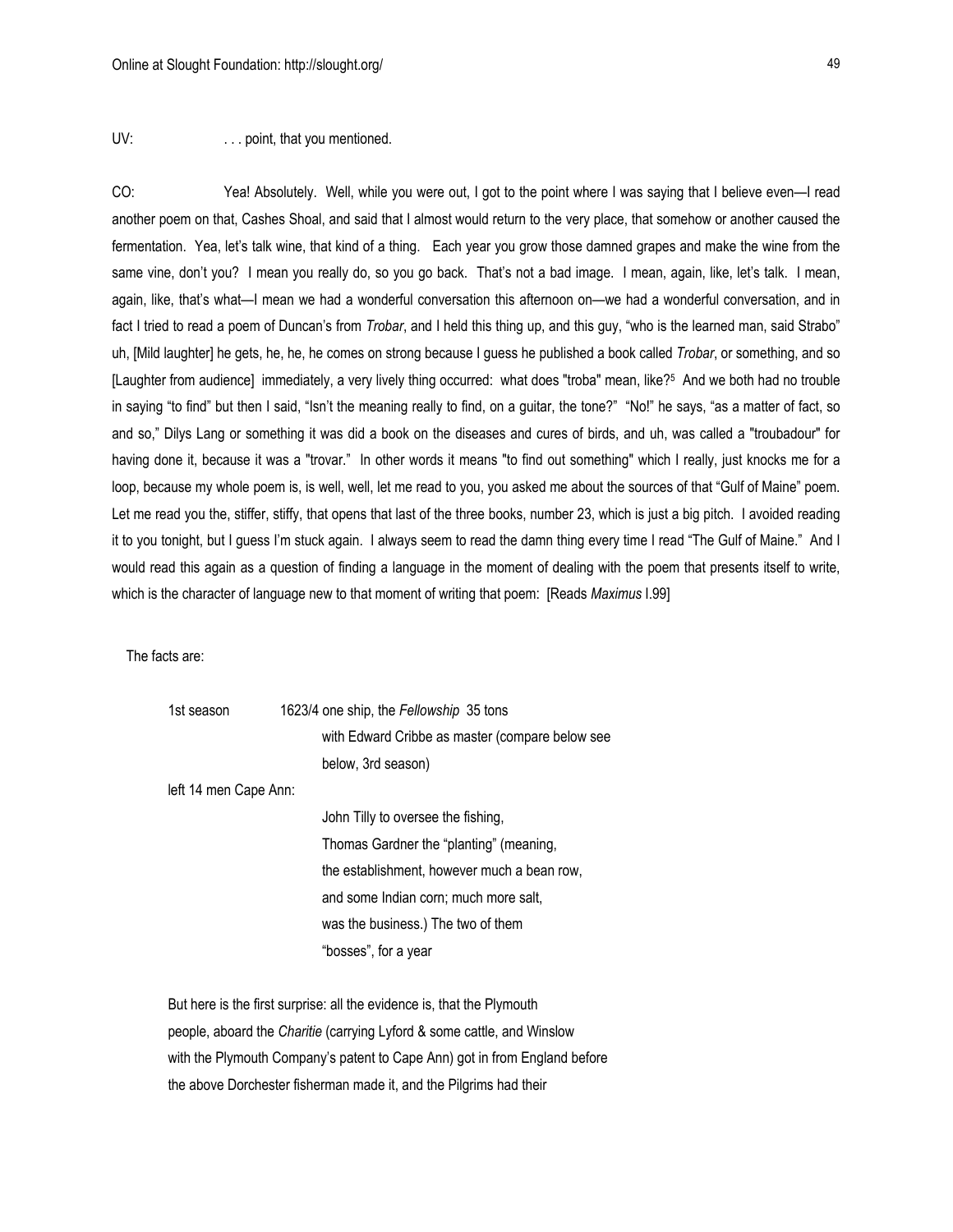UV: . . . point, that you mentioned.

CO: Yea! Absolutely. Well, while you were out, I got to the point where I was saying that I believe even—I read another poem on that, Cashes Shoal, and said that I almost would return to the very place, that somehow or another caused the fermentation. Yea, let's talk wine, that kind of a thing. Each year you grow those damned grapes and make the wine from the same vine, don't you? I mean you really do, so you go back. That's not a bad image. I mean, again, like, let's talk. I mean, again, like, that's what—I mean we had a wonderful conversation this afternoon on—we had a wonderful conversation, and in fact I tried to read a poem of Duncan's from *Trobar*, and I held this thing up, and this guy, "who is the learned man, said Strabo" uh, [Mild laughter] he gets, he, he, he comes on strong because I guess he published a book called *Trobar*, or something, and so [Laughter from audience] immediately, a very lively thing occurred: what does "troba" mean, like?[5] And we both had no trouble in saying "to find" but then I said, "Isn't the meaning really to find, on a guitar, the tone?" "No!" he says, "as a matter of fact, so and so," Dilys Lang or something it was did a book on the diseases and cures of birds, and uh, was called a "troubadour" for having done it, because it was a "trovar." In other words it means "to find out something" which I really, just knocks me for a loop, because my whole poem is, is well, well, let me read to you, you asked me about the sources of that "Gulf of Maine" poem. Let me read you the, stiffer, stiffy, that opens that last of the three books, number 23, which is just a big pitch. I avoided reading it to you tonight, but I guess I'm stuck again. I always seem to read the damn thing every time I read "The Gulf of Maine." And I would read this again as a question of finding a language in the moment of dealing with the poem that presents itself to write, which is the character of language new to that moment of writing that poem: [Reads *Maximus* I.99]

The facts are:

1st season 1623/4 one ship, the *Fellowship* 35 tons
with Edward Cribbe as master (compare below see
below, 3rd season)

left 14 men Cape Ann:

John Tilly to oversee the fishing,
Thomas Gardner the "planting" (meaning,
the establishment, however much a bean row,
and some Indian corn; much more salt,
was the business.) The two of them
"bosses", for a year

But here is the first surprise: all the evidence is, that the Plymouth
people, aboard the *Charitie* (carrying Lyford & some cattle, and Winslow
with the Plymouth Company's patent to Cape Ann) got in from England before
the above Dorchester fisherman made it, and the Pilgrims had their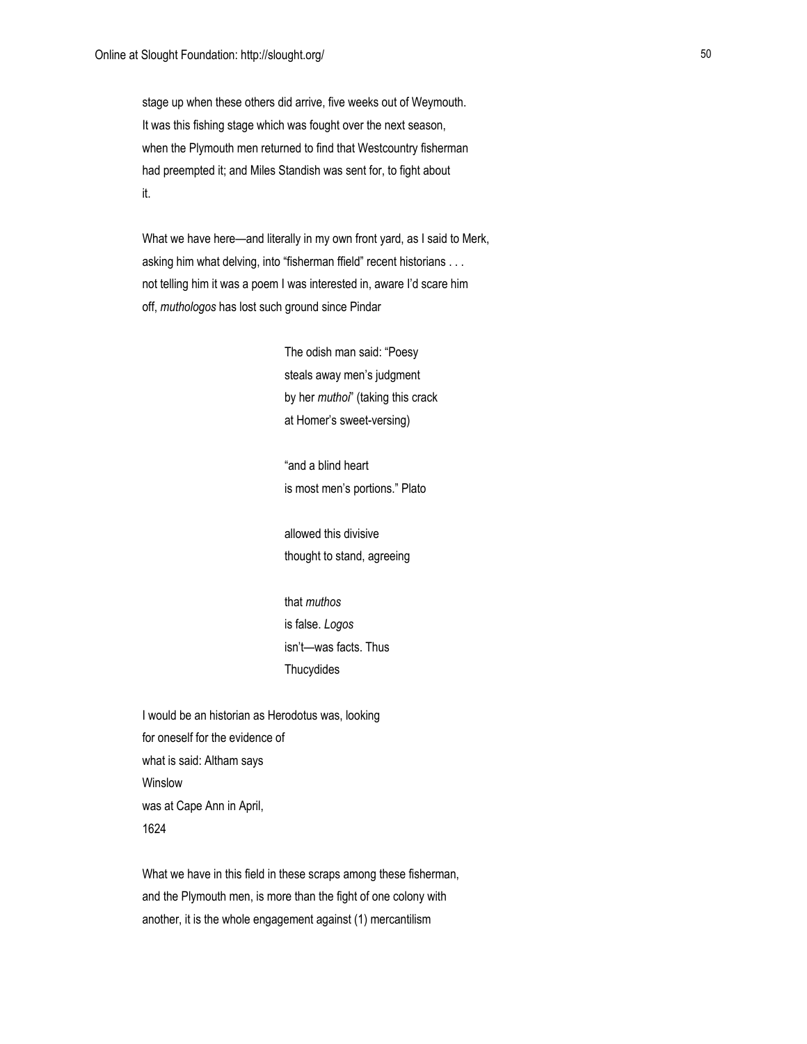stage up when these others did arrive, five weeks out of Weymouth.
It was this fishing stage which was fought over the next season,
when the Plymouth men returned to find that Westcountry fisherman
had preempted it; and Miles Standish was sent for, to fight about
it.

What we have here—and literally in my own front yard, as I said to Merk,
asking him what delving, into "fisherman ffield" recent historians . . .
not telling him it was a poem I was interested in, aware I'd scare him
off, *muthologos* has lost such ground since Pindar

> The odish man said: "Poesy
> steals away men's judgment
> by her *muthoi*" (taking this crack
> at Homer's sweet-versing)
>
> "and a blind heart
> is most men's portions." Plato
>
> allowed this divisive
> thought to stand, agreeing
>
> that *muthos*
> is false. *Logos*
> isn't—was facts. Thus
> Thucydides

I would be an historian as Herodotus was, looking
for oneself for the evidence of
what is said: Altham says
Winslow
was at Cape Ann in April,
1624

What we have in this field in these scraps among these fisherman,
and the Plymouth men, is more than the fight of one colony with
another, it is the whole engagement against (1) mercantilism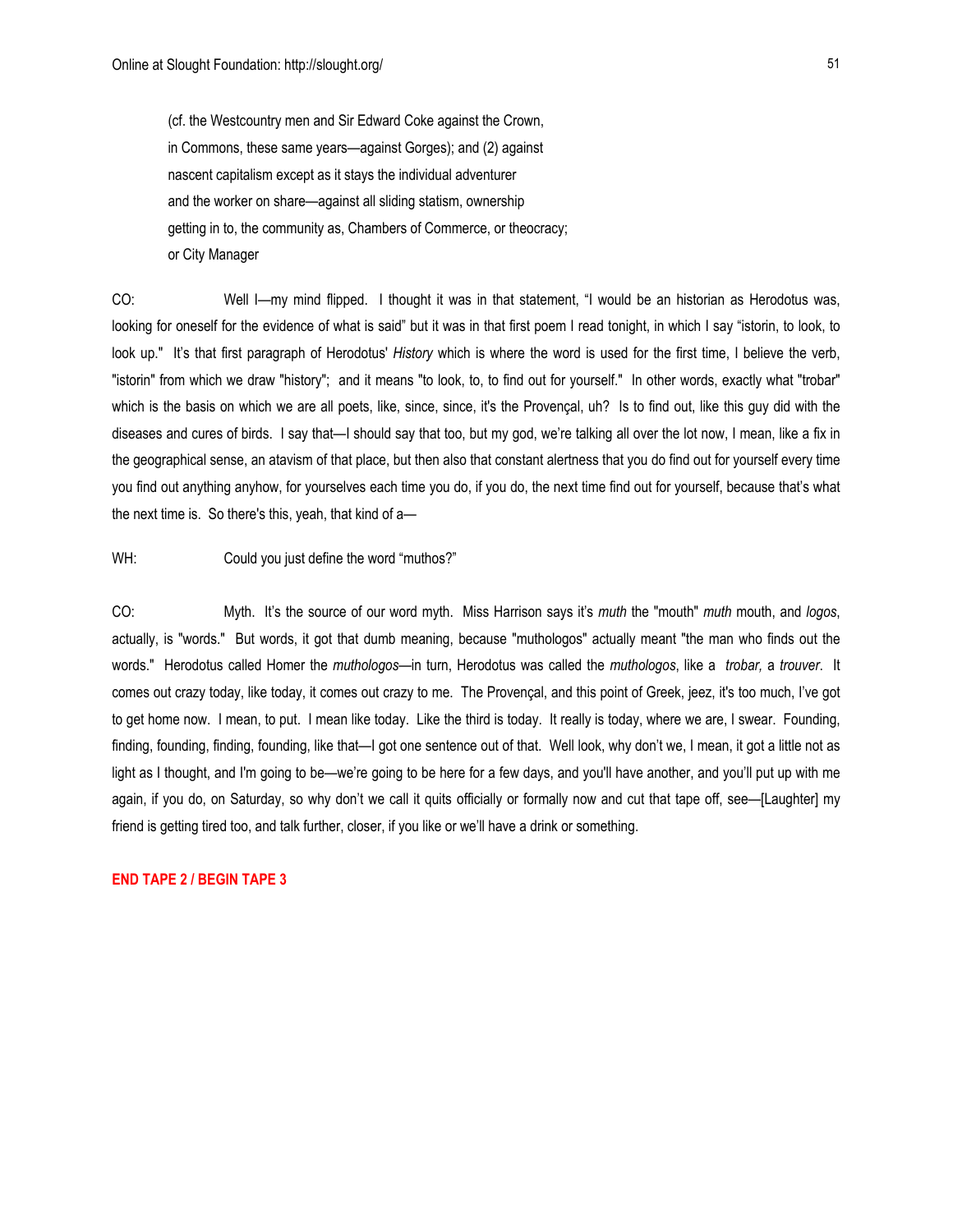(cf. the Westcountry men and Sir Edward Coke against the Crown,
in Commons, these same years—against Gorges); and (2) against
nascent capitalism except as it stays the individual adventurer
and the worker on share—against all sliding statism, ownership
getting in to, the community as, Chambers of Commerce, or theocracy;
or City Manager

CO: Well I—my mind flipped. I thought it was in that statement, "I would be an historian as Herodotus was, looking for oneself for the evidence of what is said" but it was in that first poem I read tonight, in which I say "istorin, to look, to look up." It's that first paragraph of Herodotus' *History* which is where the word is used for the first time, I believe the verb, "istorin" from which we draw "history"; and it means "to look, to, to find out for yourself." In other words, exactly what "trobar" which is the basis on which we are all poets, like, since, since, it's the Provençal, uh? Is to find out, like this guy did with the diseases and cures of birds. I say that—I should say that too, but my god, we're talking all over the lot now, I mean, like a fix in the geographical sense, an atavism of that place, but then also that constant alertness that you do find out for yourself every time you find out anything anyhow, for yourselves each time you do, if you do, the next time find out for yourself, because that's what the next time is. So there's this, yeah, that kind of a—

WH: Could you just define the word "muthos?"

CO: Myth. It's the source of our word myth. Miss Harrison says it's *muth* the "mouth" *muth* mouth, and *logos*, actually, is "words." But words, it got that dumb meaning, because "muthologos" actually meant "the man who finds out the words." Herodotus called Homer the *muthologos*—in turn, Herodotus was called the *muthologos*, like a *trobar,* a *trouver*. It comes out crazy today, like today, it comes out crazy to me. The Provençal, and this point of Greek, jeez, it's too much, I've got to get home now. I mean, to put. I mean like today. Like the third is today. It really is today, where we are, I swear. Founding, finding, founding, finding, founding, like that—I got one sentence out of that. Well look, why don't we, I mean, it got a little not as light as I thought, and I'm going to be—we're going to be here for a few days, and you'll have another, and you'll put up with me again, if you do, on Saturday, so why don't we call it quits officially or formally now and cut that tape off, see—[Laughter] my friend is getting tired too, and talk further, closer, if you like or we'll have a drink or something.

**END TAPE 2 / BEGIN TAPE 3**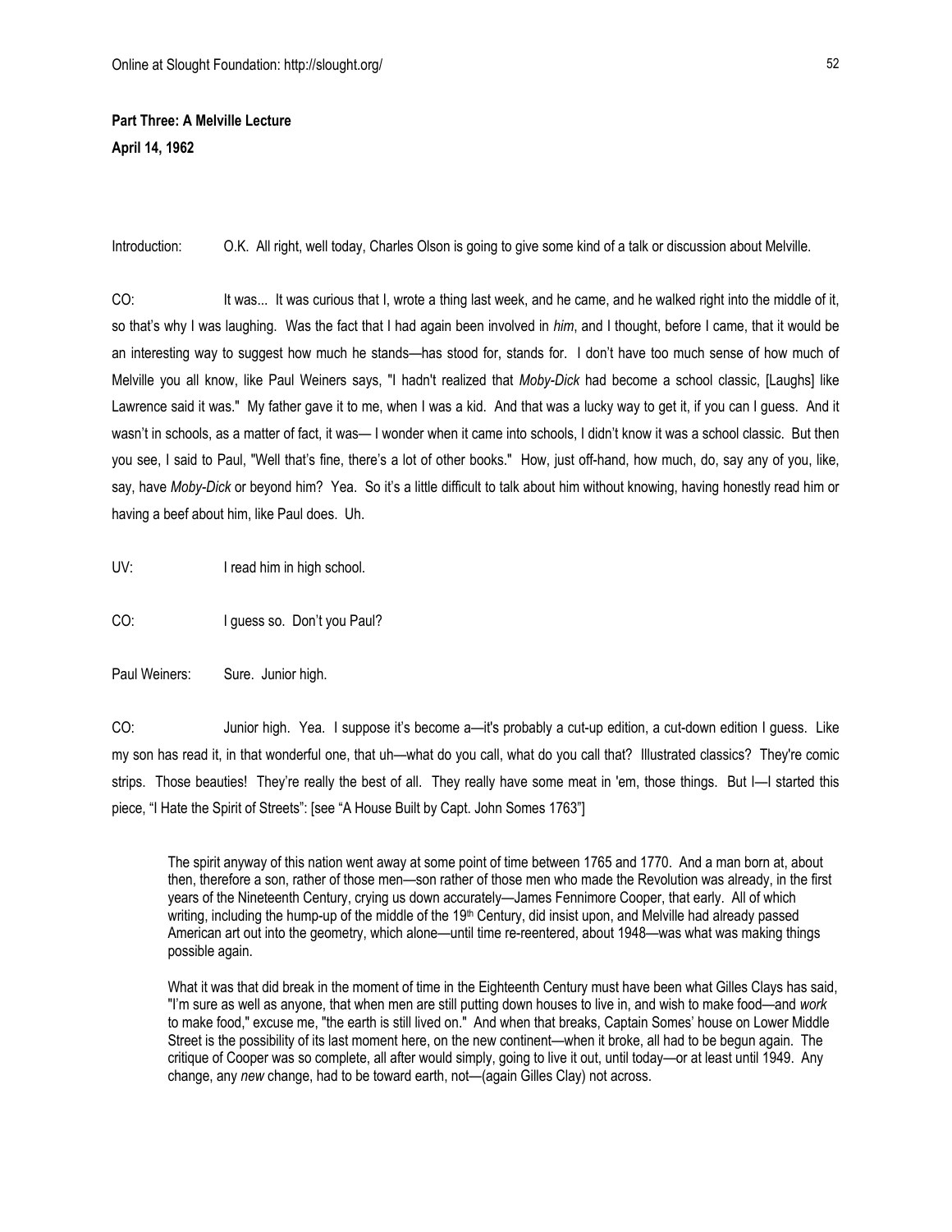**Part Three: A Melville Lecture**
**April 14, 1962**

Introduction: O.K. All right, well today, Charles Olson is going to give some kind of a talk or discussion about Melville.

CO: It was... It was curious that I, wrote a thing last week, and he came, and he walked right into the middle of it, so that's why I was laughing. Was the fact that I had again been involved in *him*, and I thought, before I came, that it would be an interesting way to suggest how much he stands—has stood for, stands for. I don't have too much sense of how much of Melville you all know, like Paul Weiners says, "I hadn't realized that *Moby-Dick* had become a school classic, [Laughs] like Lawrence said it was." My father gave it to me, when I was a kid. And that was a lucky way to get it, if you can I guess. And it wasn't in schools, as a matter of fact, it was— I wonder when it came into schools, I didn't know it was a school classic. But then you see, I said to Paul, "Well that's fine, there's a lot of other books." How, just off-hand, how much, do, say any of you, like, say, have *Moby-Dick* or beyond him? Yea. So it's a little difficult to talk about him without knowing, having honestly read him or having a beef about him, like Paul does. Uh.

UV: I read him in high school.

CO: I guess so. Don't you Paul?

Paul Weiners: Sure. Junior high.

CO: Junior high. Yea. I suppose it's become a—it's probably a cut-up edition, a cut-down edition I guess. Like my son has read it, in that wonderful one, that uh—what do you call, what do you call that? Illustrated classics? They're comic strips. Those beauties! They're really the best of all. They really have some meat in 'em, those things. But I—I started this piece, "I Hate the Spirit of Streets": [see "A House Built by Capt. John Somes 1763"]

> The spirit anyway of this nation went away at some point of time between 1765 and 1770. And a man born at, about then, therefore a son, rather of those men—son rather of those men who made the Revolution was already, in the first years of the Nineteenth Century, crying us down accurately—James Fennimore Cooper, that early. All of which writing, including the hump-up of the middle of the 19th Century, did insist upon, and Melville had already passed American art out into the geometry, which alone—until time re-reentered, about 1948—was what was making things possible again.
>
> What it was that did break in the moment of time in the Eighteenth Century must have been what Gilles Clays has said, "I'm sure as well as anyone, that when men are still putting down houses to live in, and wish to make food—and *work* to make food," excuse me, "the earth is still lived on." And when that breaks, Captain Somes' house on Lower Middle Street is the possibility of its last moment here, on the new continent—when it broke, all had to be begun again. The critique of Cooper was so complete, all after would simply, going to live it out, until today—or at least until 1949. Any change, any *new* change, had to be toward earth, not—(again Gilles Clay) not across.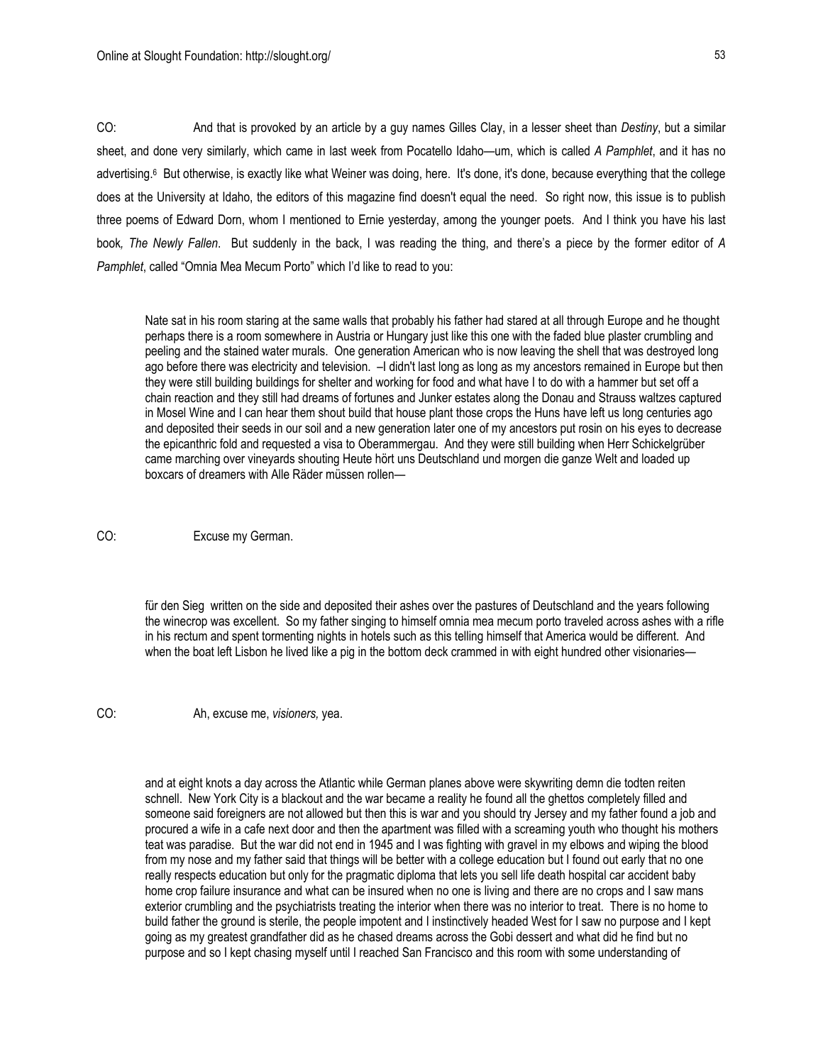CO: And that is provoked by an article by a guy names Gilles Clay, in a lesser sheet than *Destiny*, but a similar sheet, and done very similarly, which came in last week from Pocatello Idaho—um, which is called *A Pamphlet*, and it has no advertising.[6] But otherwise, is exactly like what Weiner was doing, here. It's done, it's done, because everything that the college does at the University at Idaho, the editors of this magazine find doesn't equal the need. So right now, this issue is to publish three poems of Edward Dorn, whom I mentioned to Ernie yesterday, among the younger poets. And I think you have his last book*, The Newly Fallen*. But suddenly in the back, I was reading the thing, and there's a piece by the former editor of *A Pamphlet*, called "Omnia Mea Mecum Porto" which I'd like to read to you:

> Nate sat in his room staring at the same walls that probably his father had stared at all through Europe and he thought perhaps there is a room somewhere in Austria or Hungary just like this one with the faded blue plaster crumbling and peeling and the stained water murals. One generation American who is now leaving the shell that was destroyed long ago before there was electricity and television. –I didn't last long as long as my ancestors remained in Europe but then they were still building buildings for shelter and working for food and what have I to do with a hammer but set off a chain reaction and they still had dreams of fortunes and Junker estates along the Donau and Strauss waltzes captured in Mosel Wine and I can hear them shout build that house plant those crops the Huns have left us long centuries ago and deposited their seeds in our soil and a new generation later one of my ancestors put rosin on his eyes to decrease the epicanthric fold and requested a visa to Oberammergau. And they were still building when Herr Schickelgrüber came marching over vineyards shouting Heute hört uns Deutschland und morgen die ganze Welt and loaded up boxcars of dreamers with Alle Räder müssen rollen—

CO: Excuse my German.

> für den Sieg written on the side and deposited their ashes over the pastures of Deutschland and the years following the winecrop was excellent. So my father singing to himself omnia mea mecum porto traveled across ashes with a rifle in his rectum and spent tormenting nights in hotels such as this telling himself that America would be different. And when the boat left Lisbon he lived like a pig in the bottom deck crammed in with eight hundred other visionaries—

CO: Ah, excuse me, *visioners,* yea.

> and at eight knots a day across the Atlantic while German planes above were skywriting demn die todten reiten schnell. New York City is a blackout and the war became a reality he found all the ghettos completely filled and someone said foreigners are not allowed but then this is war and you should try Jersey and my father found a job and procured a wife in a cafe next door and then the apartment was filled with a screaming youth who thought his mothers teat was paradise. But the war did not end in 1945 and I was fighting with gravel in my elbows and wiping the blood from my nose and my father said that things will be better with a college education but I found out early that no one really respects education but only for the pragmatic diploma that lets you sell life death hospital car accident baby home crop failure insurance and what can be insured when no one is living and there are no crops and I saw mans exterior crumbling and the psychiatrists treating the interior when there was no interior to treat. There is no home to build father the ground is sterile, the people impotent and I instinctively headed West for I saw no purpose and I kept going as my greatest grandfather did as he chased dreams across the Gobi dessert and what did he find but no purpose and so I kept chasing myself until I reached San Francisco and this room with some understanding of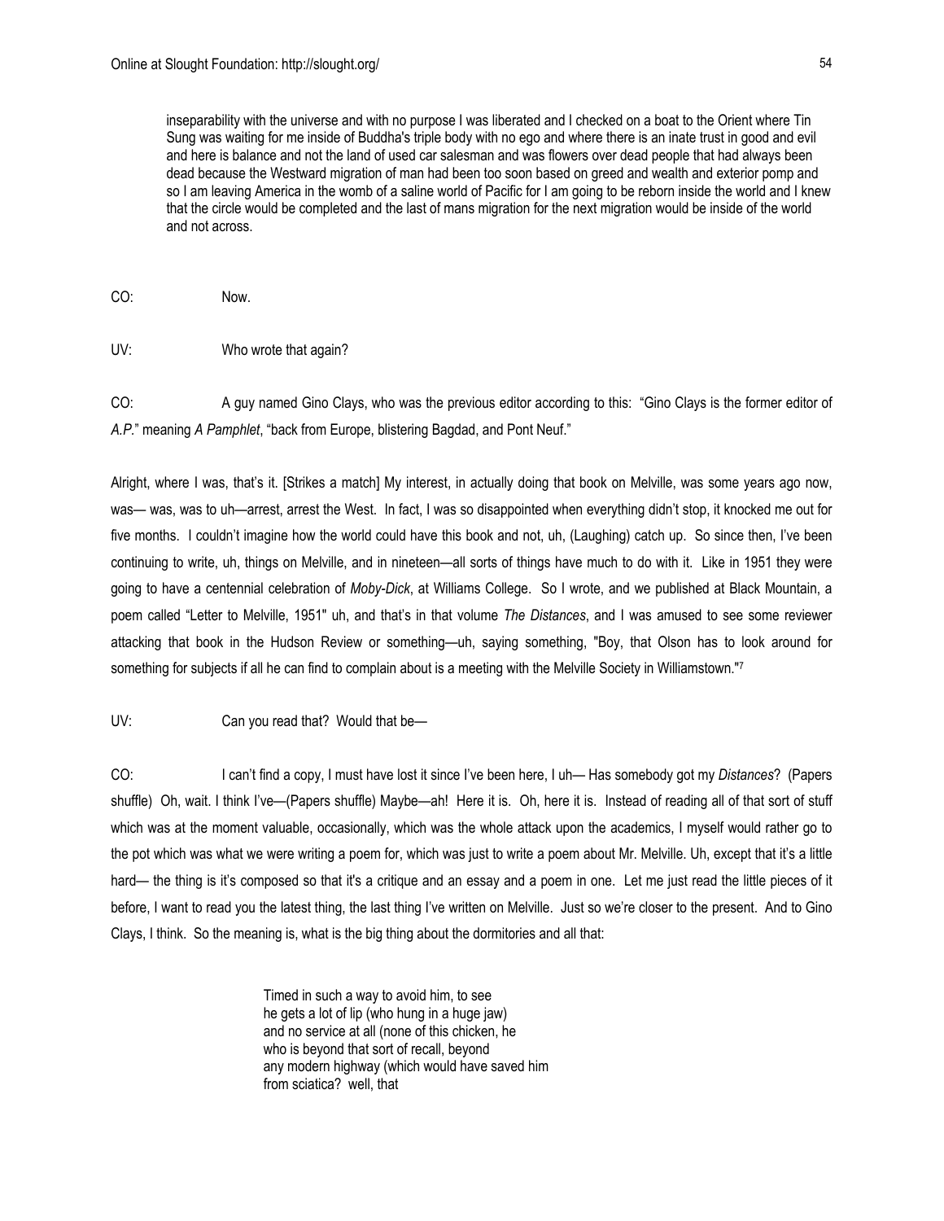inseparability with the universe and with no purpose I was liberated and I checked on a boat to the Orient where Tin Sung was waiting for me inside of Buddha's triple body with no ego and where there is an inate trust in good and evil and here is balance and not the land of used car salesman and was flowers over dead people that had always been dead because the Westward migration of man had been too soon based on greed and wealth and exterior pomp and so I am leaving America in the womb of a saline world of Pacific for I am going to be reborn inside the world and I knew that the circle would be completed and the last of mans migration for the next migration would be inside of the world and not across.

CO: Now.

UV: Who wrote that again?

CO: A guy named Gino Clays, who was the previous editor according to this: "Gino Clays is the former editor of *A.P.*" meaning *A Pamphlet*, "back from Europe, blistering Bagdad, and Pont Neuf."

Alright, where I was, that's it. [Strikes a match] My interest, in actually doing that book on Melville, was some years ago now, was— was, was to uh—arrest, arrest the West. In fact, I was so disappointed when everything didn't stop, it knocked me out for five months. I couldn't imagine how the world could have this book and not, uh, (Laughing) catch up. So since then, I've been continuing to write, uh, things on Melville, and in nineteen—all sorts of things have much to do with it. Like in 1951 they were going to have a centennial celebration of *Moby-Dick*, at Williams College. So I wrote, and we published at Black Mountain, a poem called "Letter to Melville, 1951" uh, and that's in that volume *The Distances*, and I was amused to see some reviewer attacking that book in the Hudson Review or something—uh, saying something, "Boy, that Olson has to look around for something for subjects if all he can find to complain about is a meeting with the Melville Society in Williamstown."[7]

UV: Can you read that? Would that be—

CO: I can't find a copy, I must have lost it since I've been here, I uh— Has somebody got my *Distances*? (Papers shuffle) Oh, wait. I think I've—(Papers shuffle) Maybe—ah! Here it is. Oh, here it is. Instead of reading all of that sort of stuff which was at the moment valuable, occasionally, which was the whole attack upon the academics, I myself would rather go to the pot which was what we were writing a poem for, which was just to write a poem about Mr. Melville. Uh, except that it's a little hard— the thing is it's composed so that it's a critique and an essay and a poem in one. Let me just read the little pieces of it before, I want to read you the latest thing, the last thing I've written on Melville. Just so we're closer to the present. And to Gino Clays, I think. So the meaning is, what is the big thing about the dormitories and all that:

> Timed in such a way to avoid him, to see
> he gets a lot of lip (who hung in a huge jaw)
> and no service at all (none of this chicken, he
> who is beyond that sort of recall, beyond
> any modern highway (which would have saved him
> from sciatica? well, that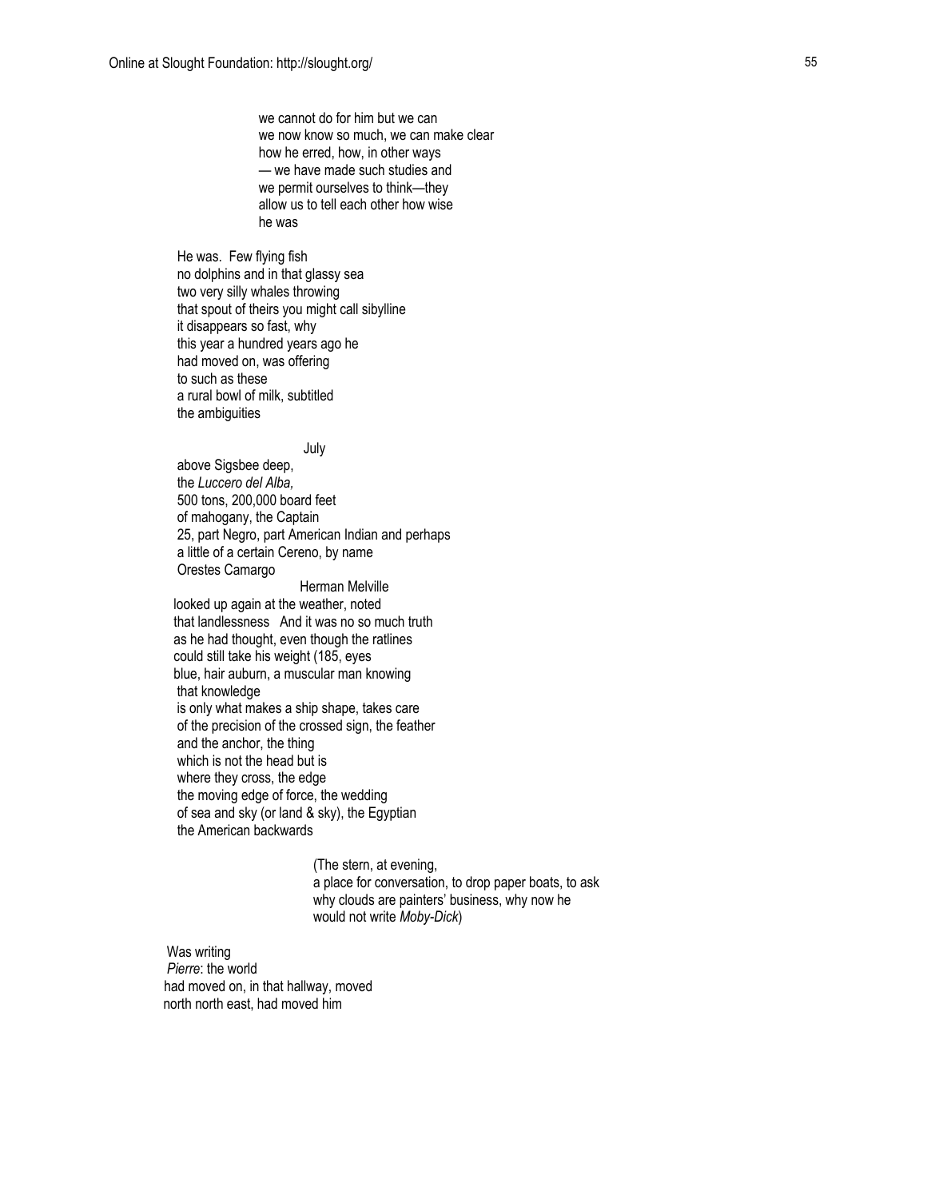we cannot do for him but we can
we now know so much, we can make clear
how he erred, how, in other ways
— we have made such studies and
we permit ourselves to think—they
allow us to tell each other how wise
he was

He was.  Few flying fish
no dolphins and in that glassy sea
two very silly whales throwing
that spout of theirs you might call sibylline
it disappears so fast, why
this year a hundred years ago he
had moved on, was offering
to such as these
a rural bowl of milk, subtitled
the ambiguities

July

above Sigsbee deep,
the *Luccero del Alba,*
500 tons, 200,000 board feet
of mahogany, the Captain
25, part Negro, part American Indian and perhaps
a little of a certain Cereno, by name
Orestes Camargo

Herman Melville

looked up again at the weather, noted
that landlessness   And it was no so much truth
as he had thought, even though the ratlines
could still take his weight (185, eyes
blue, hair auburn, a muscular man knowing
that knowledge
is only what makes a ship shape, takes care
of the precision of the crossed sign, the feather
and the anchor, the thing
which is not the head but is
where they cross, the edge
the moving edge of force, the wedding
of sea and sky (or land & sky), the Egyptian
the American backwards

(The stern, at evening,
a place for conversation, to drop paper boats, to ask
why clouds are painters' business, why now he
would not write *Moby-Dick*)

Was writing
*Pierre*: the world
had moved on, in that hallway, moved
north north east, had moved him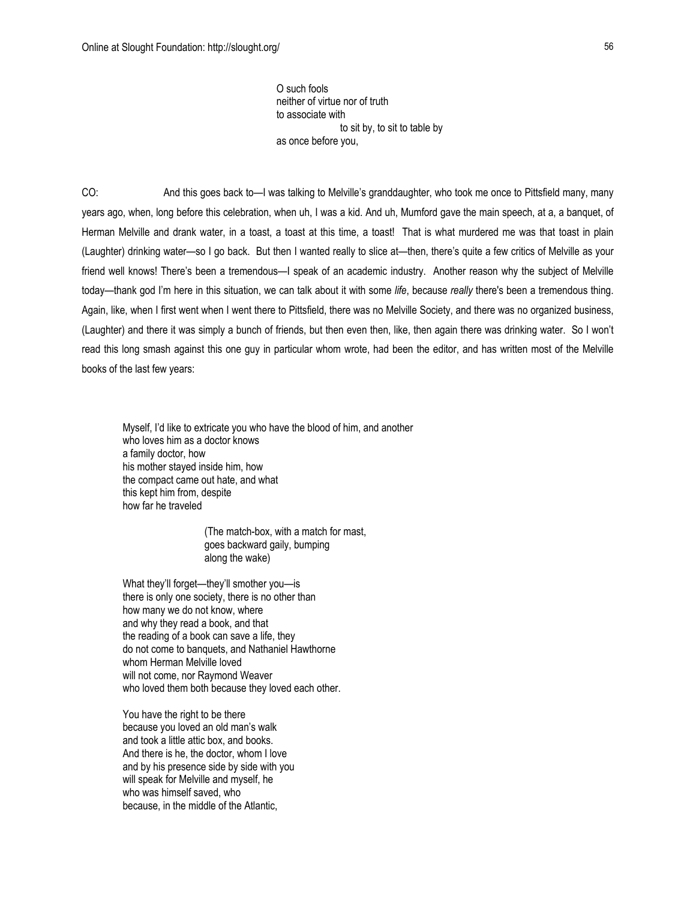O such fools  
neither of virtue nor of truth  
to associate with  
                    to sit by, to sit to table by  
as once before you,

CO: And this goes back to—I was talking to Melville's granddaughter, who took me once to Pittsfield many, many years ago, when, long before this celebration, when uh, I was a kid. And uh, Mumford gave the main speech, at a, a banquet, of Herman Melville and drank water, in a toast, a toast at this time, a toast! That is what murdered me was that toast in plain (Laughter) drinking water—so I go back. But then I wanted really to slice at—then, there's quite a few critics of Melville as your friend well knows! There's been a tremendous—I speak of an academic industry. Another reason why the subject of Melville today—thank god I'm here in this situation, we can talk about it with some *life*, because *really* there's been a tremendous thing. Again, like, when I first went when I went there to Pittsfield, there was no Melville Society, and there was no organized business, (Laughter) and there it was simply a bunch of friends, but then even then, like, then again there was drinking water. So I won't read this long smash against this one guy in particular whom wrote, had been the editor, and has written most of the Melville books of the last few years:

Myself, I'd like to extricate you who have the blood of him, and another  
who loves him as a doctor knows  
a family doctor, how  
his mother stayed inside him, how  
the compact came out hate, and what  
this kept him from, despite  
how far he traveled

    (The match-box, with a match for mast,  
    goes backward gaily, bumping  
    along the wake)

What they'll forget—they'll smother you—is  
there is only one society, there is no other than  
how many we do not know, where  
and why they read a book, and that  
the reading of a book can save a life, they  
do not come to banquets, and Nathaniel Hawthorne  
whom Herman Melville loved  
will not come, nor Raymond Weaver  
who loved them both because they loved each other.

You have the right to be there  
because you loved an old man's walk  
and took a little attic box, and books.  
And there is he, the doctor, whom I love  
and by his presence side by side with you  
will speak for Melville and myself, he  
who was himself saved, who  
because, in the middle of the Atlantic,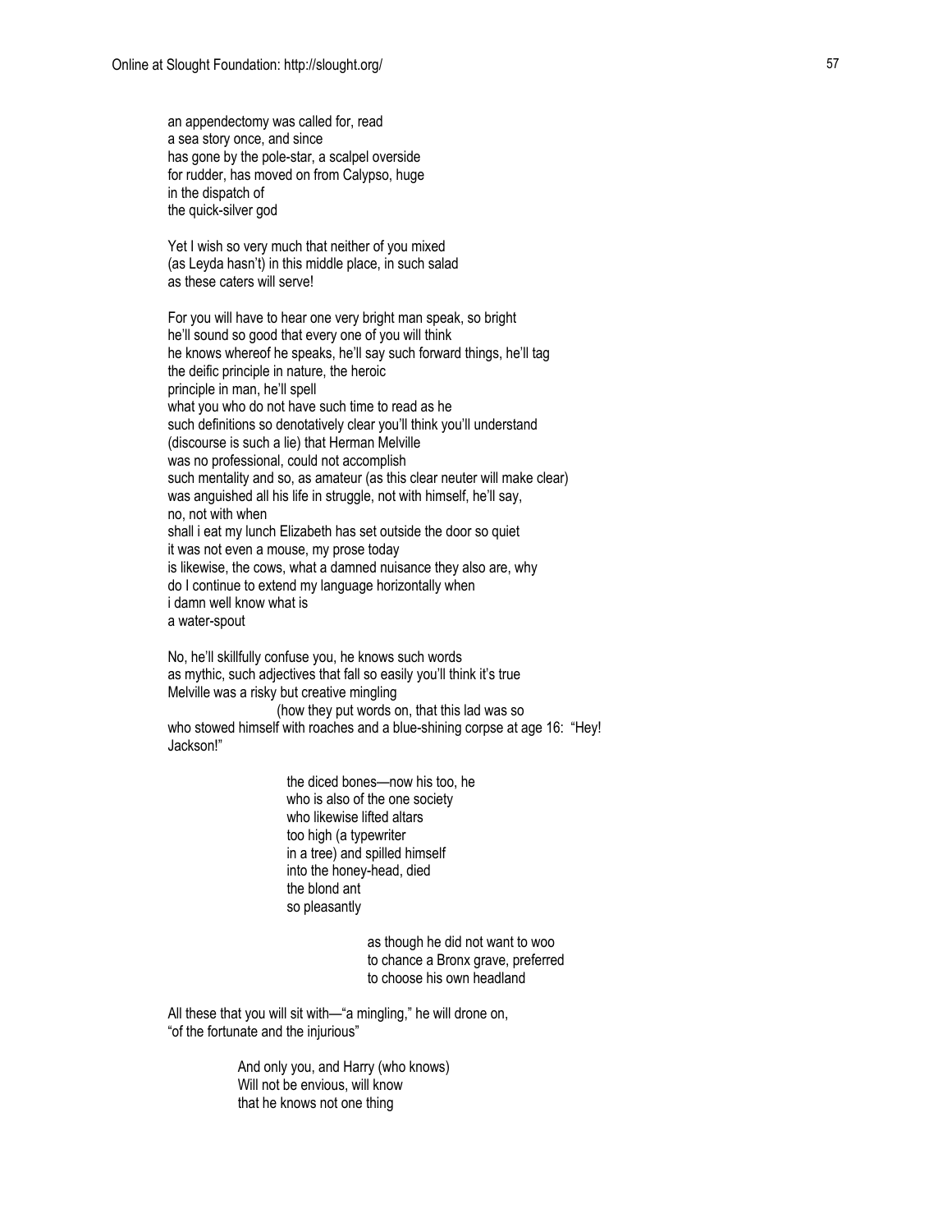an appendectomy was called for, read
a sea story once, and since
has gone by the pole-star, a scalpel overside
for rudder, has moved on from Calypso, huge
in the dispatch of
the quick-silver god

Yet I wish so very much that neither of you mixed
(as Leyda hasn't) in this middle place, in such salad
as these caters will serve!

For you will have to hear one very bright man speak, so bright
he'll sound so good that every one of you will think
he knows whereof he speaks, he'll say such forward things, he'll tag
the deific principle in nature, the heroic
principle in man, he'll spell
what you who do not have such time to read as he
such definitions so denotatively clear you'll think you'll understand
(discourse is such a lie) that Herman Melville
was no professional, could not accomplish
such mentality and so, as amateur (as this clear neuter will make clear)
was anguished all his life in struggle, not with himself, he'll say,
no, not with when
shall i eat my lunch Elizabeth has set outside the door so quiet
it was not even a mouse, my prose today
is likewise, the cows, what a damned nuisance they also are, why
do I continue to extend my language horizontally when
i damn well know what is
a water-spout

No, he'll skillfully confuse you, he knows such words
as mythic, such adjectives that fall so easily you'll think it's true
Melville was a risky but creative mingling
(how they put words on, that this lad was so
who stowed himself with roaches and a blue-shining corpse at age 16: "Hey!
Jackson!"

the diced bones—now his too, he
who is also of the one society
who likewise lifted altars
too high (a typewriter
in a tree) and spilled himself
into the honey-head, died
the blond ant
so pleasantly

as though he did not want to woo
to chance a Bronx grave, preferred
to choose his own headland

All these that you will sit with—"a mingling," he will drone on,
"of the fortunate and the injurious"

And only you, and Harry (who knows)
Will not be envious, will know
that he knows not one thing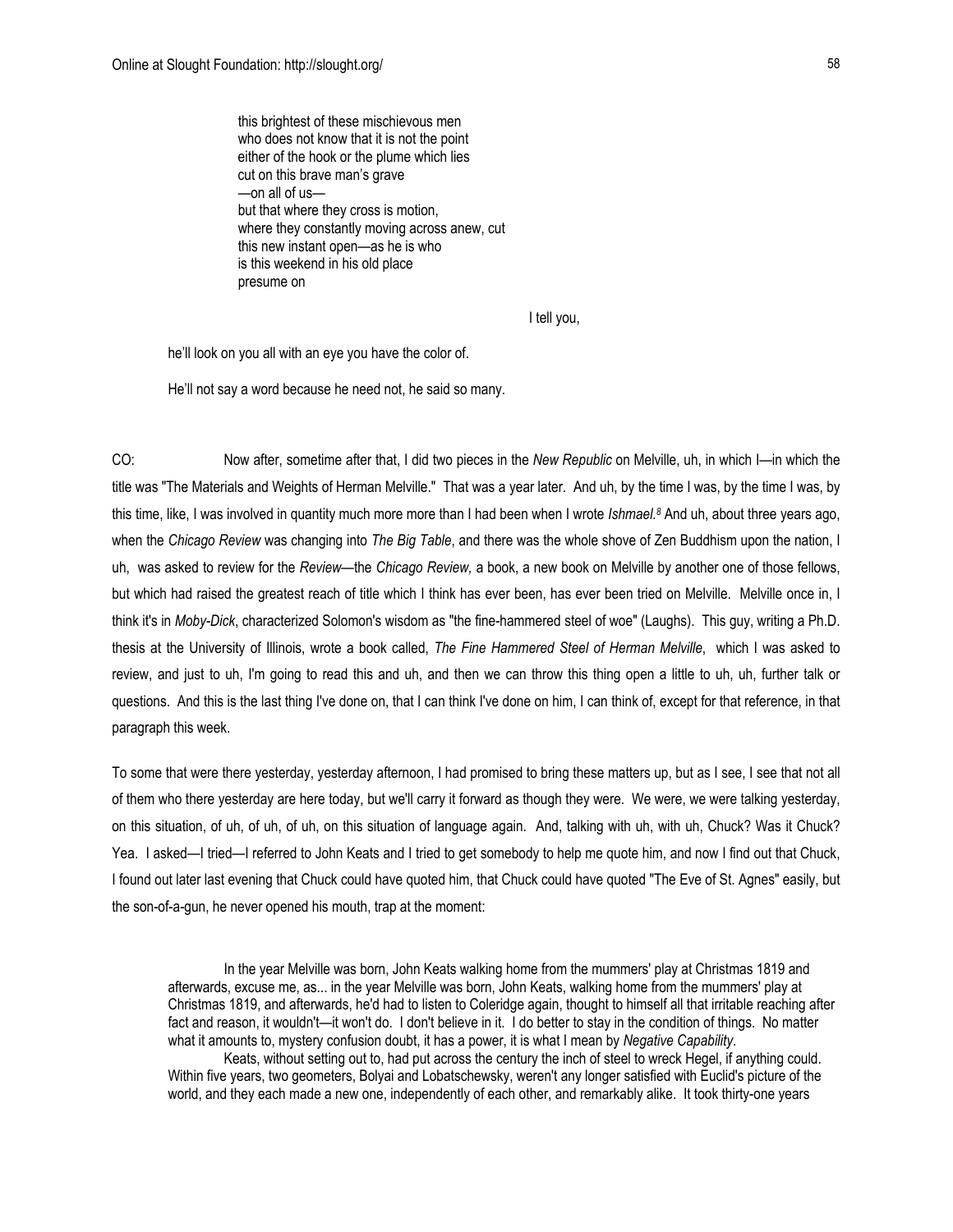this brightest of these mischievous men
who does not know that it is not the point
either of the hook or the plume which lies
cut on this brave man's grave
—on all of us—
but that where they cross is motion,
where they constantly moving across anew, cut
this new instant open—as he is who
is this weekend in his old place
presume on

I tell you,

he'll look on you all with an eye you have the color of.

He'll not say a word because he need not, he said so many.

CO: Now after, sometime after that, I did two pieces in the *New Republic* on Melville, uh, in which I—in which the title was "The Materials and Weights of Herman Melville." That was a year later. And uh, by the time I was, by the time I was, by this time, like, I was involved in quantity much more more than I had been when I wrote *Ishmael.*[8] And uh, about three years ago, when the *Chicago Review* was changing into *The Big Table*, and there was the whole shove of Zen Buddhism upon the nation, I uh, was asked to review for the *Review*—the *Chicago Review,* a book, a new book on Melville by another one of those fellows, but which had raised the greatest reach of title which I think has ever been, has ever been tried on Melville. Melville once in, I think it's in *Moby-Dick*, characterized Solomon's wisdom as "the fine-hammered steel of woe" (Laughs). This guy, writing a Ph.D. thesis at the University of Illinois, wrote a book called, *The Fine Hammered Steel of Herman Melville*, which I was asked to review, and just to uh, I'm going to read this and uh, and then we can throw this thing open a little to uh, uh, further talk or questions. And this is the last thing I've done on, that I can think I've done on him, I can think of, except for that reference, in that paragraph this week.

To some that were there yesterday, yesterday afternoon, I had promised to bring these matters up, but as I see, I see that not all of them who there yesterday are here today, but we'll carry it forward as though they were. We were, we were talking yesterday, on this situation, of uh, of uh, of uh, on this situation of language again. And, talking with uh, with uh, Chuck? Was it Chuck? Yea. I asked—I tried—I referred to John Keats and I tried to get somebody to help me quote him, and now I find out that Chuck, I found out later last evening that Chuck could have quoted him, that Chuck could have quoted "The Eve of St. Agnes" easily, but the son-of-a-gun, he never opened his mouth, trap at the moment:

> In the year Melville was born, John Keats walking home from the mummers' play at Christmas 1819 and afterwards, excuse me, as... in the year Melville was born, John Keats, walking home from the mummers' play at Christmas 1819, and afterwards, he'd had to listen to Coleridge again, thought to himself all that irritable reaching after fact and reason, it wouldn't—it won't do. I don't believe in it. I do better to stay in the condition of things. No matter what it amounts to, mystery confusion doubt, it has a power, it is what I mean by *Negative Capability*.
>
> Keats, without setting out to, had put across the century the inch of steel to wreck Hegel, if anything could. Within five years, two geometers, Bolyai and Lobatschewsky, weren't any longer satisfied with Euclid's picture of the world, and they each made a new one, independently of each other, and remarkably alike. It took thirty-one years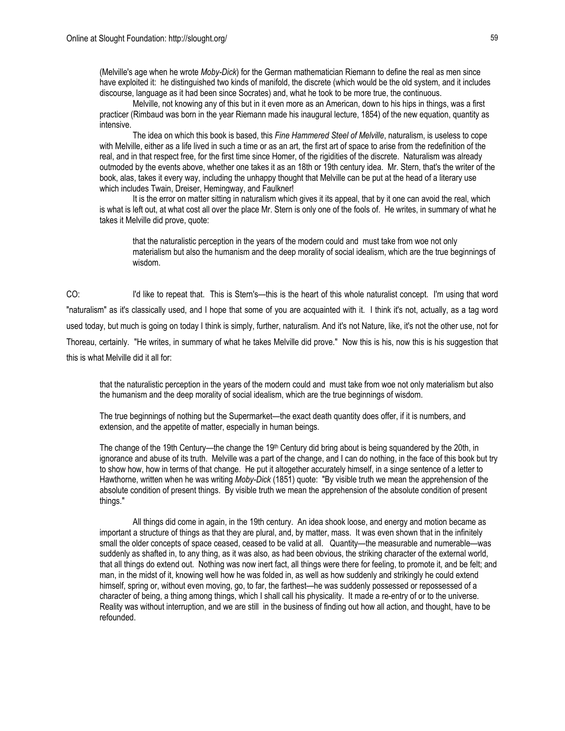(Melville's age when he wrote *Moby-Dick*) for the German mathematician Riemann to define the real as men since have exploited it: he distinguished two kinds of manifold, the discrete (which would be the old system, and it includes discourse, language as it had been since Socrates) and, what he took to be more true, the continuous.

Melville, not knowing any of this but in it even more as an American, down to his hips in things, was a first practicer (Rimbaud was born in the year Riemann made his inaugural lecture, 1854) of the new equation, quantity as intensive.

The idea on which this book is based, this *Fine Hammered Steel of Melville*, naturalism, is useless to cope with Melville, either as a life lived in such a time or as an art, the first art of space to arise from the redefinition of the real, and in that respect free, for the first time since Homer, of the rigidities of the discrete. Naturalism was already outmoded by the events above, whether one takes it as an 18th or 19th century idea. Mr. Stern, that's the writer of the book, alas, takes it every way, including the unhappy thought that Melville can be put at the head of a literary use which includes Twain, Dreiser, Hemingway, and Faulkner!

It is the error on matter sitting in naturalism which gives it its appeal, that by it one can avoid the real, which is what is left out, at what cost all over the place Mr. Stern is only one of the fools of. He writes, in summary of what he takes it Melville did prove, quote:

> that the naturalistic perception in the years of the modern could and must take from woe not only materialism but also the humanism and the deep morality of social idealism, which are the true beginnings of wisdom.

CO: I'd like to repeat that. This is Stern's—this is the heart of this whole naturalist concept. I'm using that word "naturalism" as it's classically used, and I hope that some of you are acquainted with it. I think it's not, actually, as a tag word used today, but much is going on today I think is simply, further, naturalism. And it's not Nature, like, it's not the other use, not for Thoreau, certainly. "He writes, in summary of what he takes Melville did prove." Now this is his, now this is his suggestion that this is what Melville did it all for:

> that the naturalistic perception in the years of the modern could and must take from woe not only materialism but also the humanism and the deep morality of social idealism, which are the true beginnings of wisdom.
>
> The true beginnings of nothing but the Supermarket—the exact death quantity does offer, if it is numbers, and extension, and the appetite of matter, especially in human beings.
>
> The change of the 19th Century—the change the 19th Century did bring about is being squandered by the 20th, in ignorance and abuse of its truth. Melville was a part of the change, and I can do nothing, in the face of this book but try to show how, how in terms of that change. He put it altogether accurately himself, in a singe sentence of a letter to Hawthorne, written when he was writing *Moby-Dick* (1851) quote: "By visible truth we mean the apprehension of the absolute condition of present things. By visible truth we mean the apprehension of the absolute condition of present things."
>
> All things did come in again, in the 19th century. An idea shook loose, and energy and motion became as important a structure of things as that they are plural, and, by matter, mass. It was even shown that in the infinitely small the older concepts of space ceased, ceased to be valid at all. Quantity—the measurable and numerable—was suddenly as shafted in, to any thing, as it was also, as had been obvious, the striking character of the external world, that all things do extend out. Nothing was now inert fact, all things were there for feeling, to promote it, and be felt; and man, in the midst of it, knowing well how he was folded in, as well as how suddenly and strikingly he could extend himself, spring or, without even moving, go, to far, the farthest—he was suddenly possessed or repossessed of a character of being, a thing among things, which I shall call his physicality. It made a re-entry of or to the universe. Reality was without interruption, and we are still in the business of finding out how all action, and thought, have to be refounded.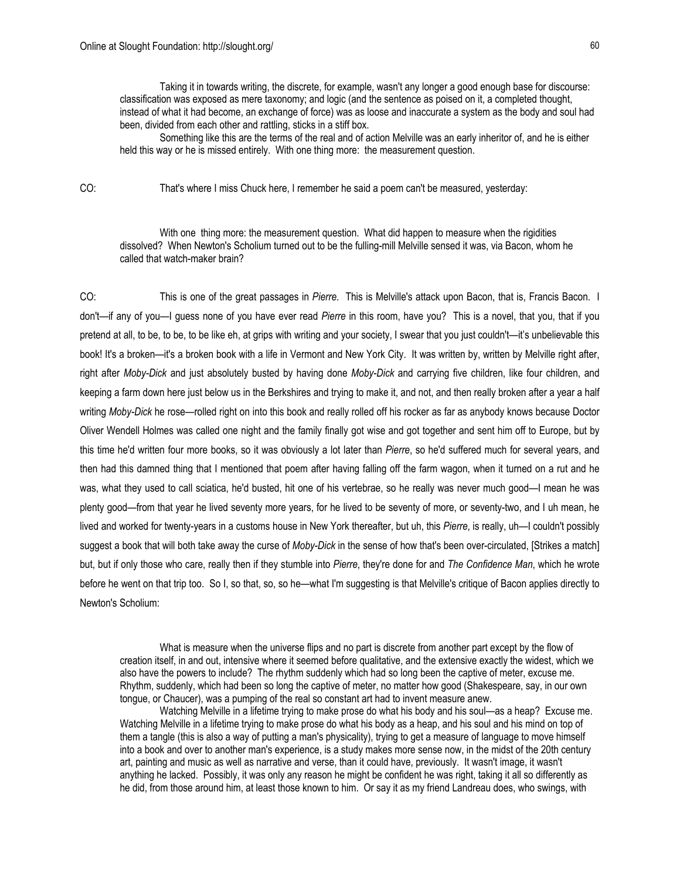Taking it in towards writing, the discrete, for example, wasn't any longer a good enough base for discourse: classification was exposed as mere taxonomy; and logic (and the sentence as poised on it, a completed thought, instead of what it had become, an exchange of force) was as loose and inaccurate a system as the body and soul had been, divided from each other and rattling, sticks in a stiff box.

> Something like this are the terms of the real and of action Melville was an early inheritor of, and he is either held this way or he is missed entirely. With one thing more: the measurement question.

CO: That's where I miss Chuck here, I remember he said a poem can't be measured, yesterday:

> With one thing more: the measurement question. What did happen to measure when the rigidities dissolved? When Newton's Scholium turned out to be the fulling-mill Melville sensed it was, via Bacon, whom he called that watch-maker brain?

CO: This is one of the great passages in *Pierre*. This is Melville's attack upon Bacon, that is, Francis Bacon. I don't—if any of you—I guess none of you have ever read *Pierre* in this room, have you? This is a novel, that you, that if you pretend at all, to be, to be, to be like eh, at grips with writing and your society, I swear that you just couldn't—it's unbelievable this book! It's a broken—it's a broken book with a life in Vermont and New York City. It was written by, written by Melville right after, right after *Moby-Dick* and just absolutely busted by having done *Moby-Dick* and carrying five children, like four children, and keeping a farm down here just below us in the Berkshires and trying to make it, and not, and then really broken after a year a half writing *Moby-Dick* he rose—rolled right on into this book and really rolled off his rocker as far as anybody knows because Doctor Oliver Wendell Holmes was called one night and the family finally got wise and got together and sent him off to Europe, but by this time he'd written four more books, so it was obviously a lot later than *Pierre*, so he'd suffered much for several years, and then had this damned thing that I mentioned that poem after having falling off the farm wagon, when it turned on a rut and he was, what they used to call sciatica, he'd busted, hit one of his vertebrae, so he really was never much good—I mean he was plenty good—from that year he lived seventy more years, for he lived to be seventy of more, or seventy-two, and I uh mean, he lived and worked for twenty-years in a customs house in New York thereafter, but uh, this *Pierre*, is really, uh—I couldn't possibly suggest a book that will both take away the curse of *Moby-Dick* in the sense of how that's been over-circulated, [Strikes a match] but, but if only those who care, really then if they stumble into *Pierre*, they're done for and *The Confidence Man*, which he wrote before he went on that trip too. So I, so that, so, so he—what I'm suggesting is that Melville's critique of Bacon applies directly to Newton's Scholium:

> What is measure when the universe flips and no part is discrete from another part except by the flow of creation itself, in and out, intensive where it seemed before qualitative, and the extensive exactly the widest, which we also have the powers to include? The rhythm suddenly which had so long been the captive of meter, excuse me. Rhythm, suddenly, which had been so long the captive of meter, no matter how good (Shakespeare, say, in our own tongue, or Chaucer), was a pumping of the real so constant art had to invent measure anew.
>
> Watching Melville in a lifetime trying to make prose do what his body and his soul—as a heap? Excuse me. Watching Melville in a lifetime trying to make prose do what his body as a heap, and his soul and his mind on top of them a tangle (this is also a way of putting a man's physicality), trying to get a measure of language to move himself into a book and over to another man's experience, is a study makes more sense now, in the midst of the 20th century art, painting and music as well as narrative and verse, than it could have, previously. It wasn't image, it wasn't anything he lacked. Possibly, it was only any reason he might be confident he was right, taking it all so differently as he did, from those around him, at least those known to him. Or say it as my friend Landreau does, who swings, with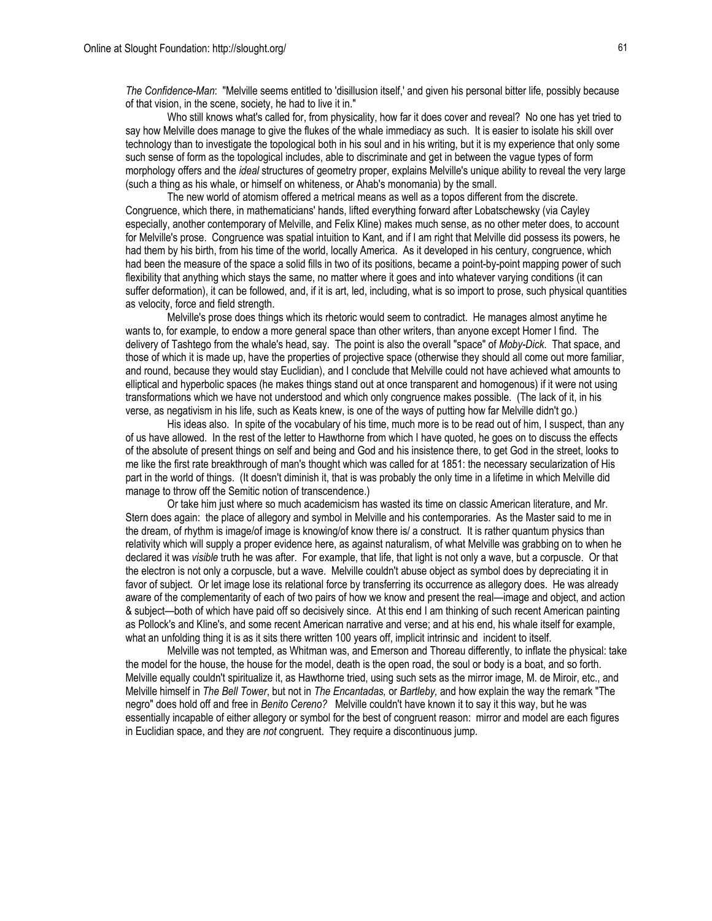*The Confidence-Man*: "Melville seems entitled to 'disillusion itself,' and given his personal bitter life, possibly because of that vision, in the scene, society, he had to live it in."

Who still knows what's called for, from physicality, how far it does cover and reveal? No one has yet tried to say how Melville does manage to give the flukes of the whale immediacy as such. It is easier to isolate his skill over technology than to investigate the topological both in his soul and in his writing, but it is my experience that only some such sense of form as the topological includes, able to discriminate and get in between the vague types of form morphology offers and the *ideal* structures of geometry proper, explains Melville's unique ability to reveal the very large (such a thing as his whale, or himself on whiteness, or Ahab's monomania) by the small.

The new world of atomism offered a metrical means as well as a topos different from the discrete. Congruence, which there, in mathematicians' hands, lifted everything forward after Lobatschewsky (via Cayley especially, another contemporary of Melville, and Felix Kline) makes much sense, as no other meter does, to account for Melville's prose. Congruence was spatial intuition to Kant, and if I am right that Melville did possess its powers, he had them by his birth, from his time of the world, locally America. As it developed in his century, congruence, which had been the measure of the space a solid fills in two of its positions, became a point-by-point mapping power of such flexibility that anything which stays the same, no matter where it goes and into whatever varying conditions (it can suffer deformation), it can be followed, and, if it is art, led, including, what is so import to prose, such physical quantities as velocity, force and field strength.

Melville's prose does things which its rhetoric would seem to contradict. He manages almost anytime he wants to, for example, to endow a more general space than other writers, than anyone except Homer I find. The delivery of Tashtego from the whale's head, say. The point is also the overall "space" of *Moby-Dick*. That space, and those of which it is made up, have the properties of projective space (otherwise they should all come out more familiar, and round, because they would stay Euclidian), and I conclude that Melville could not have achieved what amounts to elliptical and hyperbolic spaces (he makes things stand out at once transparent and homogenous) if it were not using transformations which we have not understood and which only congruence makes possible. (The lack of it, in his verse, as negativism in his life, such as Keats knew, is one of the ways of putting how far Melville didn't go.)

His ideas also. In spite of the vocabulary of his time, much more is to be read out of him, I suspect, than any of us have allowed. In the rest of the letter to Hawthorne from which I have quoted, he goes on to discuss the effects of the absolute of present things on self and being and God and his insistence there, to get God in the street, looks to me like the first rate breakthrough of man's thought which was called for at 1851: the necessary secularization of His part in the world of things. (It doesn't diminish it, that is was probably the only time in a lifetime in which Melville did manage to throw off the Semitic notion of transcendence.)

Or take him just where so much academicism has wasted its time on classic American literature, and Mr. Stern does again: the place of allegory and symbol in Melville and his contemporaries. As the Master said to me in the dream, of rhythm is image/of image is knowing/of know there is/ a construct. It is rather quantum physics than relativity which will supply a proper evidence here, as against naturalism, of what Melville was grabbing on to when he declared it was *visible* truth he was after. For example, that life, that light is not only a wave, but a corpuscle. Or that the electron is not only a corpuscle, but a wave. Melville couldn't abuse object as symbol does by depreciating it in favor of subject. Or let image lose its relational force by transferring its occurrence as allegory does. He was already aware of the complementarity of each of two pairs of how we know and present the real—image and object, and action & subject—both of which have paid off so decisively since. At this end I am thinking of such recent American painting as Pollock's and Kline's, and some recent American narrative and verse; and at his end, his whale itself for example, what an unfolding thing it is as it sits there written 100 years off, implicit intrinsic and incident to itself.

Melville was not tempted, as Whitman was, and Emerson and Thoreau differently, to inflate the physical: take the model for the house, the house for the model, death is the open road, the soul or body is a boat, and so forth. Melville equally couldn't spiritualize it, as Hawthorne tried, using such sets as the mirror image, M. de Miroir, etc., and Melville himself in *The Bell Tower*, but not in *The Encantadas,* or *Bartleby,* and how explain the way the remark "The negro" does hold off and free in *Benito Cereno?* Melville couldn't have known it to say it this way, but he was essentially incapable of either allegory or symbol for the best of congruent reason: mirror and model are each figures in Euclidian space, and they are *not* congruent. They require a discontinuous jump.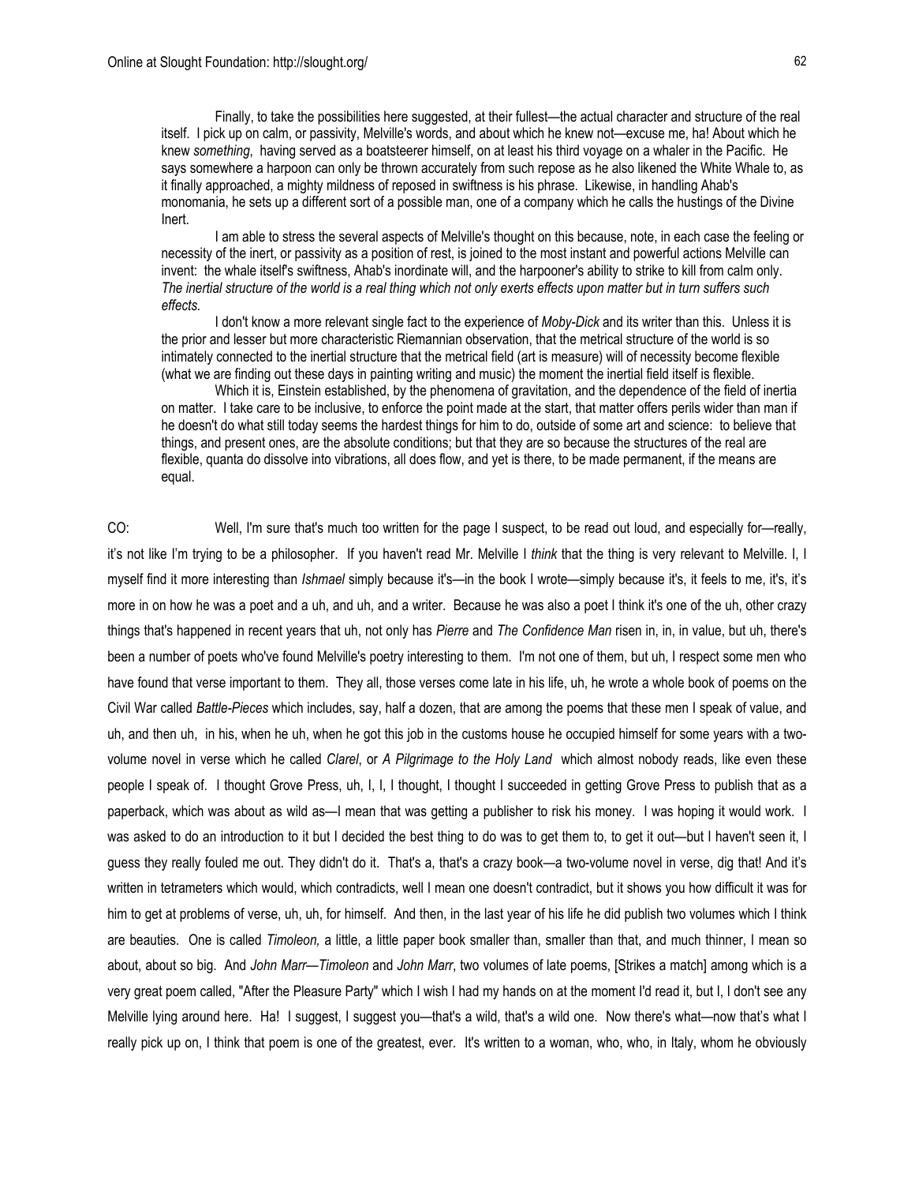Finally, to take the possibilities here suggested, at their fullest—the actual character and structure of the real itself. I pick up on calm, or passivity, Melville's words, and about which he knew not—excuse me, ha! About which he knew *something*, having served as a boatsteerer himself, on at least his third voyage on a whaler in the Pacific. He says somewhere a harpoon can only be thrown accurately from such repose as he also likened the White Whale to, as it finally approached, a mighty mildness of reposed in swiftness is his phrase. Likewise, in handling Ahab's monomania, he sets up a different sort of a possible man, one of a company which he calls the hustings of the Divine Inert.

I am able to stress the several aspects of Melville's thought on this because, note, in each case the feeling or necessity of the inert, or passivity as a position of rest, is joined to the most instant and powerful actions Melville can invent: the whale itself's swiftness, Ahab's inordinate will, and the harpooner's ability to strike to kill from calm only. *The inertial structure of the world is a real thing which not only exerts effects upon matter but in turn suffers such effects.*

I don't know a more relevant single fact to the experience of *Moby-Dick* and its writer than this. Unless it is the prior and lesser but more characteristic Riemannian observation, that the metrical structure of the world is so intimately connected to the inertial structure that the metrical field (art is measure) will of necessity become flexible (what we are finding out these days in painting writing and music) the moment the inertial field itself is flexible.

Which it is, Einstein established, by the phenomena of gravitation, and the dependence of the field of inertia on matter. I take care to be inclusive, to enforce the point made at the start, that matter offers perils wider than man if he doesn't do what still today seems the hardest things for him to do, outside of some art and science: to believe that things, and present ones, are the absolute conditions; but that they are so because the structures of the real are flexible, quanta do dissolve into vibrations, all does flow, and yet is there, to be made permanent, if the means are equal.

CO: Well, I'm sure that's much too written for the page I suspect, to be read out loud, and especially for—really, it's not like I'm trying to be a philosopher. If you haven't read Mr. Melville I *think* that the thing is very relevant to Melville. I, I myself find it more interesting than *Ishmael* simply because it's—in the book I wrote—simply because it's, it feels to me, it's, it's more in on how he was a poet and a uh, and uh, and a writer. Because he was also a poet I think it's one of the uh, other crazy things that's happened in recent years that uh, not only has *Pierre* and *The Confidence Man* risen in, in, in value, but uh, there's been a number of poets who've found Melville's poetry interesting to them. I'm not one of them, but uh, I respect some men who have found that verse important to them. They all, those verses come late in his life, uh, he wrote a whole book of poems on the Civil War called *Battle-Pieces* which includes, say, half a dozen, that are among the poems that these men I speak of value, and uh, and then uh, in his, when he uh, when he got this job in the customs house he occupied himself for some years with a two-volume novel in verse which he called *Clarel*, or *A Pilgrimage to the Holy Land* which almost nobody reads, like even these people I speak of. I thought Grove Press, uh, I, I, I thought, I thought I succeeded in getting Grove Press to publish that as a paperback, which was about as wild as—I mean that was getting a publisher to risk his money. I was hoping it would work. I was asked to do an introduction to it but I decided the best thing to do was to get them to, to get it out—but I haven't seen it, I guess they really fouled me out. They didn't do it. That's a, that's a crazy book—a two-volume novel in verse, dig that! And it's written in tetrameters which would, which contradicts, well I mean one doesn't contradict, but it shows you how difficult it was for him to get at problems of verse, uh, uh, for himself. And then, in the last year of his life he did publish two volumes which I think are beauties. One is called *Timoleon,* a little, a little paper book smaller than, smaller than that, and much thinner, I mean so about, about so big. And *John Marr—Timoleon* and *John Marr*, two volumes of late poems, [Strikes a match] among which is a very great poem called, "After the Pleasure Party" which I wish I had my hands on at the moment I'd read it, but I, I don't see any Melville lying around here. Ha! I suggest, I suggest you—that's a wild, that's a wild one. Now there's what—now that's what I really pick up on, I think that poem is one of the greatest, ever. It's written to a woman, who, who, in Italy, whom he obviously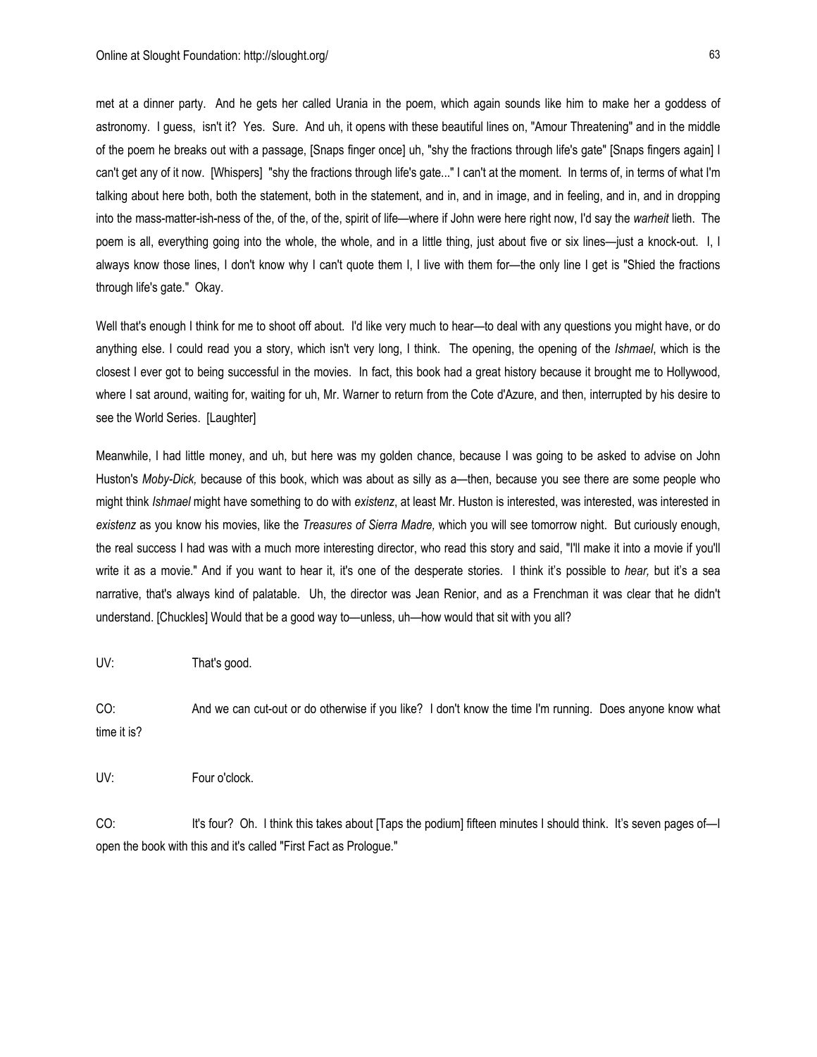met at a dinner party. And he gets her called Urania in the poem, which again sounds like him to make her a goddess of astronomy. I guess, isn't it? Yes. Sure. And uh, it opens with these beautiful lines on, "Amour Threatening" and in the middle of the poem he breaks out with a passage, [Snaps finger once] uh, "shy the fractions through life's gate" [Snaps fingers again] I can't get any of it now. [Whispers] "shy the fractions through life's gate..." I can't at the moment. In terms of, in terms of what I'm talking about here both, both the statement, both in the statement, and in, and in image, and in feeling, and in, and in dropping into the mass-matter-ish-ness of the, of the, of the, spirit of life—where if John were here right now, I'd say the *warheit* lieth. The poem is all, everything going into the whole, the whole, and in a little thing, just about five or six lines—just a knock-out. I, I always know those lines, I don't know why I can't quote them I, I live with them for—the only line I get is "Shied the fractions through life's gate." Okay.

Well that's enough I think for me to shoot off about. I'd like very much to hear—to deal with any questions you might have, or do anything else. I could read you a story, which isn't very long, I think. The opening, the opening of the *Ishmael*, which is the closest I ever got to being successful in the movies. In fact, this book had a great history because it brought me to Hollywood, where I sat around, waiting for, waiting for uh, Mr. Warner to return from the Cote d'Azure, and then, interrupted by his desire to see the World Series. [Laughter]

Meanwhile, I had little money, and uh, but here was my golden chance, because I was going to be asked to advise on John Huston's *Moby-Dick,* because of this book, which was about as silly as a—then, because you see there are some people who might think *Ishmael* might have something to do with *existenz*, at least Mr. Huston is interested, was interested, was interested in *existenz* as you know his movies, like the *Treasures of Sierra Madre,* which you will see tomorrow night. But curiously enough, the real success I had was with a much more interesting director, who read this story and said, "I'll make it into a movie if you'll write it as a movie." And if you want to hear it, it's one of the desperate stories. I think it's possible to *hear,* but it's a sea narrative, that's always kind of palatable. Uh, the director was Jean Renior, and as a Frenchman it was clear that he didn't understand. [Chuckles] Would that be a good way to—unless, uh—how would that sit with you all?

UV: That's good.

CO: And we can cut-out or do otherwise if you like? I don't know the time I'm running. Does anyone know what time it is?

UV: Four o'clock.

CO: It's four? Oh. I think this takes about [Taps the podium] fifteen minutes I should think. It's seven pages of—I open the book with this and it's called "First Fact as Prologue."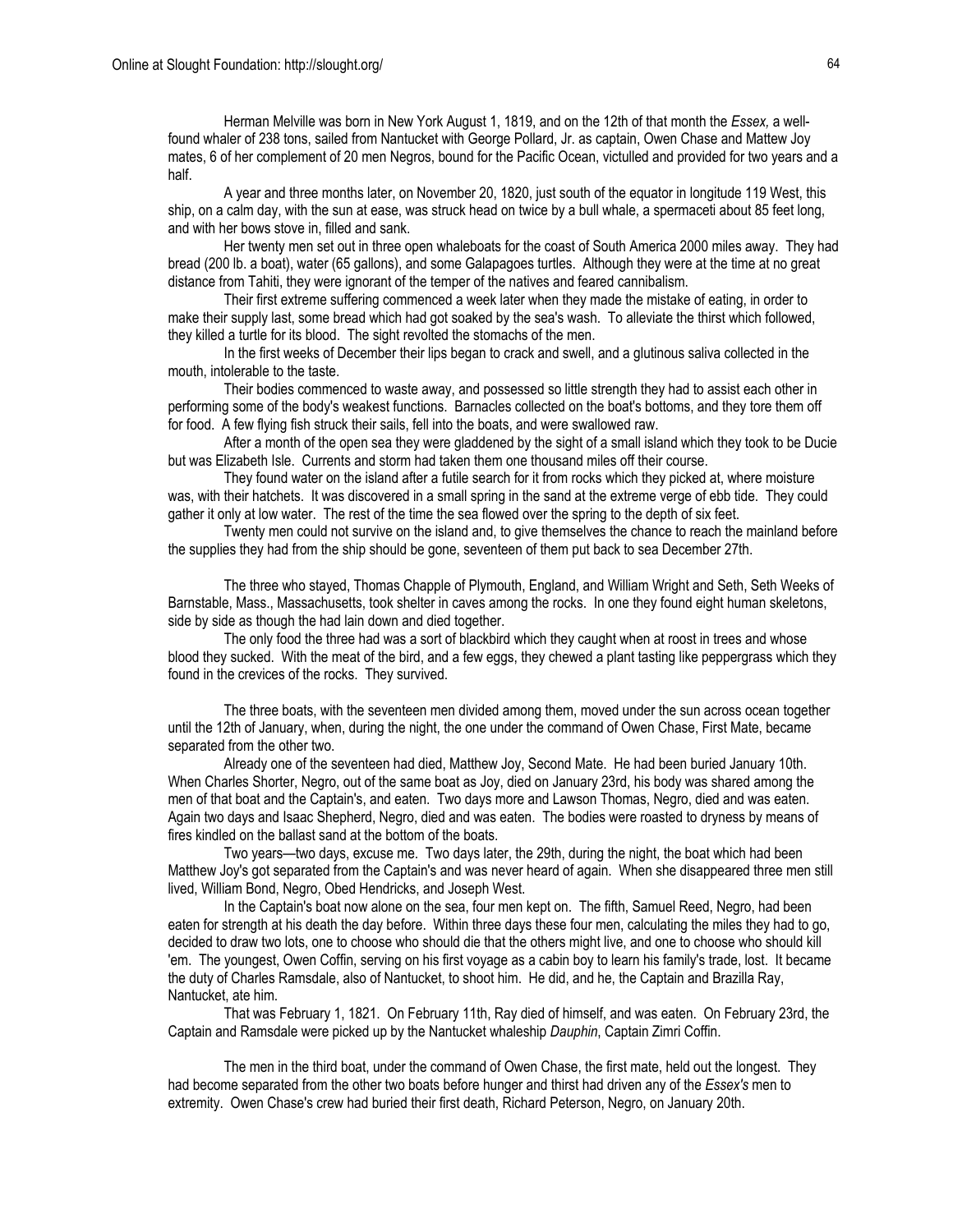Herman Melville was born in New York August 1, 1819, and on the 12th of that month the *Essex,* a well-found whaler of 238 tons, sailed from Nantucket with George Pollard, Jr. as captain, Owen Chase and Mattew Joy mates, 6 of her complement of 20 men Negros, bound for the Pacific Ocean, victulled and provided for two years and a half.

A year and three months later, on November 20, 1820, just south of the equator in longitude 119 West, this ship, on a calm day, with the sun at ease, was struck head on twice by a bull whale, a spermaceti about 85 feet long, and with her bows stove in, filled and sank.

Her twenty men set out in three open whaleboats for the coast of South America 2000 miles away. They had bread (200 lb. a boat), water (65 gallons), and some Galapagoes turtles. Although they were at the time at no great distance from Tahiti, they were ignorant of the temper of the natives and feared cannibalism.

Their first extreme suffering commenced a week later when they made the mistake of eating, in order to make their supply last, some bread which had got soaked by the sea's wash. To alleviate the thirst which followed, they killed a turtle for its blood. The sight revolted the stomachs of the men.

In the first weeks of December their lips began to crack and swell, and a glutinous saliva collected in the mouth, intolerable to the taste.

Their bodies commenced to waste away, and possessed so little strength they had to assist each other in performing some of the body's weakest functions. Barnacles collected on the boat's bottoms, and they tore them off for food. A few flying fish struck their sails, fell into the boats, and were swallowed raw.

After a month of the open sea they were gladdened by the sight of a small island which they took to be Ducie but was Elizabeth Isle. Currents and storm had taken them one thousand miles off their course.

They found water on the island after a futile search for it from rocks which they picked at, where moisture was, with their hatchets. It was discovered in a small spring in the sand at the extreme verge of ebb tide. They could gather it only at low water. The rest of the time the sea flowed over the spring to the depth of six feet.

Twenty men could not survive on the island and, to give themselves the chance to reach the mainland before the supplies they had from the ship should be gone, seventeen of them put back to sea December 27th.

The three who stayed, Thomas Chapple of Plymouth, England, and William Wright and Seth, Seth Weeks of Barnstable, Mass., Massachusetts, took shelter in caves among the rocks. In one they found eight human skeletons, side by side as though the had lain down and died together.

The only food the three had was a sort of blackbird which they caught when at roost in trees and whose blood they sucked. With the meat of the bird, and a few eggs, they chewed a plant tasting like peppergrass which they found in the crevices of the rocks. They survived.

The three boats, with the seventeen men divided among them, moved under the sun across ocean together until the 12th of January, when, during the night, the one under the command of Owen Chase, First Mate, became separated from the other two.

Already one of the seventeen had died, Matthew Joy, Second Mate. He had been buried January 10th. When Charles Shorter, Negro, out of the same boat as Joy, died on January 23rd, his body was shared among the men of that boat and the Captain's, and eaten. Two days more and Lawson Thomas, Negro, died and was eaten. Again two days and Isaac Shepherd, Negro, died and was eaten. The bodies were roasted to dryness by means of fires kindled on the ballast sand at the bottom of the boats.

Two years—two days, excuse me. Two days later, the 29th, during the night, the boat which had been Matthew Joy's got separated from the Captain's and was never heard of again. When she disappeared three men still lived, William Bond, Negro, Obed Hendricks, and Joseph West.

In the Captain's boat now alone on the sea, four men kept on. The fifth, Samuel Reed, Negro, had been eaten for strength at his death the day before. Within three days these four men, calculating the miles they had to go, decided to draw two lots, one to choose who should die that the others might live, and one to choose who should kill 'em. The youngest, Owen Coffin, serving on his first voyage as a cabin boy to learn his family's trade, lost. It became the duty of Charles Ramsdale, also of Nantucket, to shoot him. He did, and he, the Captain and Brazilla Ray, Nantucket, ate him.

That was February 1, 1821. On February 11th, Ray died of himself, and was eaten. On February 23rd, the Captain and Ramsdale were picked up by the Nantucket whaleship *Dauphin*, Captain Zimri Coffin.

The men in the third boat, under the command of Owen Chase, the first mate, held out the longest. They had become separated from the other two boats before hunger and thirst had driven any of the *Essex's* men to extremity. Owen Chase's crew had buried their first death, Richard Peterson, Negro, on January 20th.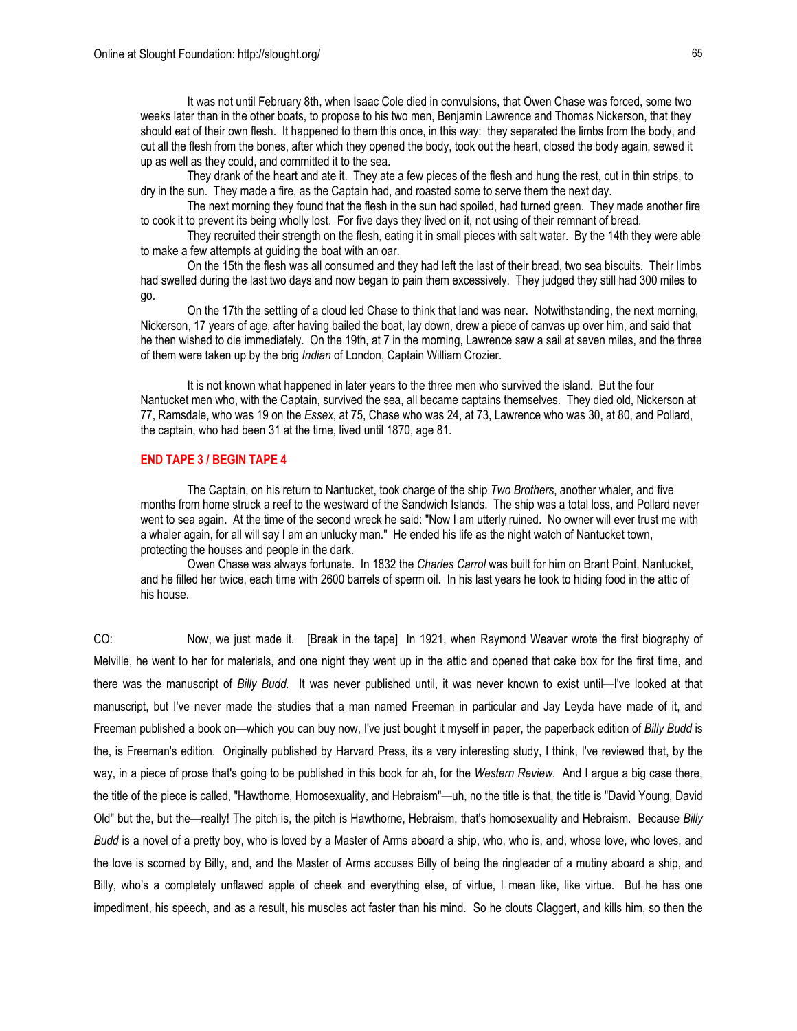It was not until February 8th, when Isaac Cole died in convulsions, that Owen Chase was forced, some two weeks later than in the other boats, to propose to his two men, Benjamin Lawrence and Thomas Nickerson, that they should eat of their own flesh. It happened to them this once, in this way: they separated the limbs from the body, and cut all the flesh from the bones, after which they opened the body, took out the heart, closed the body again, sewed it up as well as they could, and committed it to the sea.

They drank of the heart and ate it. They ate a few pieces of the flesh and hung the rest, cut in thin strips, to dry in the sun. They made a fire, as the Captain had, and roasted some to serve them the next day.

The next morning they found that the flesh in the sun had spoiled, had turned green. They made another fire to cook it to prevent its being wholly lost. For five days they lived on it, not using of their remnant of bread.

They recruited their strength on the flesh, eating it in small pieces with salt water. By the 14th they were able to make a few attempts at guiding the boat with an oar.

On the 15th the flesh was all consumed and they had left the last of their bread, two sea biscuits. Their limbs had swelled during the last two days and now began to pain them excessively. They judged they still had 300 miles to go.

On the 17th the settling of a cloud led Chase to think that land was near. Notwithstanding, the next morning, Nickerson, 17 years of age, after having bailed the boat, lay down, drew a piece of canvas up over him, and said that he then wished to die immediately. On the 19th, at 7 in the morning, Lawrence saw a sail at seven miles, and the three of them were taken up by the brig *Indian* of London, Captain William Crozier.

It is not known what happened in later years to the three men who survived the island. But the four Nantucket men who, with the Captain, survived the sea, all became captains themselves. They died old, Nickerson at 77, Ramsdale, who was 19 on the *Essex*, at 75, Chase who was 24, at 73, Lawrence who was 30, at 80, and Pollard, the captain, who had been 31 at the time, lived until 1870, age 81.

**END TAPE 3 / BEGIN TAPE 4**

The Captain, on his return to Nantucket, took charge of the ship *Two Brothers*, another whaler, and five months from home struck a reef to the westward of the Sandwich Islands. The ship was a total loss, and Pollard never went to sea again. At the time of the second wreck he said: "Now I am utterly ruined. No owner will ever trust me with a whaler again, for all will say I am an unlucky man." He ended his life as the night watch of Nantucket town, protecting the houses and people in the dark.

Owen Chase was always fortunate. In 1832 the *Charles Carrol* was built for him on Brant Point, Nantucket, and he filled her twice, each time with 2600 barrels of sperm oil. In his last years he took to hiding food in the attic of his house.

CO: Now, we just made it. [Break in the tape] In 1921, when Raymond Weaver wrote the first biography of Melville, he went to her for materials, and one night they went up in the attic and opened that cake box for the first time, and there was the manuscript of *Billy Budd.* It was never published until, it was never known to exist until—I've looked at that manuscript, but I've never made the studies that a man named Freeman in particular and Jay Leyda have made of it, and Freeman published a book on—which you can buy now, I've just bought it myself in paper, the paperback edition of *Billy Budd* is the, is Freeman's edition. Originally published by Harvard Press, its a very interesting study, I think, I've reviewed that, by the way, in a piece of prose that's going to be published in this book for ah, for the *Western Review*. And I argue a big case there, the title of the piece is called, "Hawthorne, Homosexuality, and Hebraism"—uh, no the title is that, the title is "David Young, David Old" but the, but the—really! The pitch is, the pitch is Hawthorne, Hebraism, that's homosexuality and Hebraism. Because *Billy Budd* is a novel of a pretty boy, who is loved by a Master of Arms aboard a ship, who, who is, and, whose love, who loves, and the love is scorned by Billy, and, and the Master of Arms accuses Billy of being the ringleader of a mutiny aboard a ship, and Billy, who's a completely unflawed apple of cheek and everything else, of virtue, I mean like, like virtue. But he has one impediment, his speech, and as a result, his muscles act faster than his mind. So he clouts Claggert, and kills him, so then the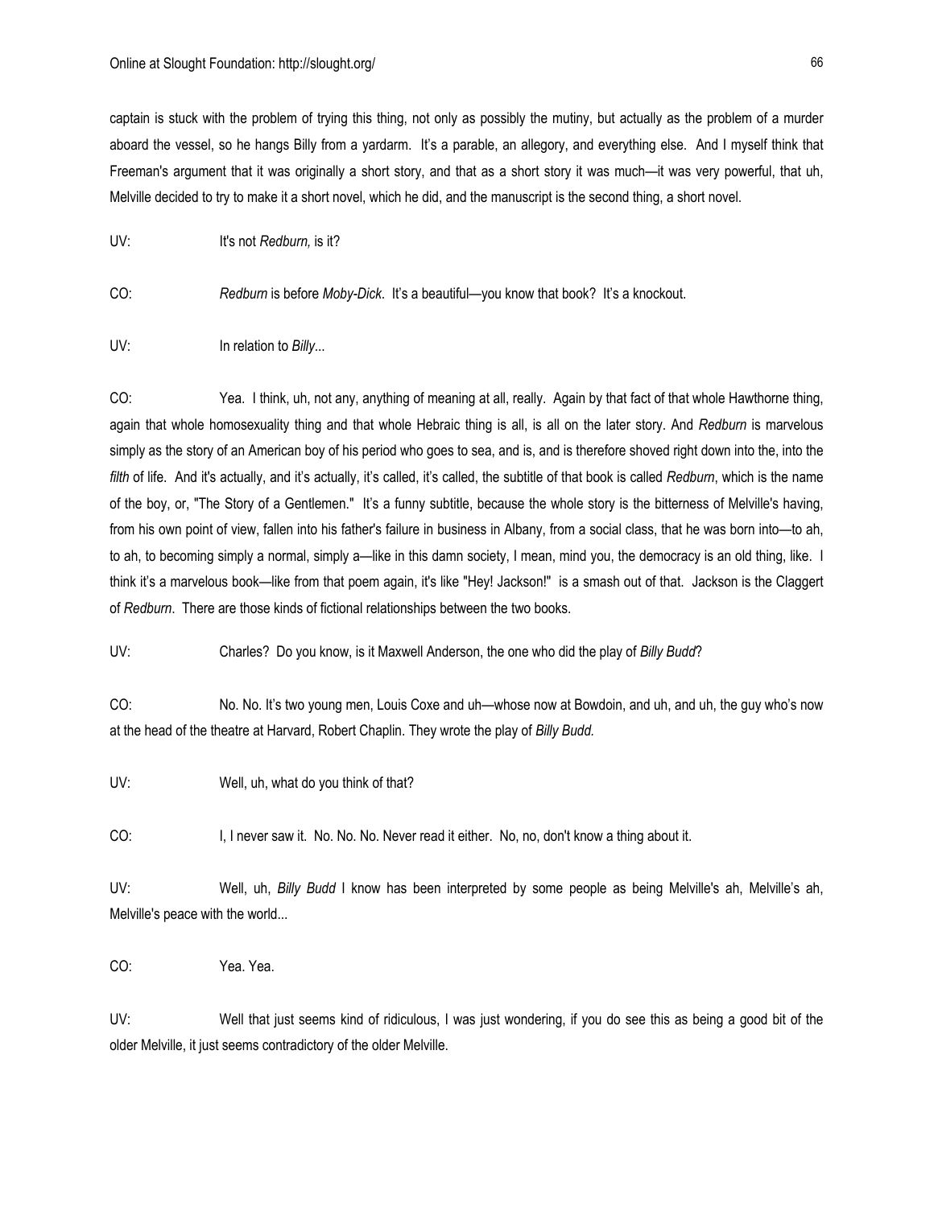captain is stuck with the problem of trying this thing, not only as possibly the mutiny, but actually as the problem of a murder aboard the vessel, so he hangs Billy from a yardarm. It's a parable, an allegory, and everything else. And I myself think that Freeman's argument that it was originally a short story, and that as a short story it was much—it was very powerful, that uh, Melville decided to try to make it a short novel, which he did, and the manuscript is the second thing, a short novel.

UV: It's not *Redburn,* is it?

CO: *Redburn* is before *Moby-Dick*. It's a beautiful—you know that book? It's a knockout.

UV: In relation to *Billy*...

CO: Yea. I think, uh, not any, anything of meaning at all, really. Again by that fact of that whole Hawthorne thing, again that whole homosexuality thing and that whole Hebraic thing is all, is all on the later story. And *Redburn* is marvelous simply as the story of an American boy of his period who goes to sea, and is, and is therefore shoved right down into the, into the *filth* of life. And it's actually, and it's actually, it's called, it's called, the subtitle of that book is called *Redburn*, which is the name of the boy, or, "The Story of a Gentlemen." It's a funny subtitle, because the whole story is the bitterness of Melville's having, from his own point of view, fallen into his father's failure in business in Albany, from a social class, that he was born into—to ah, to ah, to becoming simply a normal, simply a—like in this damn society, I mean, mind you, the democracy is an old thing, like. I think it's a marvelous book—like from that poem again, it's like "Hey! Jackson!" is a smash out of that. Jackson is the Claggert of *Redburn*. There are those kinds of fictional relationships between the two books.

UV: Charles? Do you know, is it Maxwell Anderson, the one who did the play of *Billy Budd*?

CO: No. No. It's two young men, Louis Coxe and uh—whose now at Bowdoin, and uh, and uh, the guy who's now at the head of the theatre at Harvard, Robert Chaplin. They wrote the play of *Billy Budd.*

UV: Well, uh, what do you think of that?

CO: I, I never saw it. No. No. No. Never read it either. No, no, don't know a thing about it.

UV: Well, uh, *Billy Budd* I know has been interpreted by some people as being Melville's ah, Melville's ah, Melville's peace with the world...

CO: Yea. Yea.

UV: Well that just seems kind of ridiculous, I was just wondering, if you do see this as being a good bit of the older Melville, it just seems contradictory of the older Melville.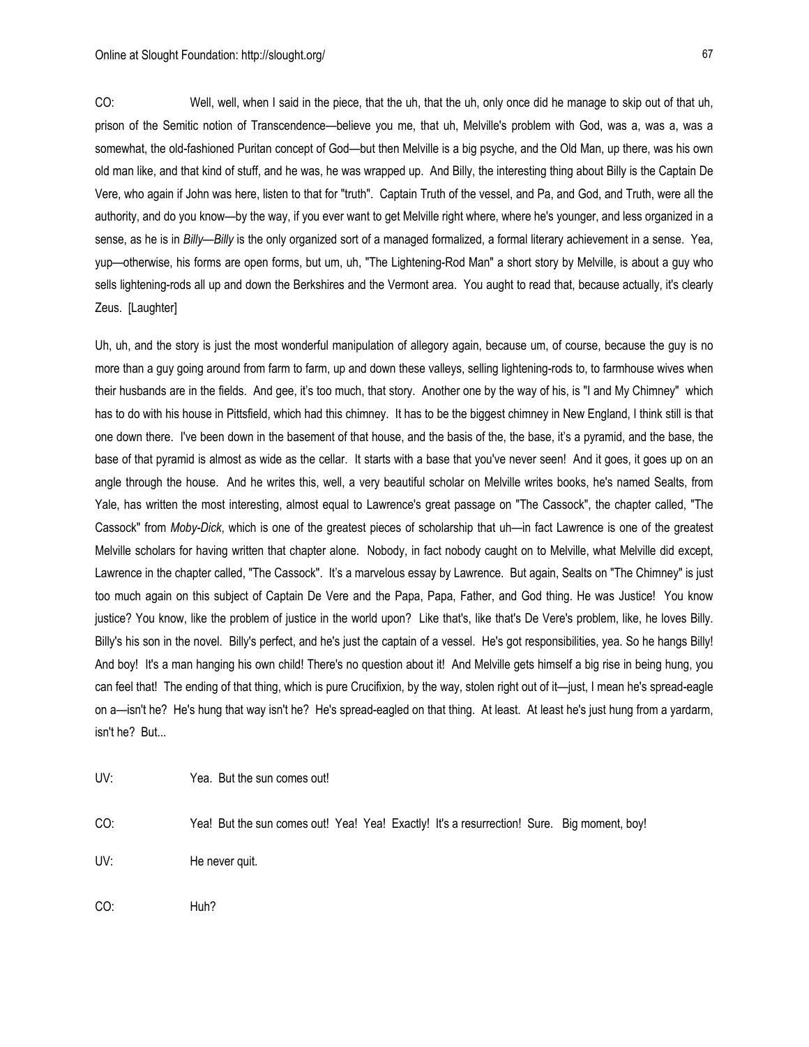CO: Well, well, when I said in the piece, that the uh, that the uh, only once did he manage to skip out of that uh, prison of the Semitic notion of Transcendence—believe you me, that uh, Melville's problem with God, was a, was a, was a somewhat, the old-fashioned Puritan concept of God—but then Melville is a big psyche, and the Old Man, up there, was his own old man like, and that kind of stuff, and he was, he was wrapped up. And Billy, the interesting thing about Billy is the Captain De Vere, who again if John was here, listen to that for "truth". Captain Truth of the vessel, and Pa, and God, and Truth, were all the authority, and do you know—by the way, if you ever want to get Melville right where, where he's younger, and less organized in a sense, as he is in *Billy*—*Billy* is the only organized sort of a managed formalized, a formal literary achievement in a sense. Yea, yup—otherwise, his forms are open forms, but um, uh, "The Lightening-Rod Man" a short story by Melville, is about a guy who sells lightening-rods all up and down the Berkshires and the Vermont area. You aught to read that, because actually, it's clearly Zeus. [Laughter]

Uh, uh, and the story is just the most wonderful manipulation of allegory again, because um, of course, because the guy is no more than a guy going around from farm to farm, up and down these valleys, selling lightening-rods to, to farmhouse wives when their husbands are in the fields. And gee, it's too much, that story. Another one by the way of his, is "I and My Chimney" which has to do with his house in Pittsfield, which had this chimney. It has to be the biggest chimney in New England, I think still is that one down there. I've been down in the basement of that house, and the basis of the, the base, it's a pyramid, and the base, the base of that pyramid is almost as wide as the cellar. It starts with a base that you've never seen! And it goes, it goes up on an angle through the house. And he writes this, well, a very beautiful scholar on Melville writes books, he's named Sealts, from Yale, has written the most interesting, almost equal to Lawrence's great passage on "The Cassock", the chapter called, "The Cassock" from *Moby-Dick*, which is one of the greatest pieces of scholarship that uh—in fact Lawrence is one of the greatest Melville scholars for having written that chapter alone. Nobody, in fact nobody caught on to Melville, what Melville did except, Lawrence in the chapter called, "The Cassock". It's a marvelous essay by Lawrence. But again, Sealts on "The Chimney" is just too much again on this subject of Captain De Vere and the Papa, Papa, Father, and God thing. He was Justice! You know justice? You know, like the problem of justice in the world upon? Like that's, like that's De Vere's problem, like, he loves Billy. Billy's his son in the novel. Billy's perfect, and he's just the captain of a vessel. He's got responsibilities, yea. So he hangs Billy! And boy! It's a man hanging his own child! There's no question about it! And Melville gets himself a big rise in being hung, you can feel that! The ending of that thing, which is pure Crucifixion, by the way, stolen right out of it—just, I mean he's spread-eagle on a—isn't he? He's hung that way isn't he? He's spread-eagled on that thing. At least. At least he's just hung from a yardarm, isn't he? But...

UV: Yea. But the sun comes out!

CO: Yea! But the sun comes out! Yea! Yea! Exactly! It's a resurrection! Sure. Big moment, boy!

UV: He never quit.

CO: Huh?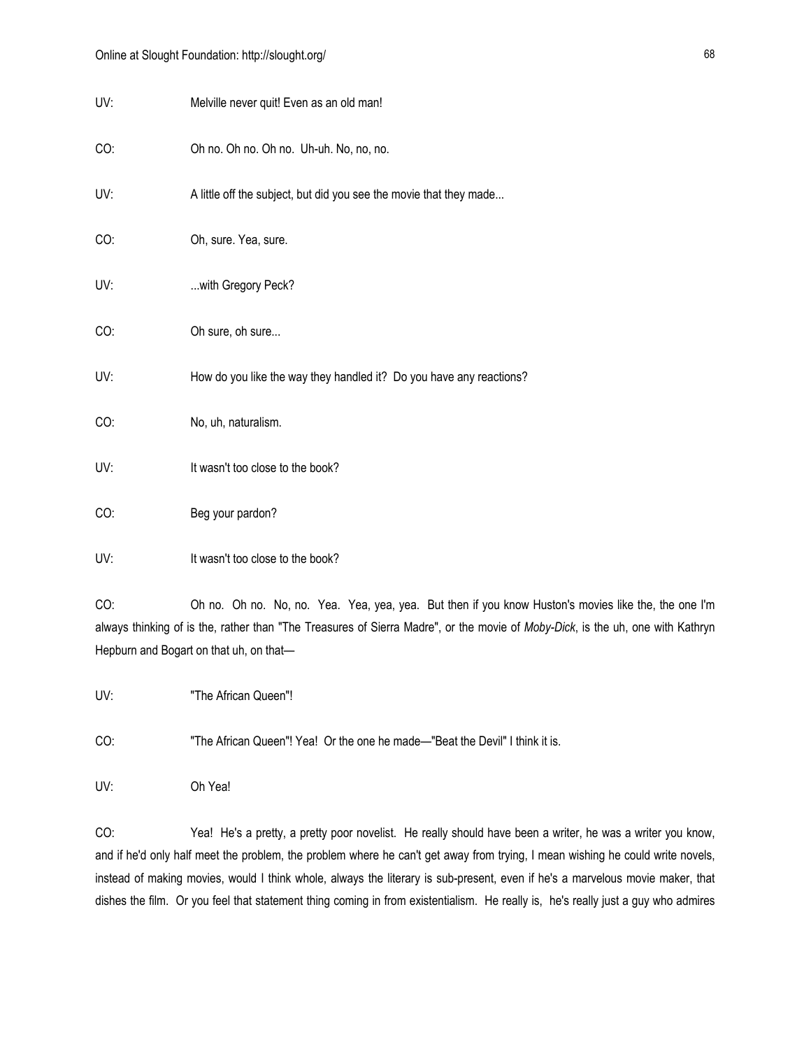UV: Melville never quit! Even as an old man!

CO: Oh no. Oh no. Oh no. Uh-uh. No, no, no.

UV: A little off the subject, but did you see the movie that they made...

CO: Oh, sure. Yea, sure.

UV: ...with Gregory Peck?

CO: Oh sure, oh sure...

UV: How do you like the way they handled it? Do you have any reactions?

CO: No, uh, naturalism.

UV: It wasn't too close to the book?

CO: Beg your pardon?

UV: It wasn't too close to the book?

CO: Oh no. Oh no. No, no. Yea. Yea, yea, yea. But then if you know Huston's movies like the, the one I'm always thinking of is the, rather than "The Treasures of Sierra Madre", or the movie of *Moby-Dick*, is the uh, one with Kathryn Hepburn and Bogart on that uh, on that—

UV: "The African Queen"!

CO: "The African Queen"! Yea! Or the one he made—"Beat the Devil" I think it is.

UV: Oh Yea!

CO: Yea! He's a pretty, a pretty poor novelist. He really should have been a writer, he was a writer you know, and if he'd only half meet the problem, the problem where he can't get away from trying, I mean wishing he could write novels, instead of making movies, would I think whole, always the literary is sub-present, even if he's a marvelous movie maker, that dishes the film. Or you feel that statement thing coming in from existentialism. He really is, he's really just a guy who admires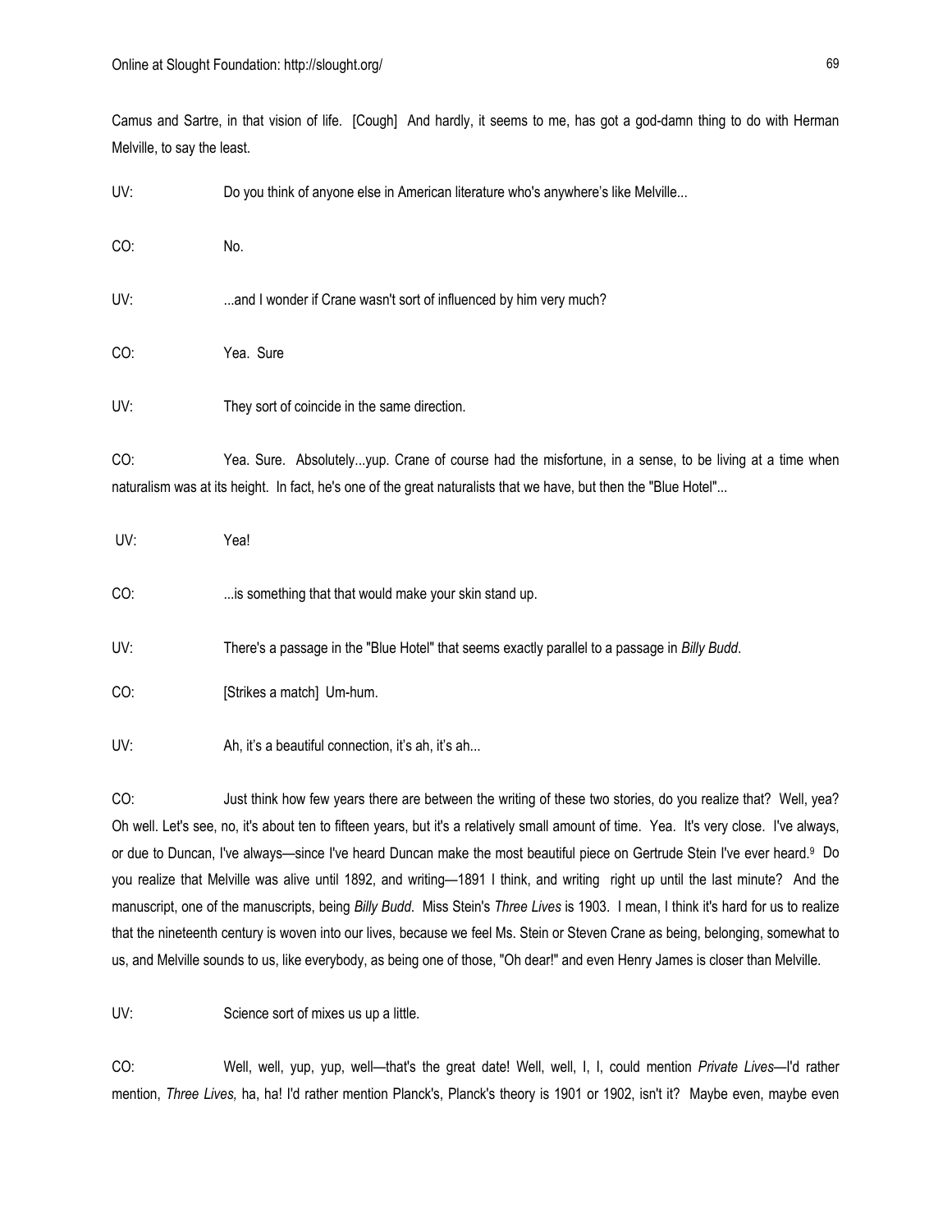Camus and Sartre, in that vision of life. [Cough] And hardly, it seems to me, has got a god-damn thing to do with Herman Melville, to say the least.

UV: Do you think of anyone else in American literature who's anywhere's like Melville...

CO: No.

UV: ...and I wonder if Crane wasn't sort of influenced by him very much?

CO: Yea. Sure

UV: They sort of coincide in the same direction.

CO: Yea. Sure. Absolutely...yup. Crane of course had the misfortune, in a sense, to be living at a time when naturalism was at its height. In fact, he's one of the great naturalists that we have, but then the "Blue Hotel"...

UV: Yea!

CO: ...is something that that would make your skin stand up.

UV: There's a passage in the "Blue Hotel" that seems exactly parallel to a passage in *Billy Budd*.

CO: [Strikes a match] Um-hum.

UV: Ah, it's a beautiful connection, it's ah, it's ah...

CO: Just think how few years there are between the writing of these two stories, do you realize that? Well, yea? Oh well. Let's see, no, it's about ten to fifteen years, but it's a relatively small amount of time. Yea. It's very close. I've always, or due to Duncan, I've always—since I've heard Duncan make the most beautiful piece on Gertrude Stein I've ever heard.[9] Do you realize that Melville was alive until 1892, and writing—1891 I think, and writing right up until the last minute? And the manuscript, one of the manuscripts, being *Billy Budd*. Miss Stein's *Three Lives* is 1903. I mean, I think it's hard for us to realize that the nineteenth century is woven into our lives, because we feel Ms. Stein or Steven Crane as being, belonging, somewhat to us, and Melville sounds to us, like everybody, as being one of those, "Oh dear!" and even Henry James is closer than Melville.

UV: Science sort of mixes us up a little.

CO: Well, well, yup, yup, well—that's the great date! Well, well, I, I, could mention *Private Lives*—I'd rather mention, *Three Lives,* ha, ha! I'd rather mention Planck's, Planck's theory is 1901 or 1902, isn't it? Maybe even, maybe even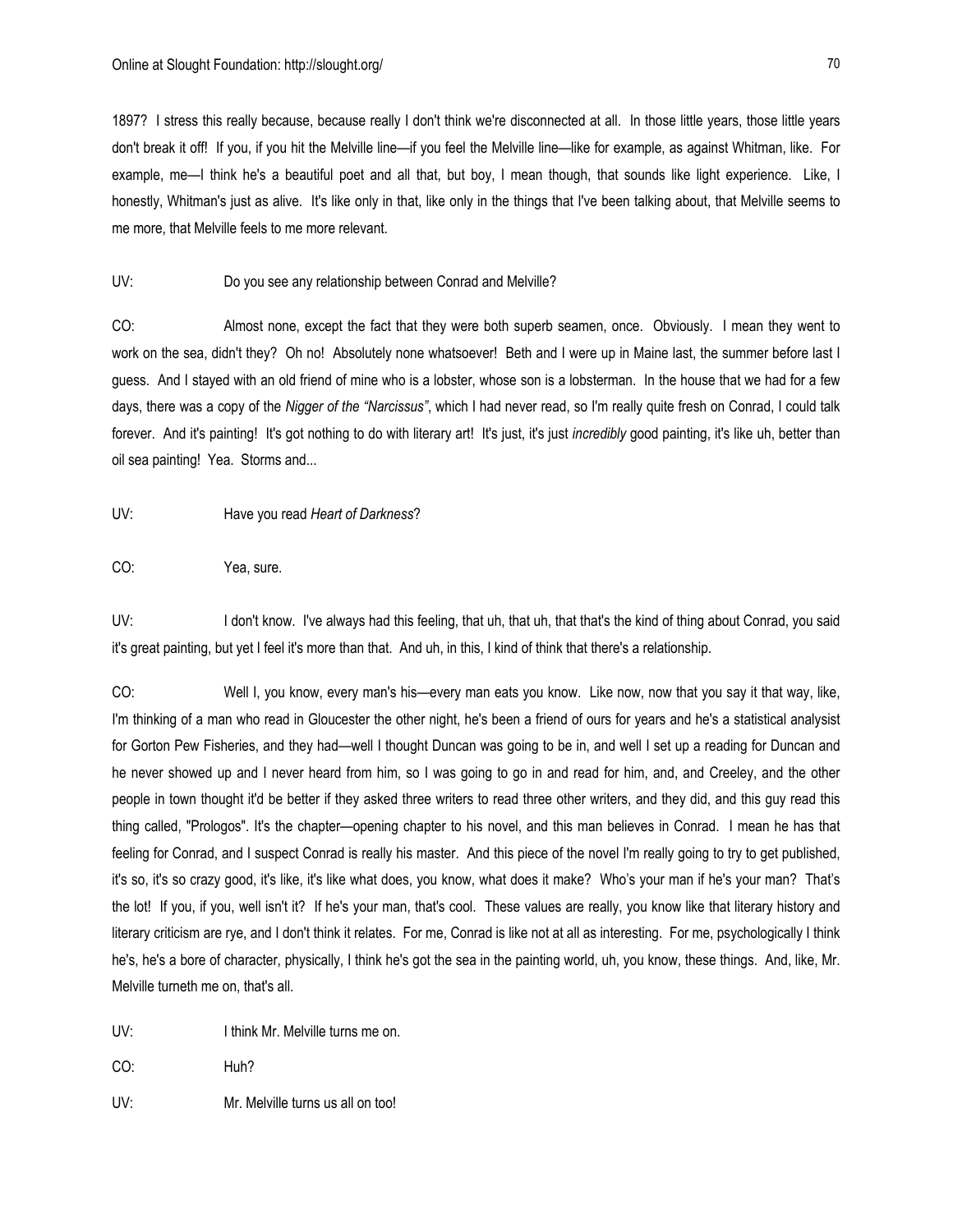1897? I stress this really because, because really I don't think we're disconnected at all. In those little years, those little years don't break it off! If you, if you hit the Melville line—if you feel the Melville line—like for example, as against Whitman, like. For example, me—I think he's a beautiful poet and all that, but boy, I mean though, that sounds like light experience. Like, I honestly, Whitman's just as alive. It's like only in that, like only in the things that I've been talking about, that Melville seems to me more, that Melville feels to me more relevant.

UV: Do you see any relationship between Conrad and Melville?

CO: Almost none, except the fact that they were both superb seamen, once. Obviously. I mean they went to work on the sea, didn't they? Oh no! Absolutely none whatsoever! Beth and I were up in Maine last, the summer before last I guess. And I stayed with an old friend of mine who is a lobster, whose son is a lobsterman. In the house that we had for a few days, there was a copy of the *Nigger of the "Narcissus"*, which I had never read, so I'm really quite fresh on Conrad, I could talk forever. And it's painting! It's got nothing to do with literary art! It's just, it's just *incredibly* good painting, it's like uh, better than oil sea painting! Yea. Storms and...

UV: Have you read *Heart of Darkness*?

CO: Yea, sure.

UV: I don't know. I've always had this feeling, that uh, that uh, that that's the kind of thing about Conrad, you said it's great painting, but yet I feel it's more than that. And uh, in this, I kind of think that there's a relationship.

CO: Well I, you know, every man's his—every man eats you know. Like now, now that you say it that way, like, I'm thinking of a man who read in Gloucester the other night, he's been a friend of ours for years and he's a statistical analysist for Gorton Pew Fisheries, and they had—well I thought Duncan was going to be in, and well I set up a reading for Duncan and he never showed up and I never heard from him, so I was going to go in and read for him, and, and Creeley, and the other people in town thought it'd be better if they asked three writers to read three other writers, and they did, and this guy read this thing called, "Prologos". It's the chapter—opening chapter to his novel, and this man believes in Conrad. I mean he has that feeling for Conrad, and I suspect Conrad is really his master. And this piece of the novel I'm really going to try to get published, it's so, it's so crazy good, it's like, it's like what does, you know, what does it make? Who's your man if he's your man? That's the lot! If you, if you, well isn't it? If he's your man, that's cool. These values are really, you know like that literary history and literary criticism are rye, and I don't think it relates. For me, Conrad is like not at all as interesting. For me, psychologically I think he's, he's a bore of character, physically, I think he's got the sea in the painting world, uh, you know, these things. And, like, Mr. Melville turneth me on, that's all.

UV: I think Mr. Melville turns me on.

CO: Huh?

UV: Mr. Melville turns us all on too!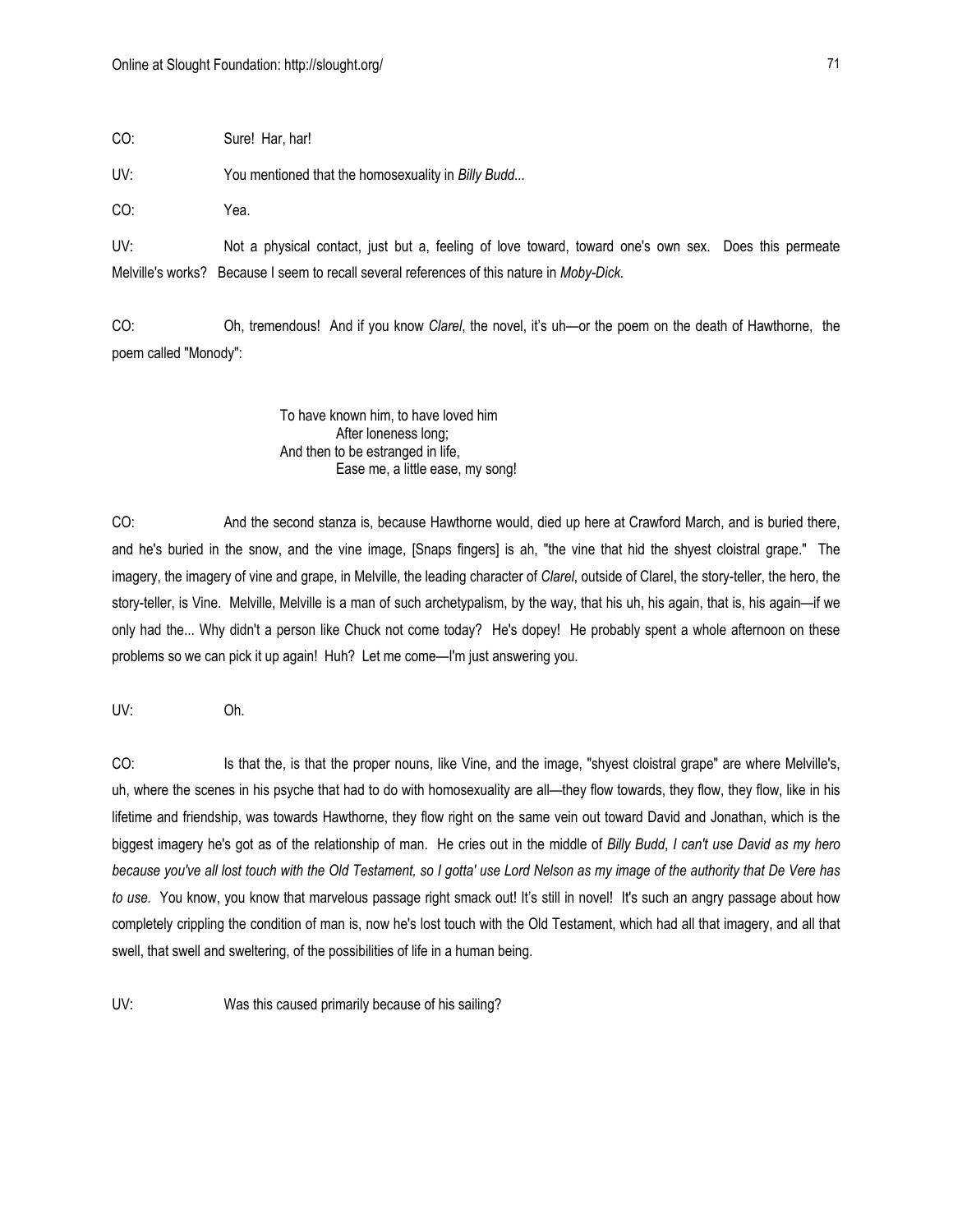CO: Sure! Har, har!

UV: You mentioned that the homosexuality in *Billy Budd*...

CO: Yea.

UV: Not a physical contact, just but a, feeling of love toward, toward one's own sex. Does this permeate Melville's works? Because I seem to recall several references of this nature in *Moby-Dick*.

CO: Oh, tremendous! And if you know *Clarel*, the novel, it's uh—or the poem on the death of Hawthorne, the poem called "Monody":

> To have known him, to have loved him
> After loneness long;
> And then to be estranged in life,
> Ease me, a little ease, my song!

CO: And the second stanza is, because Hawthorne would, died up here at Crawford March, and is buried there, and he's buried in the snow, and the vine image, [Snaps fingers] is ah, "the vine that hid the shyest cloistral grape." The imagery, the imagery of vine and grape, in Melville, the leading character of *Clarel*, outside of Clarel, the story-teller, the hero, the story-teller, is Vine. Melville, Melville is a man of such archetypalism, by the way, that his uh, his again, that is, his again—if we only had the... Why didn't a person like Chuck not come today? He's dopey! He probably spent a whole afternoon on these problems so we can pick it up again! Huh? Let me come—I'm just answering you.

UV: Oh.

CO: Is that the, is that the proper nouns, like Vine, and the image, "shyest cloistral grape" are where Melville's, uh, where the scenes in his psyche that had to do with homosexuality are all—they flow towards, they flow, they flow, like in his lifetime and friendship, was towards Hawthorne, they flow right on the same vein out toward David and Jonathan, which is the biggest imagery he's got as of the relationship of man. He cries out in the middle of *Billy Budd*, *I can't use David as my hero because you've all lost touch with the Old Testament, so I gotta' use Lord Nelson as my image of the authority that De Vere has to use.* You know, you know that marvelous passage right smack out! It's still in novel! It's such an angry passage about how completely crippling the condition of man is, now he's lost touch with the Old Testament, which had all that imagery, and all that swell, that swell and sweltering, of the possibilities of life in a human being.

UV: Was this caused primarily because of his sailing?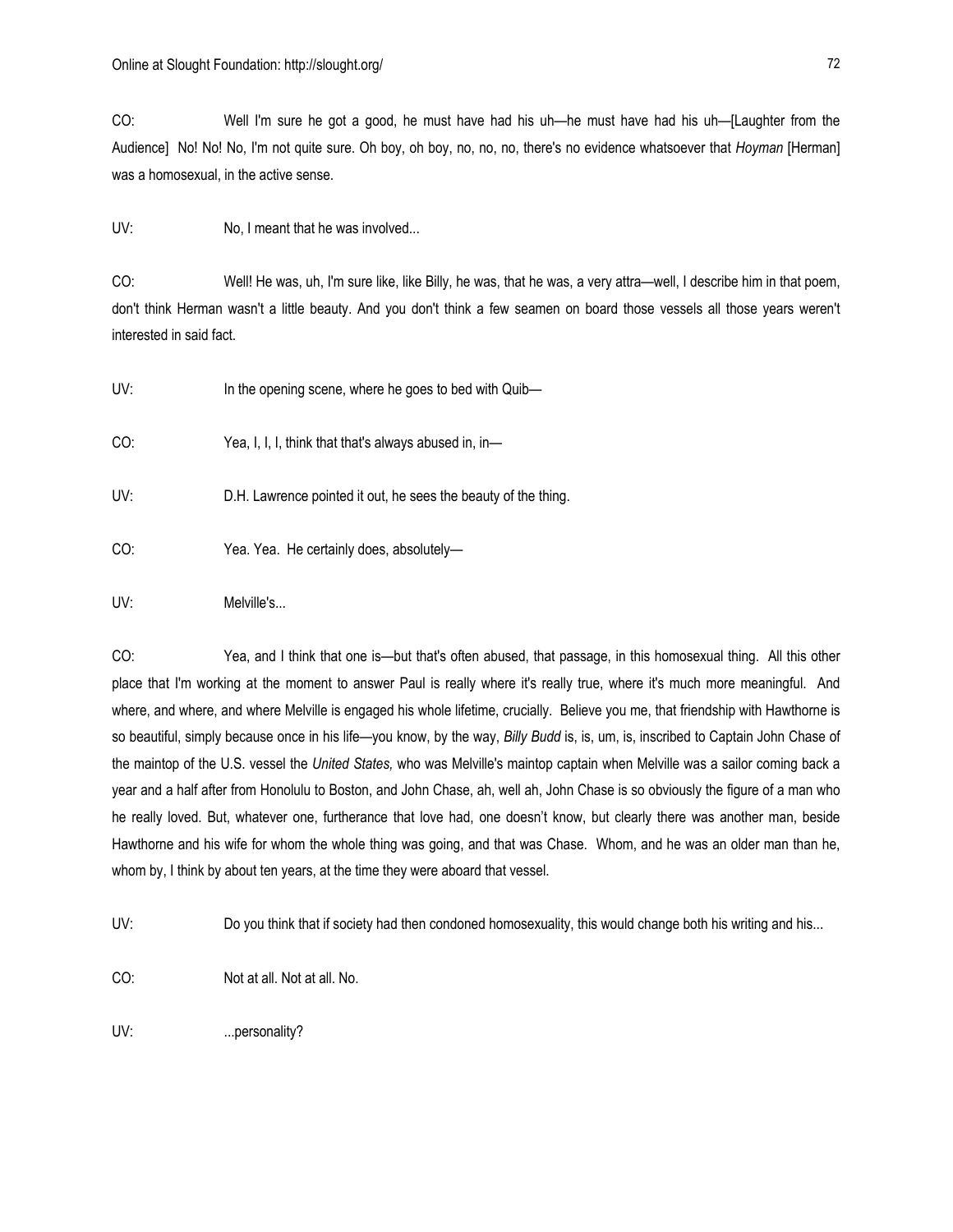CO: Well I'm sure he got a good, he must have had his uh—he must have had his uh—[Laughter from the Audience] No! No! No, I'm not quite sure. Oh boy, oh boy, no, no, no, there's no evidence whatsoever that *Hoyman* [Herman] was a homosexual, in the active sense.

UV: No, I meant that he was involved...

CO: Well! He was, uh, I'm sure like, like Billy, he was, that he was, a very attra—well, I describe him in that poem, don't think Herman wasn't a little beauty. And you don't think a few seamen on board those vessels all those years weren't interested in said fact.

UV: In the opening scene, where he goes to bed with Quib—

CO: Yea, I, I, I, think that that's always abused in, in—

UV: D.H. Lawrence pointed it out, he sees the beauty of the thing.

CO: Yea. Yea. He certainly does, absolutely—

UV: Melville's...

CO: Yea, and I think that one is—but that's often abused, that passage, in this homosexual thing. All this other place that I'm working at the moment to answer Paul is really where it's really true, where it's much more meaningful. And where, and where, and where Melville is engaged his whole lifetime, crucially. Believe you me, that friendship with Hawthorne is so beautiful, simply because once in his life—you know, by the way, *Billy Budd* is, is, um, is, inscribed to Captain John Chase of the maintop of the U.S. vessel the *United States,* who was Melville's maintop captain when Melville was a sailor coming back a year and a half after from Honolulu to Boston, and John Chase, ah, well ah, John Chase is so obviously the figure of a man who he really loved. But, whatever one, furtherance that love had, one doesn't know, but clearly there was another man, beside Hawthorne and his wife for whom the whole thing was going, and that was Chase. Whom, and he was an older man than he, whom by, I think by about ten years, at the time they were aboard that vessel.

UV: Do you think that if society had then condoned homosexuality, this would change both his writing and his...

CO: Not at all. Not at all. No.

UV: ...personality?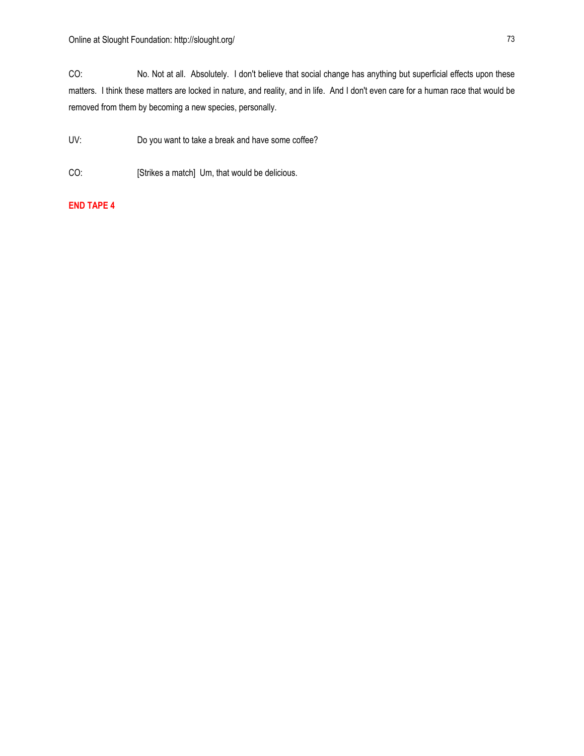CO: No. Not at all. Absolutely. I don't believe that social change has anything but superficial effects upon these matters. I think these matters are locked in nature, and reality, and in life. And I don't even care for a human race that would be removed from them by becoming a new species, personally.

UV: Do you want to take a break and have some coffee?

CO: [Strikes a match] Um, that would be delicious.

**END TAPE 4**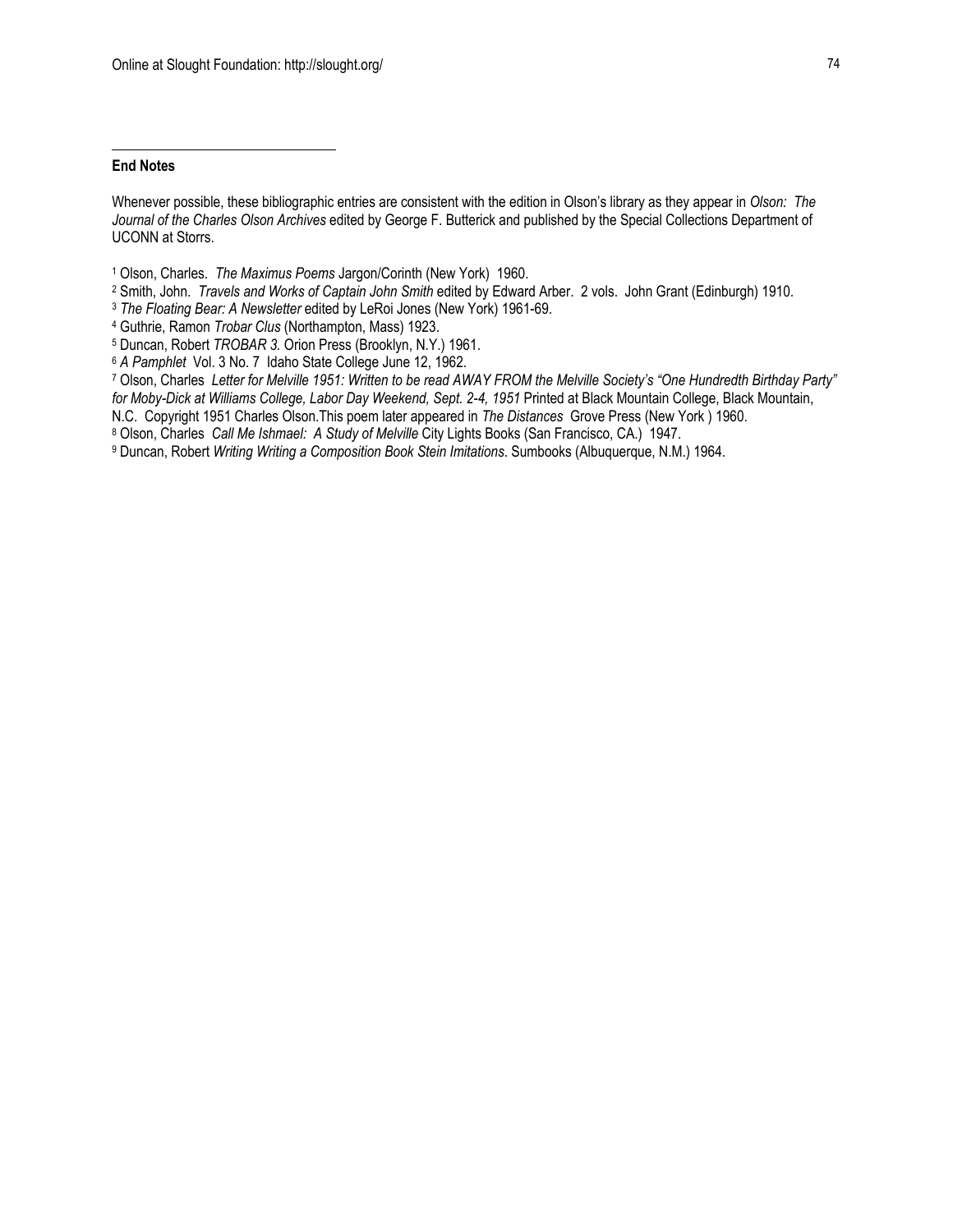## End Notes

Whenever possible, these bibliographic entries are consistent with the edition in Olson's library as they appear in *Olson: The Journal of the Charles Olson Archives* edited by George F. Butterick and published by the Special Collections Department of UCONN at Storrs.

[1] Olson, Charles. *The Maximus Poems* Jargon/Corinth (New York) 1960.

[2] Smith, John. *Travels and Works of Captain John Smith* edited by Edward Arber. 2 vols. John Grant (Edinburgh) 1910.

[3] *The Floating Bear: A Newsletter* edited by LeRoi Jones (New York) 1961-69.

[4] Guthrie, Ramon *Trobar Clus* (Northampton, Mass) 1923.

[5] Duncan, Robert *TROBAR 3.* Orion Press (Brooklyn, N.Y.) 1961.

[6] *A Pamphlet* Vol. 3 No. 7 Idaho State College June 12, 1962.

[7] Olson, Charles *Letter for Melville 1951: Written to be read AWAY FROM the Melville Society's "One Hundredth Birthday Party" for Moby-Dick at Williams College, Labor Day Weekend, Sept. 2-4, 1951* Printed at Black Mountain College, Black Mountain, N.C. Copyright 1951 Charles Olson.This poem later appeared in *The Distances* Grove Press (New York ) 1960.

[8] Olson, Charles *Call Me Ishmael: A Study of Melville* City Lights Books (San Francisco, CA.) 1947.

[9] Duncan, Robert *Writing Writing a Composition Book Stein Imitations*. Sumbooks (Albuquerque, N.M.) 1964.